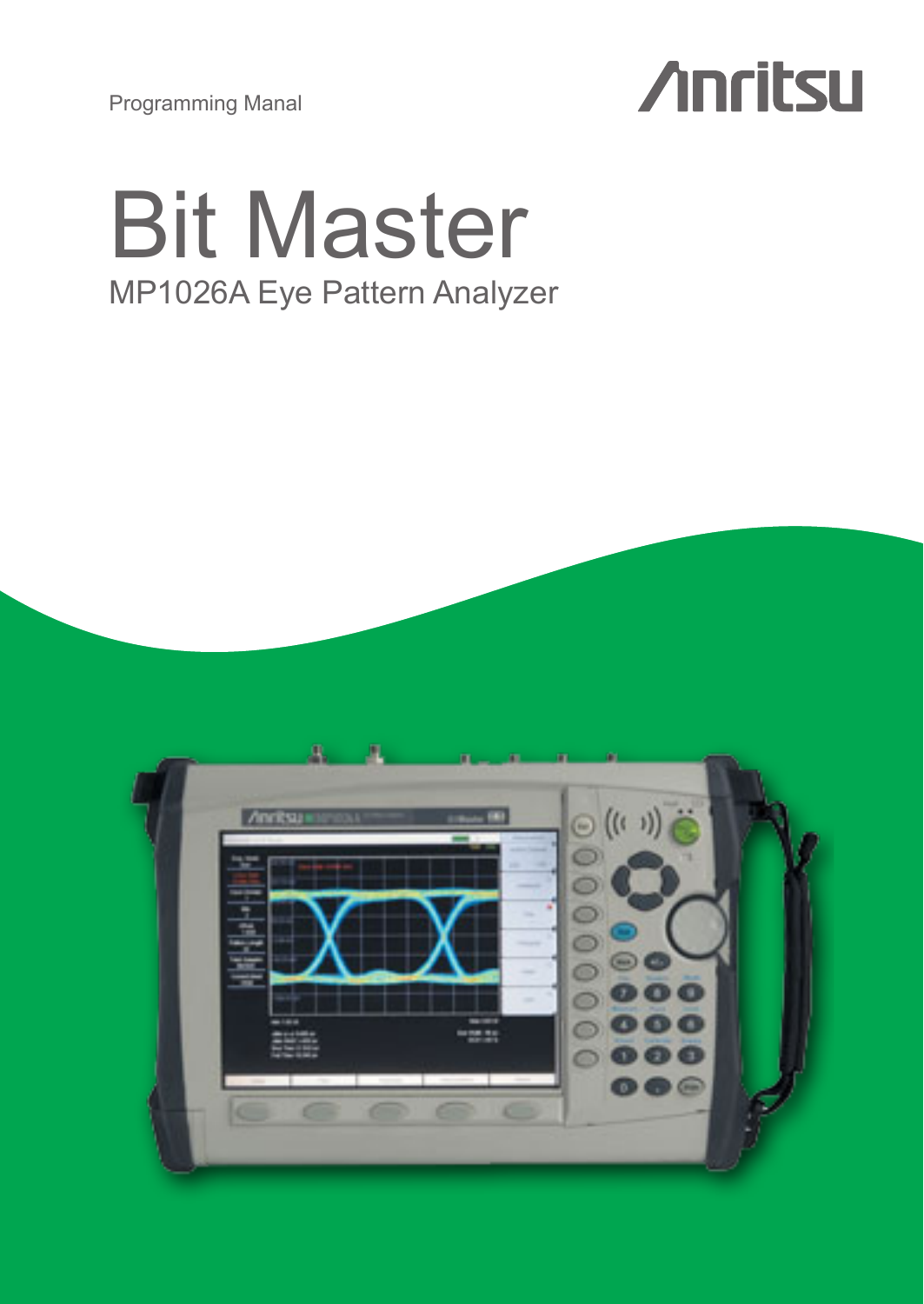Programming Manal

Anritsu

# Bit Master

## MP1026A Eye Pattern Analyzer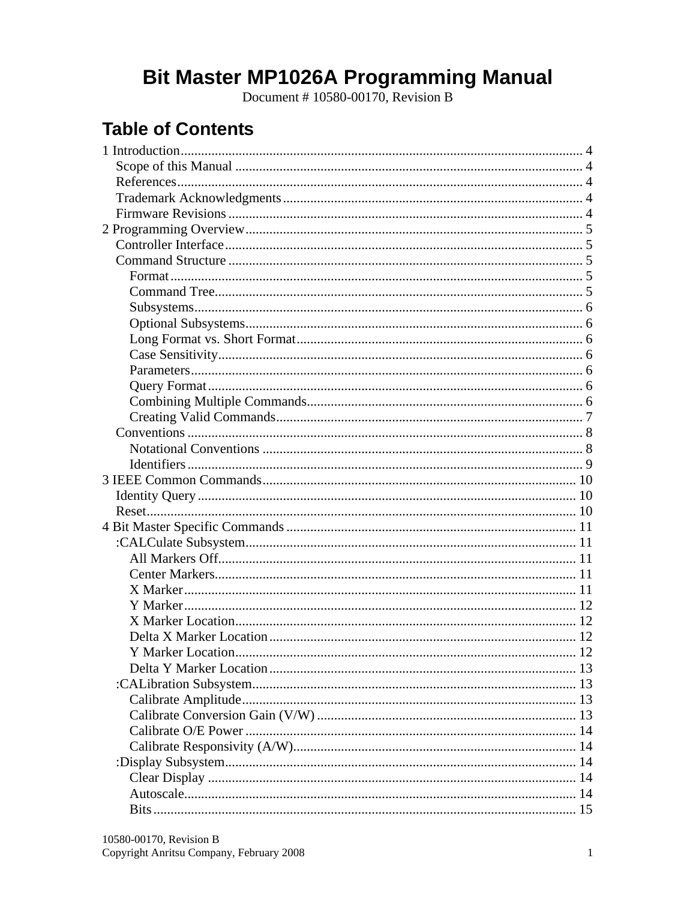# Bit Master MP1026A Programming Manual

Document # 10580-00170, Revision B

## Table of Contents

1 Introduction .......... 4
- Scope of this Manual .......... 4
- References .......... 4
- Trademark Acknowledgments .......... 4
- Firmware Revisions .......... 4

2 Programming Overview .......... 5
- Controller Interface .......... 5
- Command Structure .......... 5
  - Format .......... 5
  - Command Tree .......... 5
  - Subsystems .......... 6
  - Optional Subsystems .......... 6
  - Long Format vs. Short Format .......... 6
  - Case Sensitivity .......... 6
  - Parameters .......... 6
  - Query Format .......... 6
  - Combining Multiple Commands .......... 6
  - Creating Valid Commands .......... 7
- Conventions .......... 8
  - Notational Conventions .......... 8
  - Identifiers .......... 9

3 IEEE Common Commands .......... 10
- Identity Query .......... 10
- Reset .......... 10

4 Bit Master Specific Commands .......... 11
- :CALCulate Subsystem .......... 11
  - All Markers Off .......... 11
  - Center Markers .......... 11
  - X Marker .......... 11
  - Y Marker .......... 12
  - X Marker Location .......... 12
  - Delta X Marker Location .......... 12
  - Y Marker Location .......... 12
  - Delta Y Marker Location .......... 13
- :CALibration Subsystem .......... 13
  - Calibrate Amplitude .......... 13
  - Calibrate Conversion Gain (V/W) .......... 13
  - Calibrate O/E Power .......... 14
  - Calibrate Responsivity (A/W) .......... 14
- :Display Subsystem .......... 14
  - Clear Display .......... 14
  - Autoscale .......... 14
  - Bits .......... 15

10580-00170, Revision B
Copyright Anritsu Company, February 2008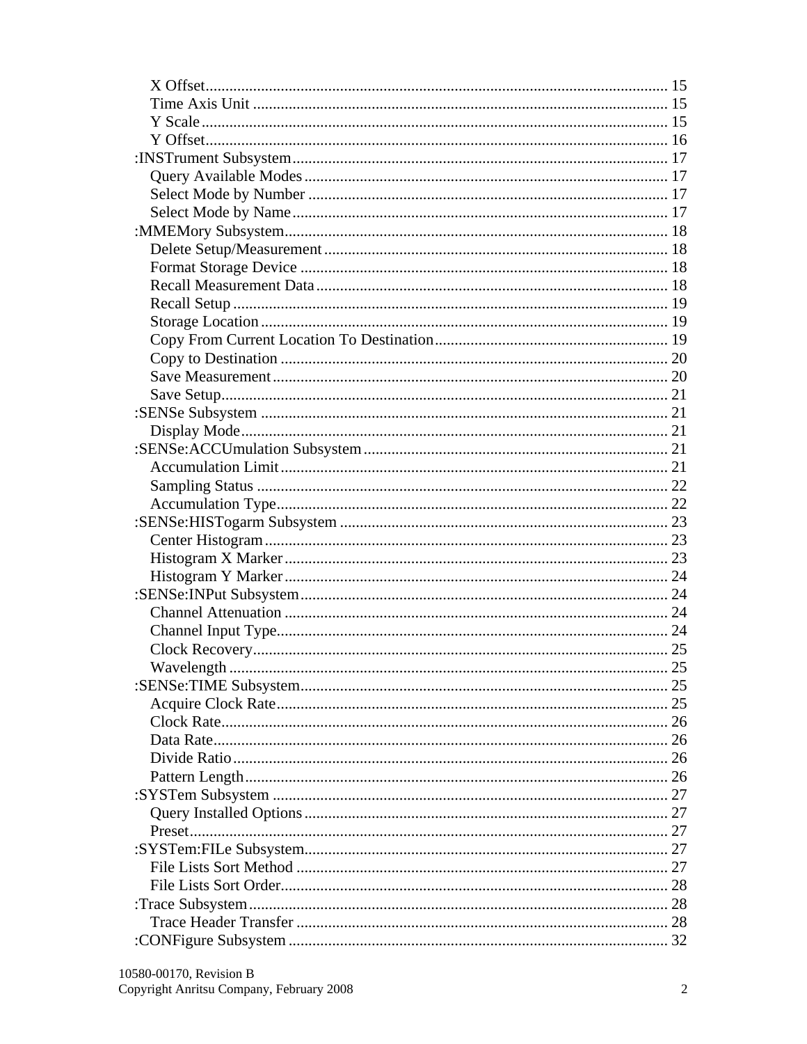X Offset ... 15
Time Axis Unit ... 15
Y Scale ... 15
Y Offset ... 16
:INSTrument Subsystem ... 17
Query Available Modes ... 17
Select Mode by Number ... 17
Select Mode by Name ... 17
:MMEMory Subsystem ... 18
Delete Setup/Measurement ... 18
Format Storage Device ... 18
Recall Measurement Data ... 18
Recall Setup ... 19
Storage Location ... 19
Copy From Current Location To Destination ... 19
Copy to Destination ... 20
Save Measurement ... 20
Save Setup ... 21
:SENSe Subsystem ... 21
Display Mode ... 21
:SENSe:ACCUmulation Subsystem ... 21
Accumulation Limit ... 21
Sampling Status ... 22
Accumulation Type ... 22
:SENSe:HISTogarm Subsystem ... 23
Center Histogram ... 23
Histogram X Marker ... 23
Histogram Y Marker ... 24
:SENSe:INPut Subsystem ... 24
Channel Attenuation ... 24
Channel Input Type ... 24
Clock Recovery ... 25
Wavelength ... 25
:SENSe:TIME Subsystem ... 25
Acquire Clock Rate ... 25
Clock Rate ... 26
Data Rate ... 26
Divide Ratio ... 26
Pattern Length ... 26
:SYSTem Subsystem ... 27
Query Installed Options ... 27
Preset ... 27
:SYSTem:FILe Subsystem ... 27
File Lists Sort Method ... 27
File Lists Sort Order ... 28
:Trace Subsystem ... 28
Trace Header Transfer ... 28
:CONFigure Subsystem ... 32

10580-00170, Revision B
Copyright Anritsu Company, February 2008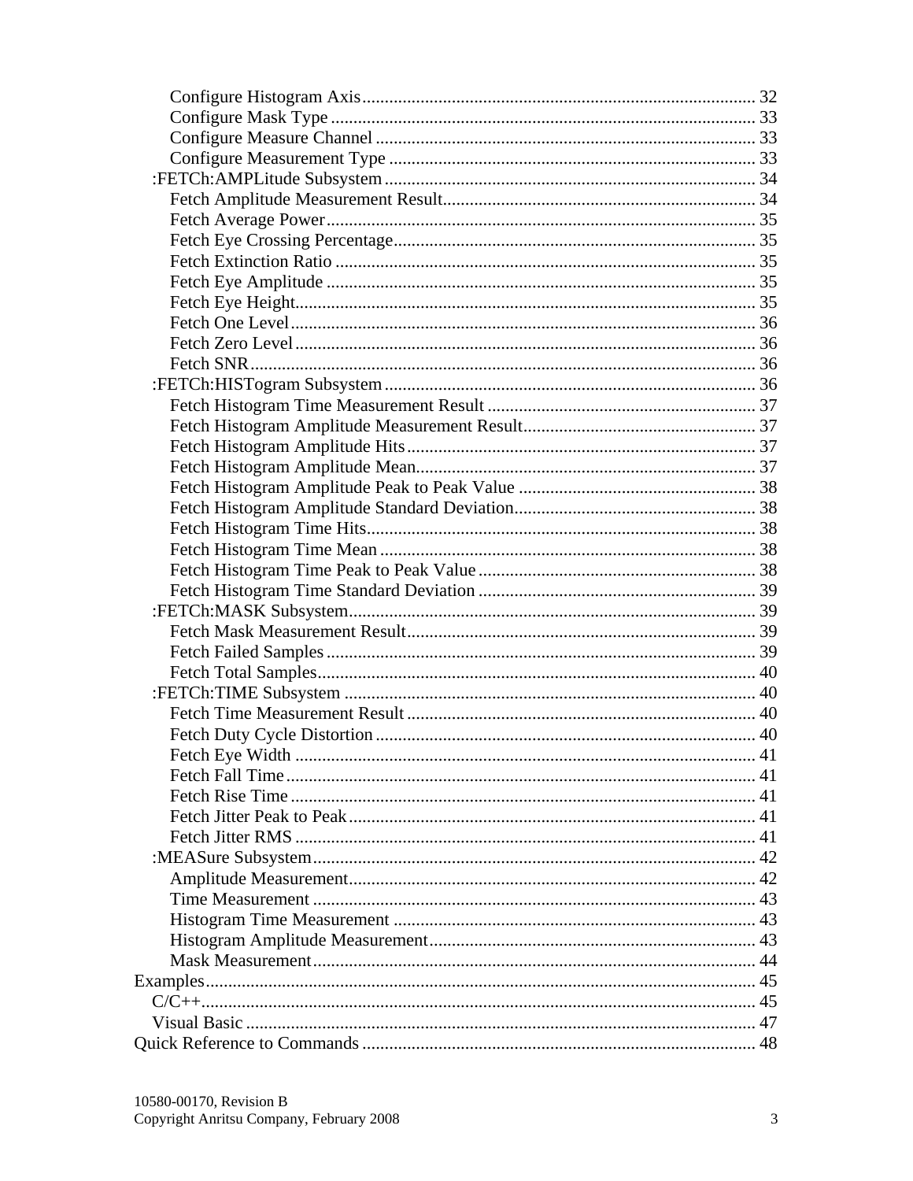- Configure Histogram Axis ... 32
- Configure Mask Type ... 33
- Configure Measure Channel ... 33
- Configure Measurement Type ... 33

:FETCh:AMPLitude Subsystem ... 34

- Fetch Amplitude Measurement Result ... 34
- Fetch Average Power ... 35
- Fetch Eye Crossing Percentage ... 35
- Fetch Extinction Ratio ... 35
- Fetch Eye Amplitude ... 35
- Fetch Eye Height ... 35
- Fetch One Level ... 36
- Fetch Zero Level ... 36
- Fetch SNR ... 36

:FETCh:HISTogram Subsystem ... 36

- Fetch Histogram Time Measurement Result ... 37
- Fetch Histogram Amplitude Measurement Result ... 37
- Fetch Histogram Amplitude Hits ... 37
- Fetch Histogram Amplitude Mean ... 37
- Fetch Histogram Amplitude Peak to Peak Value ... 38
- Fetch Histogram Amplitude Standard Deviation ... 38
- Fetch Histogram Time Hits ... 38
- Fetch Histogram Time Mean ... 38
- Fetch Histogram Time Peak to Peak Value ... 38
- Fetch Histogram Time Standard Deviation ... 39

:FETCh:MASK Subsystem ... 39

- Fetch Mask Measurement Result ... 39
- Fetch Failed Samples ... 39
- Fetch Total Samples ... 40

:FETCh:TIME Subsystem ... 40

- Fetch Time Measurement Result ... 40
- Fetch Duty Cycle Distortion ... 40
- Fetch Eye Width ... 41
- Fetch Fall Time ... 41
- Fetch Rise Time ... 41
- Fetch Jitter Peak to Peak ... 41
- Fetch Jitter RMS ... 41

:MEASure Subsystem ... 42

- Amplitude Measurement ... 42
- Time Measurement ... 43
- Histogram Time Measurement ... 43
- Histogram Amplitude Measurement ... 43
- Mask Measurement ... 44

Examples ... 45

- C/C++ ... 45
- Visual Basic ... 47

Quick Reference to Commands ... 48

10580-00170, Revision B
Copyright Anritsu Company, February 2008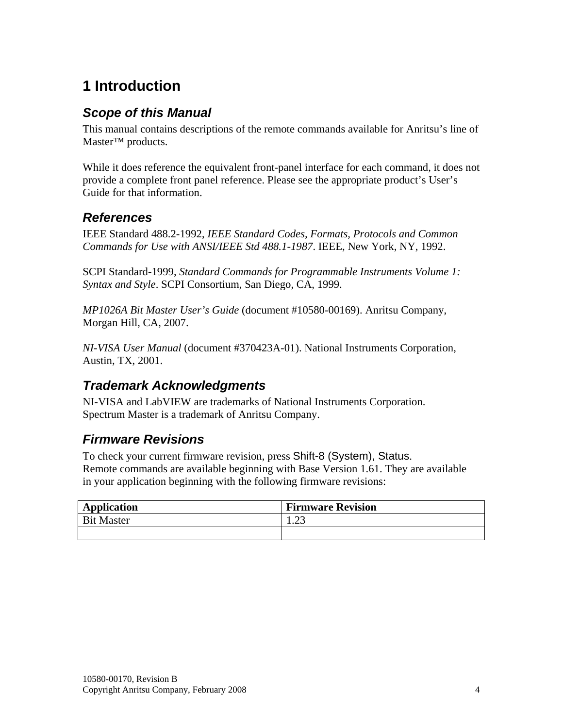# 1 Introduction

## *Scope of this Manual*

This manual contains descriptions of the remote commands available for Anritsu's line of Master™ products.

While it does reference the equivalent front-panel interface for each command, it does not provide a complete front panel reference. Please see the appropriate product's User's Guide for that information.

## *References*

IEEE Standard 488.2-1992, *IEEE Standard Codes, Formats, Protocols and Common Commands for Use with ANSI/IEEE Std 488.1-1987*. IEEE, New York, NY, 1992.

SCPI Standard-1999, *Standard Commands for Programmable Instruments Volume 1: Syntax and Style*. SCPI Consortium, San Diego, CA, 1999.

*MP1026A Bit Master User's Guide* (document #10580-00169). Anritsu Company, Morgan Hill, CA, 2007.

*NI-VISA User Manual* (document #370423A-01). National Instruments Corporation, Austin, TX, 2001.

## *Trademark Acknowledgments*

NI-VISA and LabVIEW are trademarks of National Instruments Corporation.
Spectrum Master is a trademark of Anritsu Company.

## *Firmware Revisions*

To check your current firmware revision, press Shift-8 (System), Status.
Remote commands are available beginning with Base Version 1.61. They are available in your application beginning with the following firmware revisions:

| **Application** | **Firmware Revision** |
|---|---|
| Bit Master | 1.23 |
| | |

10580-00170, Revision B
Copyright Anritsu Company, February 2008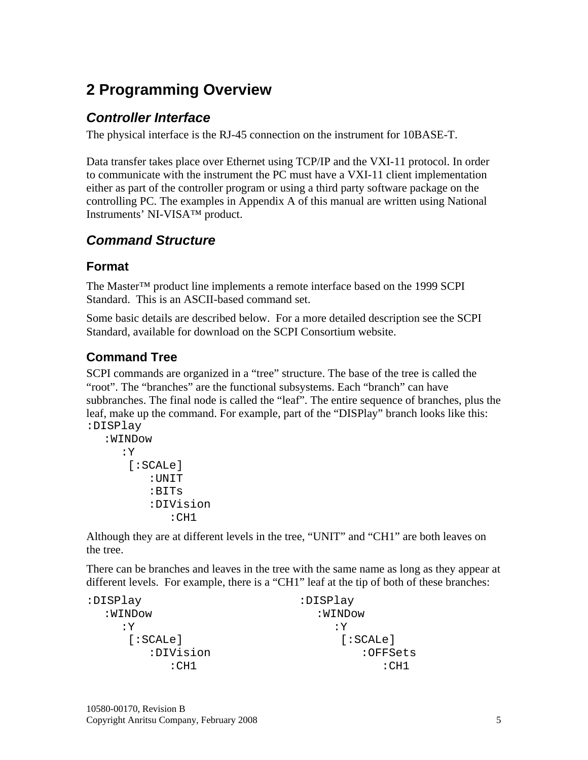# 2 Programming Overview

## *Controller Interface*

The physical interface is the RJ-45 connection on the instrument for 10BASE-T.

Data transfer takes place over Ethernet using TCP/IP and the VXI-11 protocol. In order to communicate with the instrument the PC must have a VXI-11 client implementation either as part of the controller program or using a third party software package on the controlling PC. The examples in Appendix A of this manual are written using National Instruments' NI-VISA™ product.

## *Command Structure*

### Format

The Master™ product line implements a remote interface based on the 1999 SCPI Standard. This is an ASCII-based command set.

Some basic details are described below. For a more detailed description see the SCPI Standard, available for download on the SCPI Consortium website.

### Command Tree

SCPI commands are organized in a "tree" structure. The base of the tree is called the "root". The "branches" are the functional subsystems. Each "branch" can have subbranches. The final node is called the "leaf". The entire sequence of branches, plus the leaf, make up the command. For example, part of the "DISPlay" branch looks like this:

```
:DISPlay
   :WINDow
      :Y
       [:SCALe]
          :UNIT
          :BITs
          :DIVision
             :CH1
```

Although they are at different levels in the tree, "UNIT" and "CH1" are both leaves on the tree.

There can be branches and leaves in the tree with the same name as long as they appear at different levels. For example, there is a "CH1" leaf at the tip of both of these branches:

```
:DISPlay                         :DISPlay
   :WINDow                          :WINDow
      :Y                               :Y
       [:SCALe]                         [:SCALe]
          :DIVision                        :OFFSets
             :CH1                             :CH1
```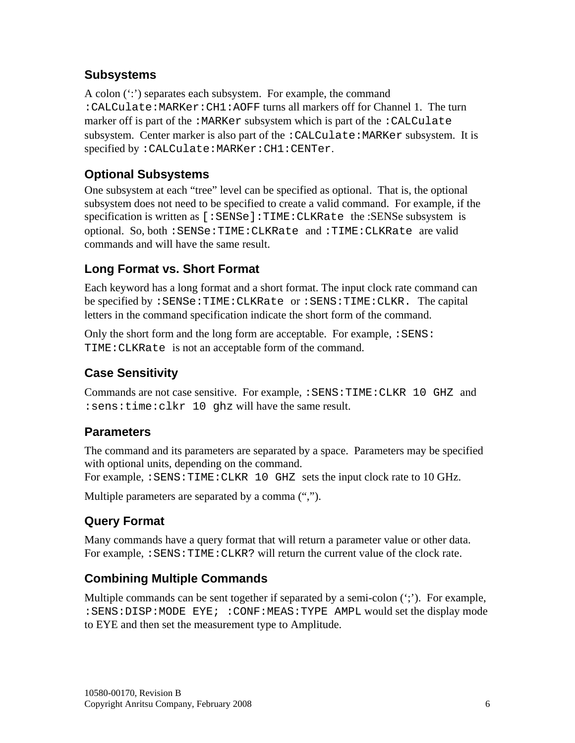### Subsystems

A colon (':') separates each subsystem. For example, the command `:CALCulate:MARKer:CH1:AOFF` turns all markers off for Channel 1. The turn marker off is part of the `:MARKer` subsystem which is part of the `:CALCulate` subsystem. Center marker is also part of the `:CALCulate:MARKer` subsystem. It is specified by `:CALCulate:MARKer:CH1:CENTer`.

### Optional Subsystems

One subsystem at each "tree" level can be specified as optional. That is, the optional subsystem does not need to be specified to create a valid command. For example, if the specification is written as `[:SENSe]:TIME:CLKRate` the :SENSe subsystem is optional. So, both `:SENSe:TIME:CLKRate` and `:TIME:CLKRate` are valid commands and will have the same result.

### Long Format vs. Short Format

Each keyword has a long format and a short format. The input clock rate command can be specified by `:SENSe:TIME:CLKRate` or `:SENS:TIME:CLKR.` The capital letters in the command specification indicate the short form of the command.

Only the short form and the long form are acceptable. For example, `:SENS:TIME:CLKRate` is not an acceptable form of the command.

### Case Sensitivity

Commands are not case sensitive. For example, `:SENS:TIME:CLKR 10 GHZ` and `:sens:time:clkr 10 ghz` will have the same result.

### Parameters

The command and its parameters are separated by a space. Parameters may be specified with optional units, depending on the command.
For example, `:SENS:TIME:CLKR 10 GHZ` sets the input clock rate to 10 GHz.

Multiple parameters are separated by a comma (",").

### Query Format

Many commands have a query format that will return a parameter value or other data. For example, `:SENS:TIME:CLKR?` will return the current value of the clock rate.

### Combining Multiple Commands

Multiple commands can be sent together if separated by a semi-colon (';'). For example, `:SENS:DISP:MODE EYE; :CONF:MEAS:TYPE AMPL` would set the display mode to EYE and then set the measurement type to Amplitude.

10580-00170, Revision B
Copyright Anritsu Company, February 2008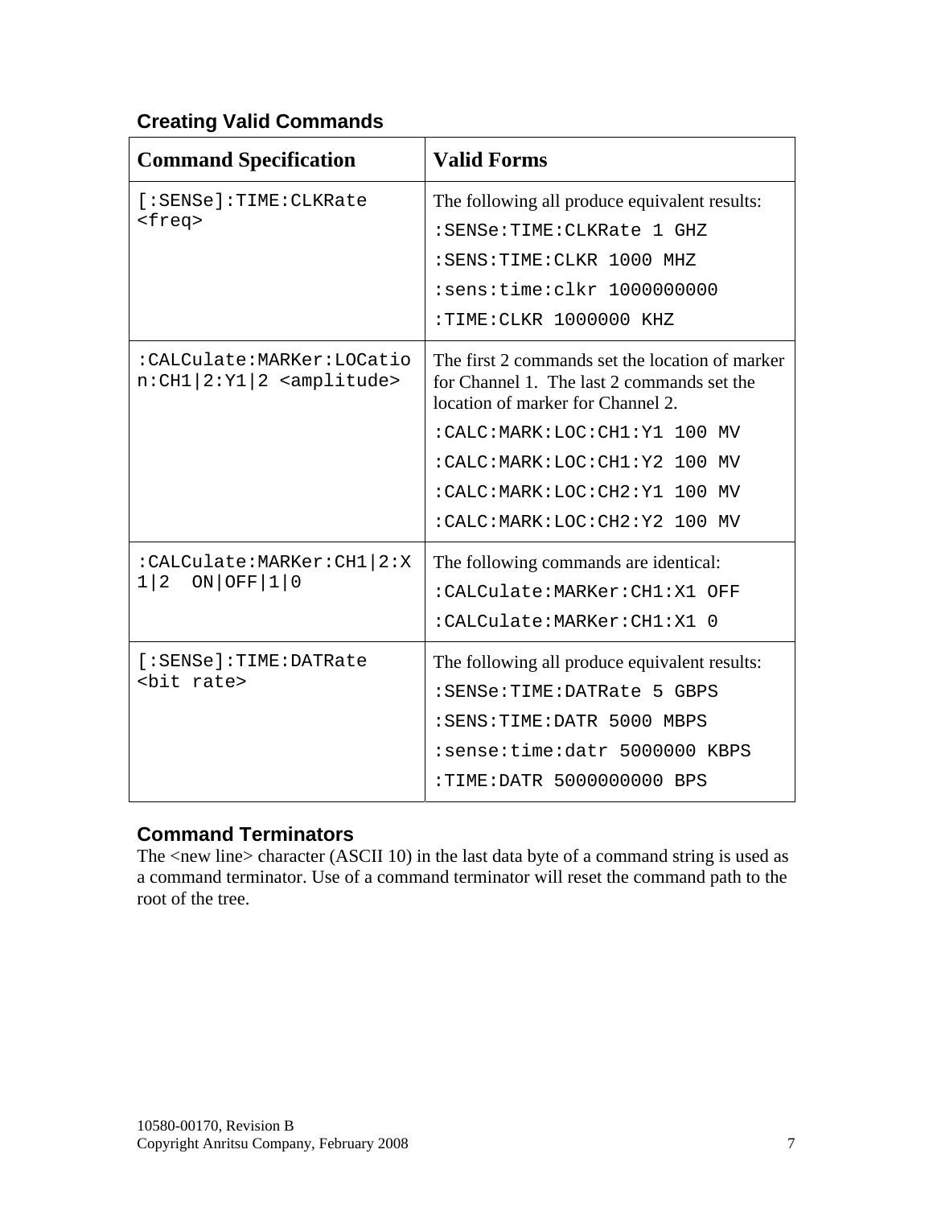## Creating Valid Commands

| Command Specification | Valid Forms |
|---|---|
| [:SENSe]:TIME:CLKRate <freq> | The following all produce equivalent results:<br>:SENSe:TIME:CLKRate 1 GHZ<br>:SENS:TIME:CLKR 1000 MHZ<br>:sens:time:clkr 1000000000<br>:TIME:CLKR 1000000 KHZ |
| :CALCulate:MARKer:LOCation:CH1\|2:Y1\|2 <amplitude> | The first 2 commands set the location of marker for Channel 1. The last 2 commands set the location of marker for Channel 2.<br>:CALC:MARK:LOC:CH1:Y1 100 MV<br>:CALC:MARK:LOC:CH1:Y2 100 MV<br>:CALC:MARK:LOC:CH2:Y1 100 MV<br>:CALC:MARK:LOC:CH2:Y2 100 MV |
| :CALCulate:MARKer:CH1\|2:X1\|2 ON\|OFF\|1\|0 | The following commands are identical:<br>:CALCulate:MARKer:CH1:X1 OFF<br>:CALCulate:MARKer:CH1:X1 0 |
| [:SENSe]:TIME:DATRate <bit rate> | The following all produce equivalent results:<br>:SENSe:TIME:DATRate 5 GBPS<br>:SENS:TIME:DATR 5000 MBPS<br>:sense:time:datr 5000000 KBPS<br>:TIME:DATR 5000000000 BPS |

## Command Terminators

The <new line> character (ASCII 10) in the last data byte of a command string is used as a command terminator. Use of a command terminator will reset the command path to the root of the tree.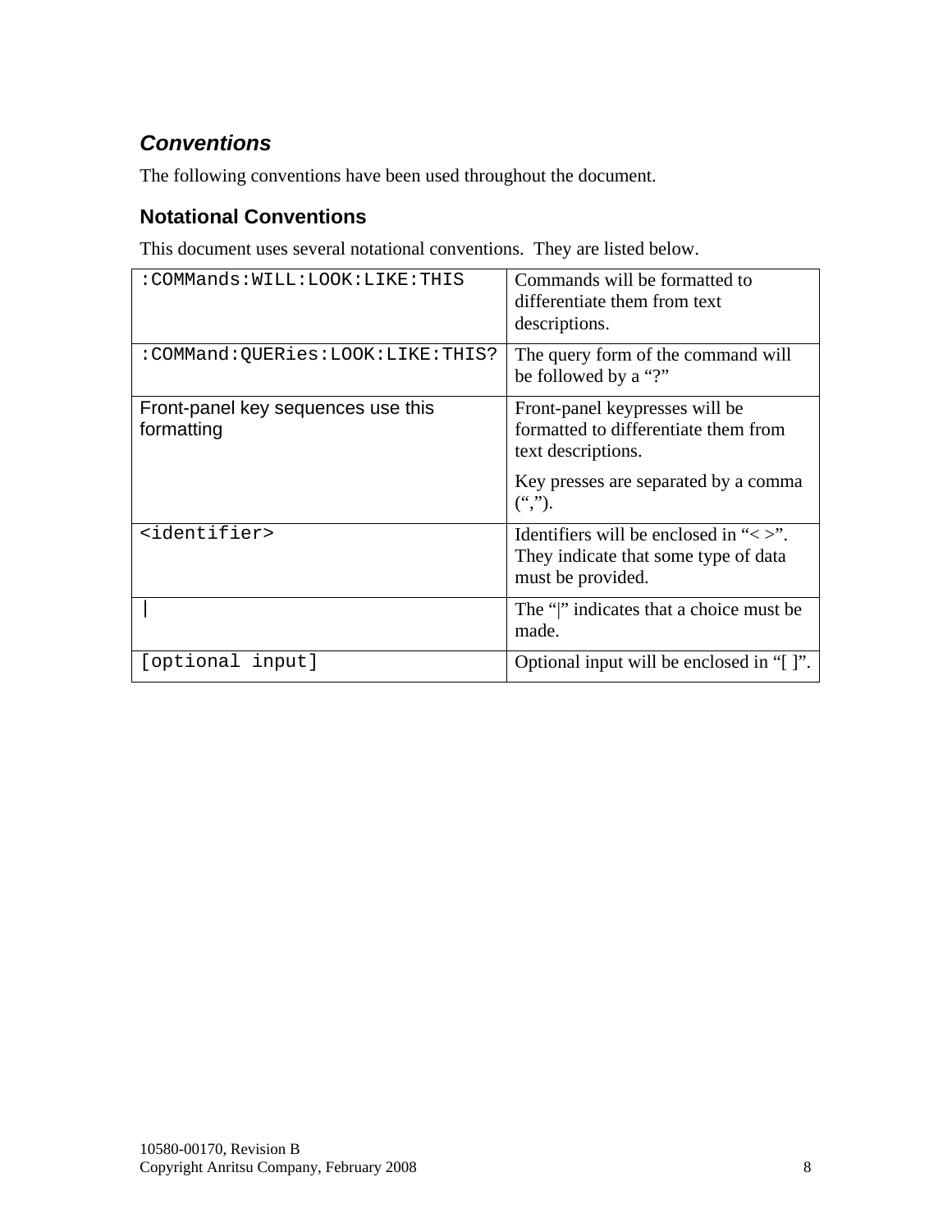## *Conventions*

The following conventions have been used throughout the document.

### Notational Conventions

This document uses several notational conventions. They are listed below.

| Notation | Description |
|---|---|
| `:COMMands:WILL:LOOK:LIKE:THIS` | Commands will be formatted to differentiate them from text descriptions. |
| `:COMMand:QUERies:LOOK:LIKE:THIS?` | The query form of the command will be followed by a "?" |
| Front-panel key sequences use this formatting | Front-panel keypresses will be formatted to differentiate them from text descriptions.<br><br>Key presses are separated by a comma (","). |
| `<identifier>` | Identifiers will be enclosed in "< >". They indicate that some type of data must be provided. |
| `\|` | The "\|" indicates that a choice must be made. |
| `[optional input]` | Optional input will be enclosed in "[ ]". |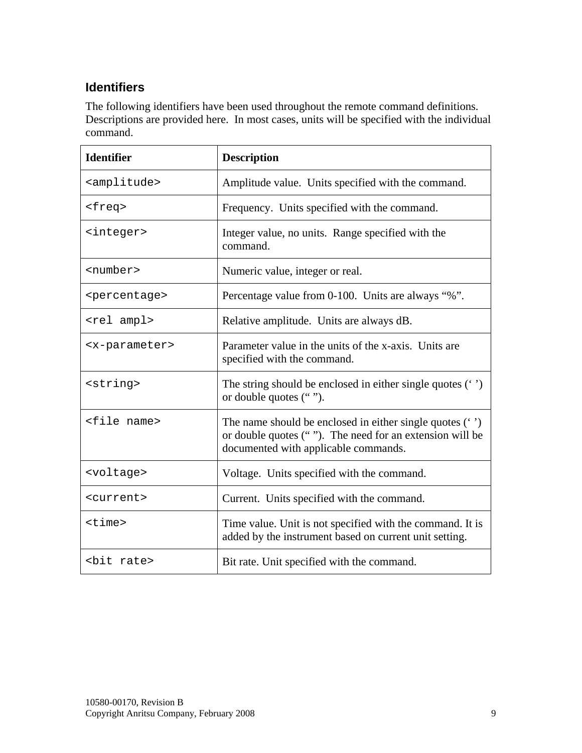## Identifiers

The following identifiers have been used throughout the remote command definitions. Descriptions are provided here. In most cases, units will be specified with the individual command.

| Identifier | Description |
|---|---|
| `<amplitude>` | Amplitude value. Units specified with the command. |
| `<freq>` | Frequency. Units specified with the command. |
| `<integer>` | Integer value, no units. Range specified with the command. |
| `<number>` | Numeric value, integer or real. |
| `<percentage>` | Percentage value from 0-100. Units are always "%". |
| `<rel ampl>` | Relative amplitude. Units are always dB. |
| `<x-parameter>` | Parameter value in the units of the x-axis. Units are specified with the command. |
| `<string>` | The string should be enclosed in either single quotes (' ') or double quotes (" "). |
| `<file name>` | The name should be enclosed in either single quotes (' ') or double quotes (" "). The need for an extension will be documented with applicable commands. |
| `<voltage>` | Voltage. Units specified with the command. |
| `<current>` | Current. Units specified with the command. |
| `<time>` | Time value. Unit is not specified with the command. It is added by the instrument based on current unit setting. |
| `<bit rate>` | Bit rate. Unit specified with the command. |

10580-00170, Revision B
Copyright Anritsu Company, February 2008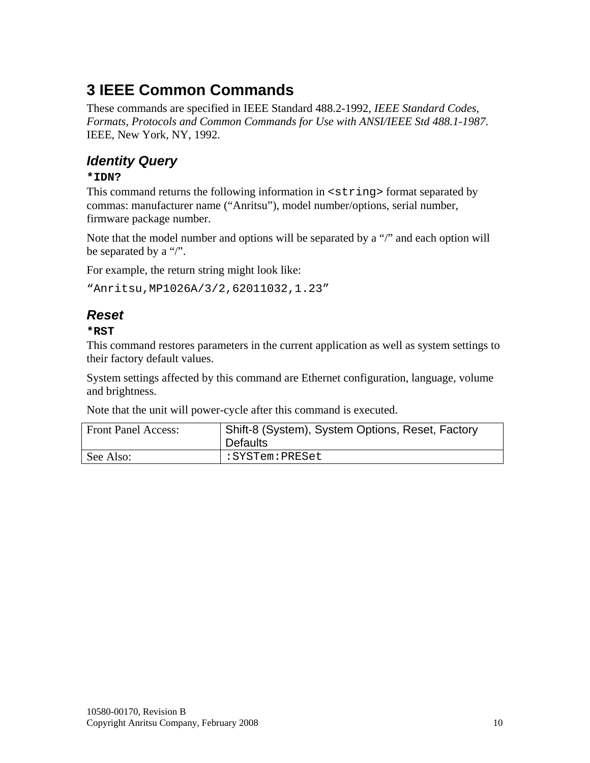# 3 IEEE Common Commands

These commands are specified in IEEE Standard 488.2-1992, *IEEE Standard Codes, Formats, Protocols and Common Commands for Use with ANSI/IEEE Std 488.1-1987*. IEEE, New York, NY, 1992.

## *Identity Query*

**`*IDN?`**

This command returns the following information in `<string>` format separated by commas: manufacturer name ("Anritsu"), model number/options, serial number, firmware package number.

Note that the model number and options will be separated by a "/" and each option will be separated by a "/".

For example, the return string might look like:

`"Anritsu,MP1026A/3/2,62011032,1.23"`

## *Reset*

**`*RST`**

This command restores parameters in the current application as well as system settings to their factory default values.

System settings affected by this command are Ethernet configuration, language, volume and brightness.

Note that the unit will power-cycle after this command is executed.

| Front Panel Access: | Shift-8 (System), System Options, Reset, Factory Defaults |
| --- | --- |
| See Also: | `:SYSTem:PRESet` |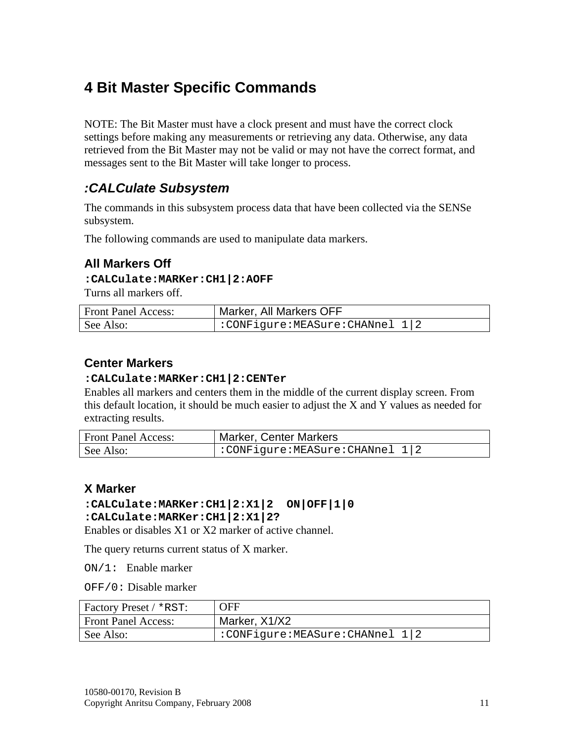# 4 Bit Master Specific Commands

NOTE: The Bit Master must have a clock present and must have the correct clock settings before making any measurements or retrieving any data. Otherwise, any data retrieved from the Bit Master may not be valid or may not have the correct format, and messages sent to the Bit Master will take longer to process.

## *:CALCulate Subsystem*

The commands in this subsystem process data that have been collected via the SENSe subsystem.

The following commands are used to manipulate data markers.

### All Markers Off

**`:CALCulate:MARKer:CH1|2:AOFF`**

Turns all markers off.

| Front Panel Access: | Marker, All Markers OFF |
|---|---|
| See Also: | `:CONFigure:MEASure:CHANnel 1|2` |

### Center Markers

**`:CALCulate:MARKer:CH1|2:CENTer`**

Enables all markers and centers them in the middle of the current display screen. From this default location, it should be much easier to adjust the X and Y values as needed for extracting results.

| Front Panel Access: | Marker, Center Markers |
|---|---|
| See Also: | `:CONFigure:MEASure:CHANnel 1|2` |

### X Marker

**`:CALCulate:MARKer:CH1|2:X1|2  ON|OFF|1|0`**
**`:CALCulate:MARKer:CH1|2:X1|2?`**

Enables or disables X1 or X2 marker of active channel.

The query returns current status of X marker.

`ON/1:` Enable marker

`OFF/0:` Disable marker

| Factory Preset / `*RST`: | OFF |
|---|---|
| Front Panel Access: | Marker, X1/X2 |
| See Also: | `:CONFigure:MEASure:CHANnel 1|2` |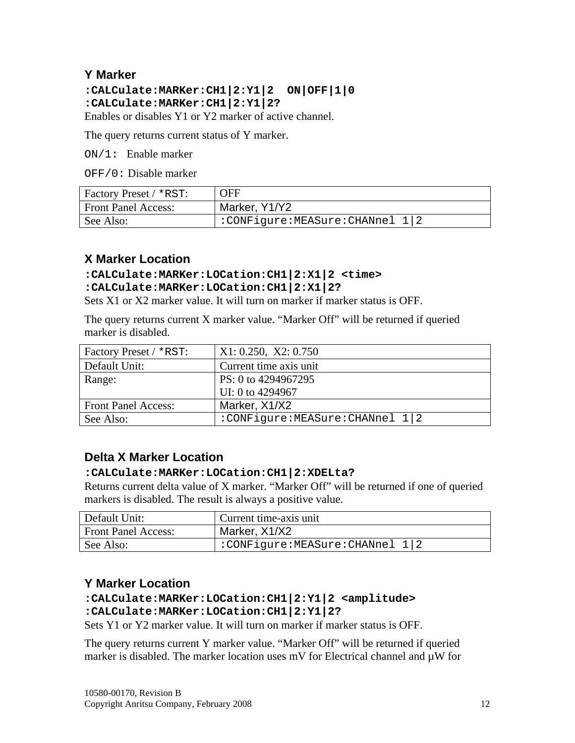### Y Marker

**:CALCulate:MARKer:CH1|2:Y1|2  ON|OFF|1|0**
**:CALCulate:MARKer:CH1|2:Y1|2?**

Enables or disables Y1 or Y2 marker of active channel.

The query returns current status of Y marker.

`ON/1:` Enable marker

`OFF/0:` Disable marker

| Factory Preset / `*RST`: | OFF |
|---|---|
| Front Panel Access: | Marker, Y1/Y2 |
| See Also: | `:CONFigure:MEASure:CHANnel 1|2` |

### X Marker Location

**:CALCulate:MARKer:LOCation:CH1|2:X1|2 <time>**
**:CALCulate:MARKer:LOCation:CH1|2:X1|2?**

Sets X1 or X2 marker value. It will turn on marker if marker status is OFF.

The query returns current X marker value. “Marker Off” will be returned if queried marker is disabled.

| Factory Preset / `*RST`: | X1: 0.250,  X2: 0.750 |
|---|---|
| Default Unit: | Current time axis unit |
| Range: | PS: 0 to 4294967295<br>UI: 0 to 4294967 |
| Front Panel Access: | Marker, X1/X2 |
| See Also: | `:CONFigure:MEASure:CHANnel 1|2` |

### Delta X Marker Location

**:CALCulate:MARKer:LOCation:CH1|2:XDELta?**

Returns current delta value of X marker. “Marker Off” will be returned if one of queried markers is disabled. The result is always a positive value.

| Default Unit: | Current time-axis unit |
|---|---|
| Front Panel Access: | Marker, X1/X2 |
| See Also: | `:CONFigure:MEASure:CHANnel 1|2` |

### Y Marker Location

**:CALCulate:MARKer:LOCation:CH1|2:Y1|2 <amplitude>**
**:CALCulate:MARKer:LOCation:CH1|2:Y1|2?**

Sets Y1 or Y2 marker value. It will turn on marker if marker status is OFF.

The query returns current Y marker value. “Marker Off” will be returned if queried marker is disabled. The marker location uses mV for Electrical channel and µW for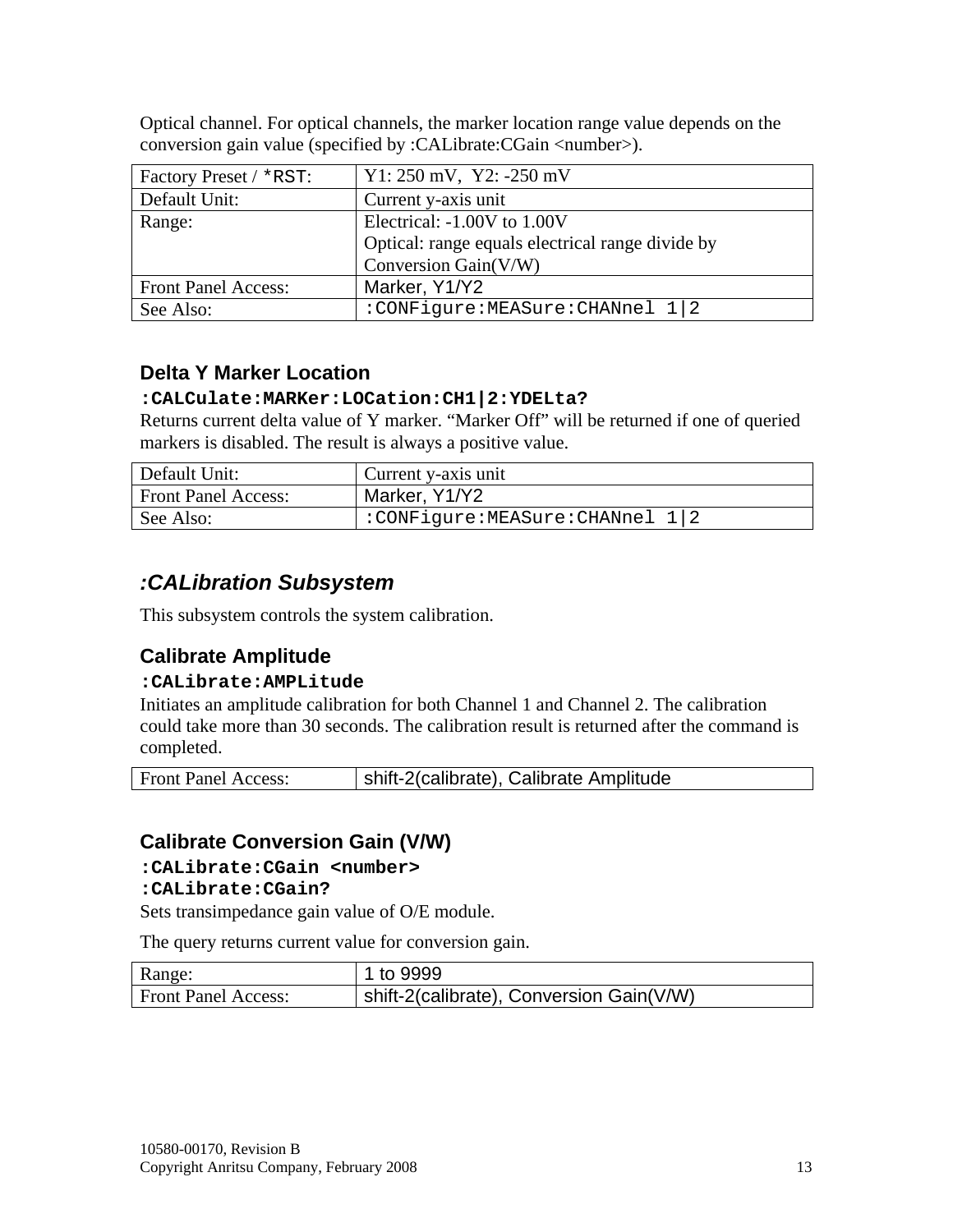Optical channel. For optical channels, the marker location range value depends on the conversion gain value (specified by :CALibrate:CGain <number>).

| Factory Preset / `*RST`: | Y1: 250 mV, Y2: -250 mV |
|---|---|
| Default Unit: | Current y-axis unit |
| Range: | Electrical: -1.00V to 1.00V<br>Optical: range equals electrical range divide by Conversion Gain(V/W) |
| Front Panel Access: | Marker, Y1/Y2 |
| See Also: | `:CONFigure:MEASure:CHANnel 1|2` |

### Delta Y Marker Location

**`:CALCulate:MARKer:LOCation:CH1|2:YDELta?`**

Returns current delta value of Y marker. "Marker Off" will be returned if one of queried markers is disabled. The result is always a positive value.

| Default Unit: | Current y-axis unit |
|---|---|
| Front Panel Access: | Marker, Y1/Y2 |
| See Also: | `:CONFigure:MEASure:CHANnel 1|2` |

## *:CALibration Subsystem*

This subsystem controls the system calibration.

### Calibrate Amplitude

**`:CALibrate:AMPLitude`**

Initiates an amplitude calibration for both Channel 1 and Channel 2. The calibration could take more than 30 seconds. The calibration result is returned after the command is completed.

| Front Panel Access: | shift-2(calibrate), Calibrate Amplitude |
|---|---|

### Calibrate Conversion Gain (V/W)

**`:CALibrate:CGain <number>`**
**`:CALibrate:CGain?`**

Sets transimpedance gain value of O/E module.

The query returns current value for conversion gain.

| Range: | 1 to 9999 |
|---|---|
| Front Panel Access: | shift-2(calibrate), Conversion Gain(V/W) |

10580-00170, Revision B
Copyright Anritsu Company, February 2008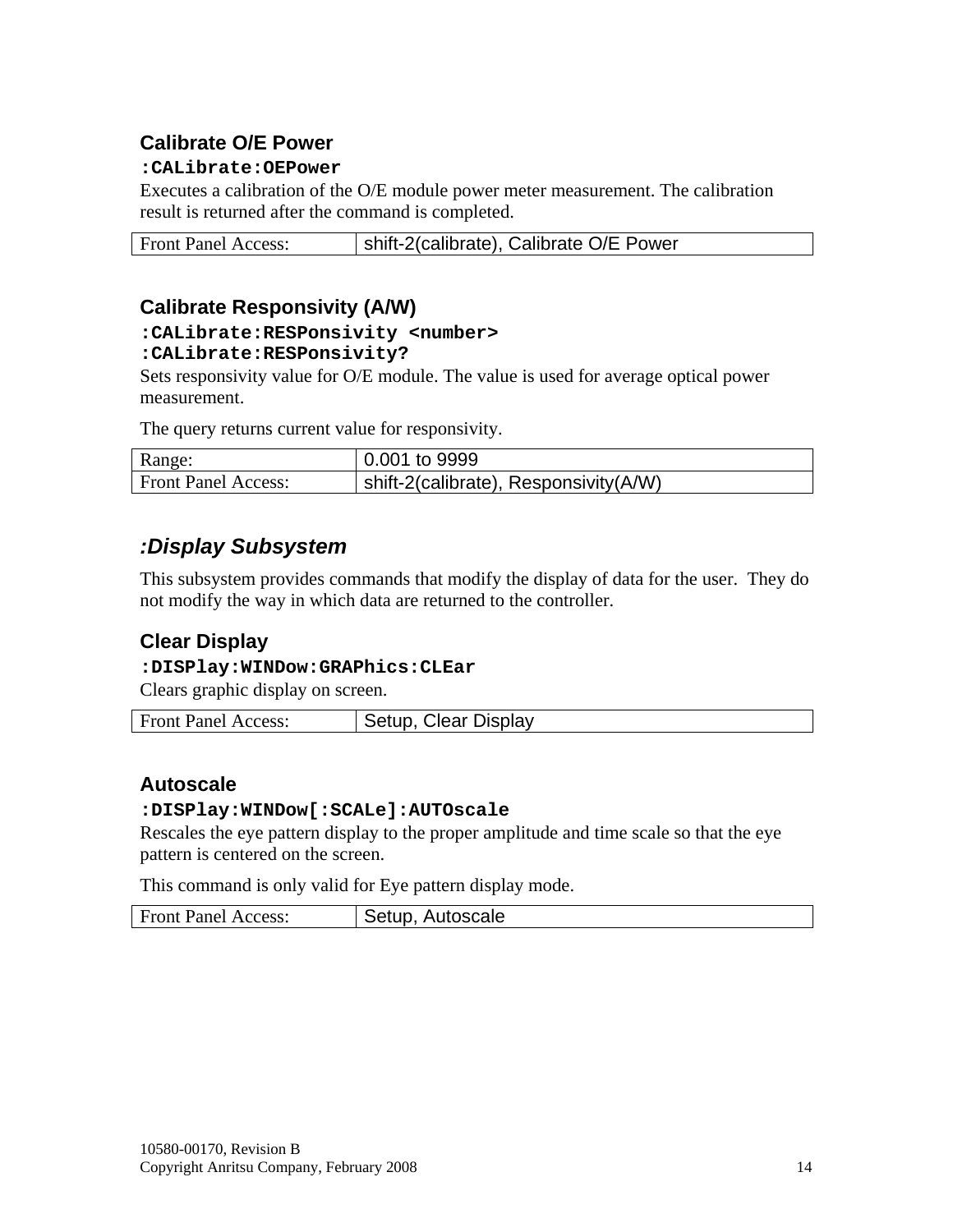### Calibrate O/E Power

**`:CALibrate:OEPower`**

Executes a calibration of the O/E module power meter measurement. The calibration result is returned after the command is completed.

| Front Panel Access: | shift-2(calibrate), Calibrate O/E Power |
|---|---|

### Calibrate Responsivity (A/W)

**`:CALibrate:RESPonsivity <number>`**
**`:CALibrate:RESPonsivity?`**

Sets responsivity value for O/E module. The value is used for average optical power measurement.

The query returns current value for responsivity.

| Range: | 0.001 to 9999 |
|---|---|
| Front Panel Access: | shift-2(calibrate), Responsivity(A/W) |

## *:Display Subsystem*

This subsystem provides commands that modify the display of data for the user. They do not modify the way in which data are returned to the controller.

### Clear Display

**`:DISPlay:WINDow:GRAPhics:CLEar`**

Clears graphic display on screen.

| Front Panel Access: | Setup, Clear Display |
|---|---|

### Autoscale

**`:DISPlay:WINDow[:SCALe]:AUTOscale`**

Rescales the eye pattern display to the proper amplitude and time scale so that the eye pattern is centered on the screen.

This command is only valid for Eye pattern display mode.

| Front Panel Access: | Setup, Autoscale |
|---|---|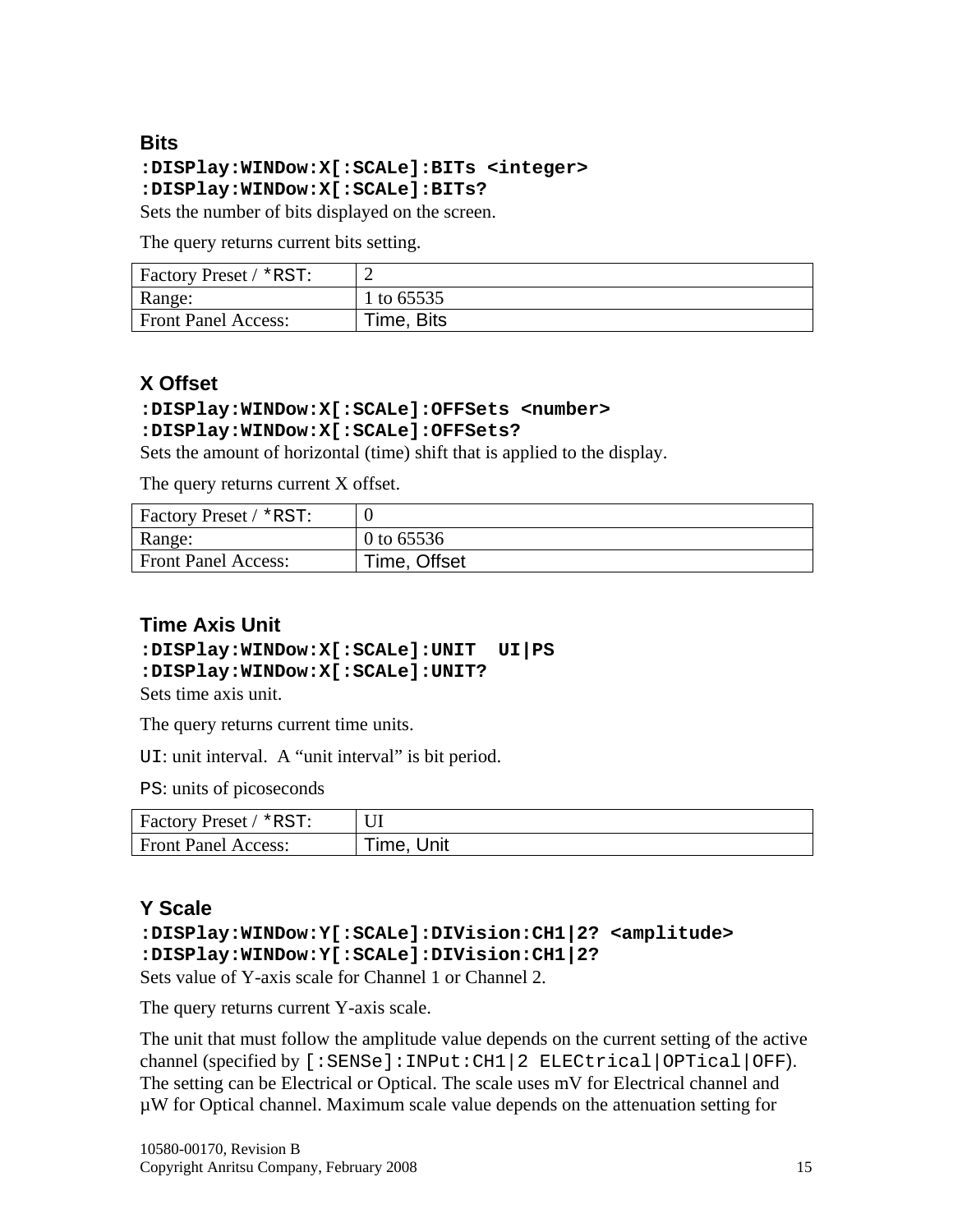### Bits

**:DISPlay:WINDow:X[:SCALe]:BITs <integer>**
**:DISPlay:WINDow:X[:SCALe]:BITs?**

Sets the number of bits displayed on the screen.

The query returns current bits setting.

| Factory Preset / *RST: | 2 |
|---|---|
| Range: | 1 to 65535 |
| Front Panel Access: | Time, Bits |

### X Offset

**:DISPlay:WINDow:X[:SCALe]:OFFSets <number>**
**:DISPlay:WINDow:X[:SCALe]:OFFSets?**

Sets the amount of horizontal (time) shift that is applied to the display.

The query returns current X offset.

| Factory Preset / *RST: | 0 |
|---|---|
| Range: | 0 to 65536 |
| Front Panel Access: | Time, Offset |

### Time Axis Unit

**:DISPlay:WINDow:X[:SCALe]:UNIT  UI|PS**
**:DISPlay:WINDow:X[:SCALe]:UNIT?**

Sets time axis unit.

The query returns current time units.

UI: unit interval.  A “unit interval” is bit period.

PS: units of picoseconds

| Factory Preset / *RST: | UI |
|---|---|
| Front Panel Access: | Time, Unit |

### Y Scale

**:DISPlay:WINDow:Y[:SCALe]:DIVision:CH1|2? <amplitude>**
**:DISPlay:WINDow:Y[:SCALe]:DIVision:CH1|2?**

Sets value of Y-axis scale for Channel 1 or Channel 2.

The query returns current Y-axis scale.

The unit that must follow the amplitude value depends on the current setting of the active channel (specified by [:SENSe]:INPut:CH1|2 ELECtrical|OPTical|OFF). The setting can be Electrical or Optical. The scale uses mV for Electrical channel and µW for Optical channel. Maximum scale value depends on the attenuation setting for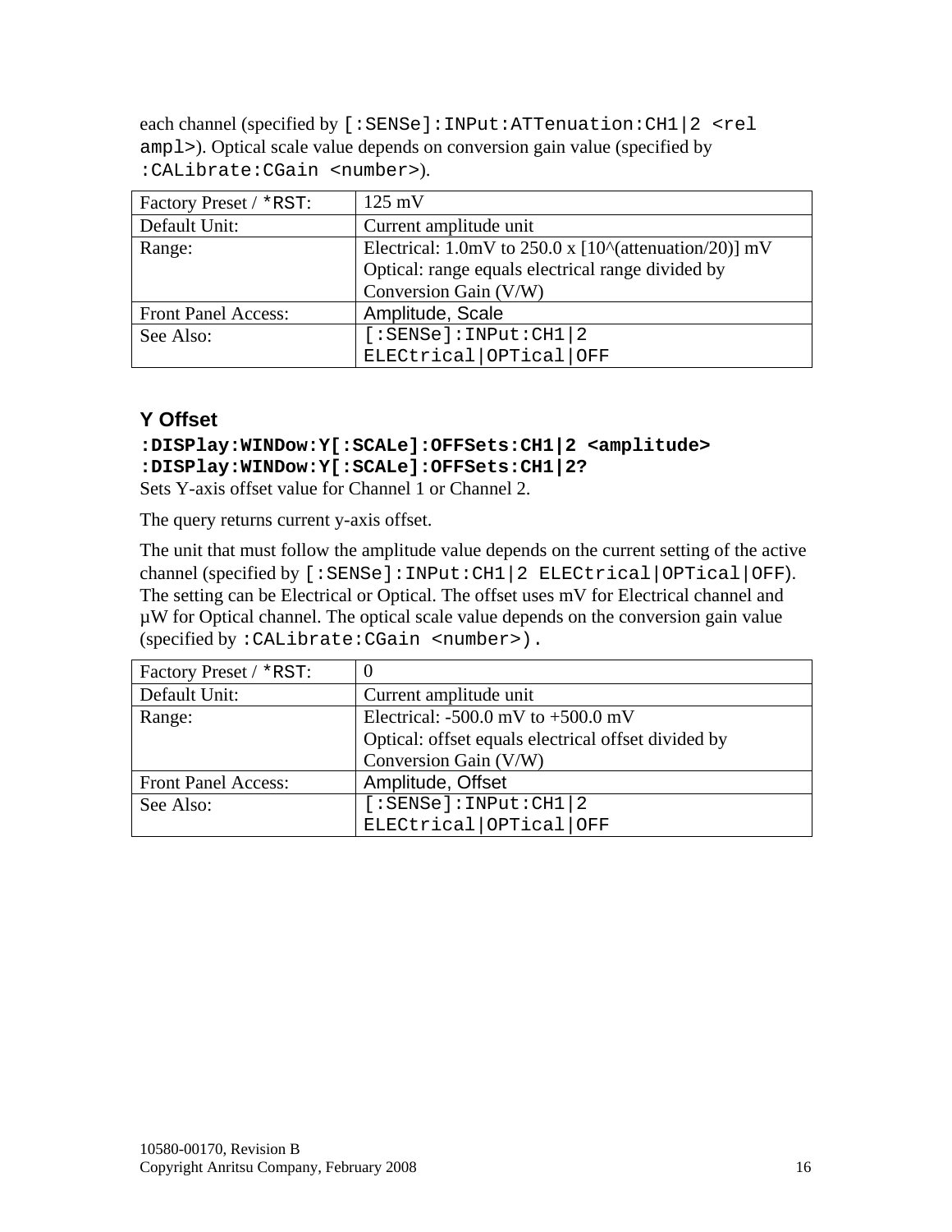each channel (specified by `[:SENSe]:INPut:ATTenuation:CH1|2 <rel ampl>`). Optical scale value depends on conversion gain value (specified by `:CALibrate:CGain <number>`).

| Factory Preset / *RST: | 125 mV |
|---|---|
| Default Unit: | Current amplitude unit |
| Range: | Electrical: 1.0mV to 250.0 x [10^(attenuation/20)] mV<br>Optical: range equals electrical range divided by Conversion Gain (V/W) |
| Front Panel Access: | Amplitude, Scale |
| See Also: | `[:SENSe]:INPut:CH1|2 ELECtrical|OPTical|OFF` |

### Y Offset

**`:DISPlay:WINDow:Y[:SCALe]:OFFSets:CH1|2 <amplitude>`**
**`:DISPlay:WINDow:Y[:SCALe]:OFFSets:CH1|2?`**

Sets Y-axis offset value for Channel 1 or Channel 2.

The query returns current y-axis offset.

The unit that must follow the amplitude value depends on the current setting of the active channel (specified by `[:SENSe]:INPut:CH1|2 ELECtrical|OPTical|OFF`). The setting can be Electrical or Optical. The offset uses mV for Electrical channel and µW for Optical channel. The optical scale value depends on the conversion gain value (specified by `:CALibrate:CGain <number>`).

| Factory Preset / *RST: | 0 |
|---|---|
| Default Unit: | Current amplitude unit |
| Range: | Electrical: -500.0 mV to +500.0 mV<br>Optical: offset equals electrical offset divided by Conversion Gain (V/W) |
| Front Panel Access: | Amplitude, Offset |
| See Also: | `[:SENSe]:INPut:CH1|2 ELECtrical|OPTical|OFF` |

10580-00170, Revision B
Copyright Anritsu Company, February 2008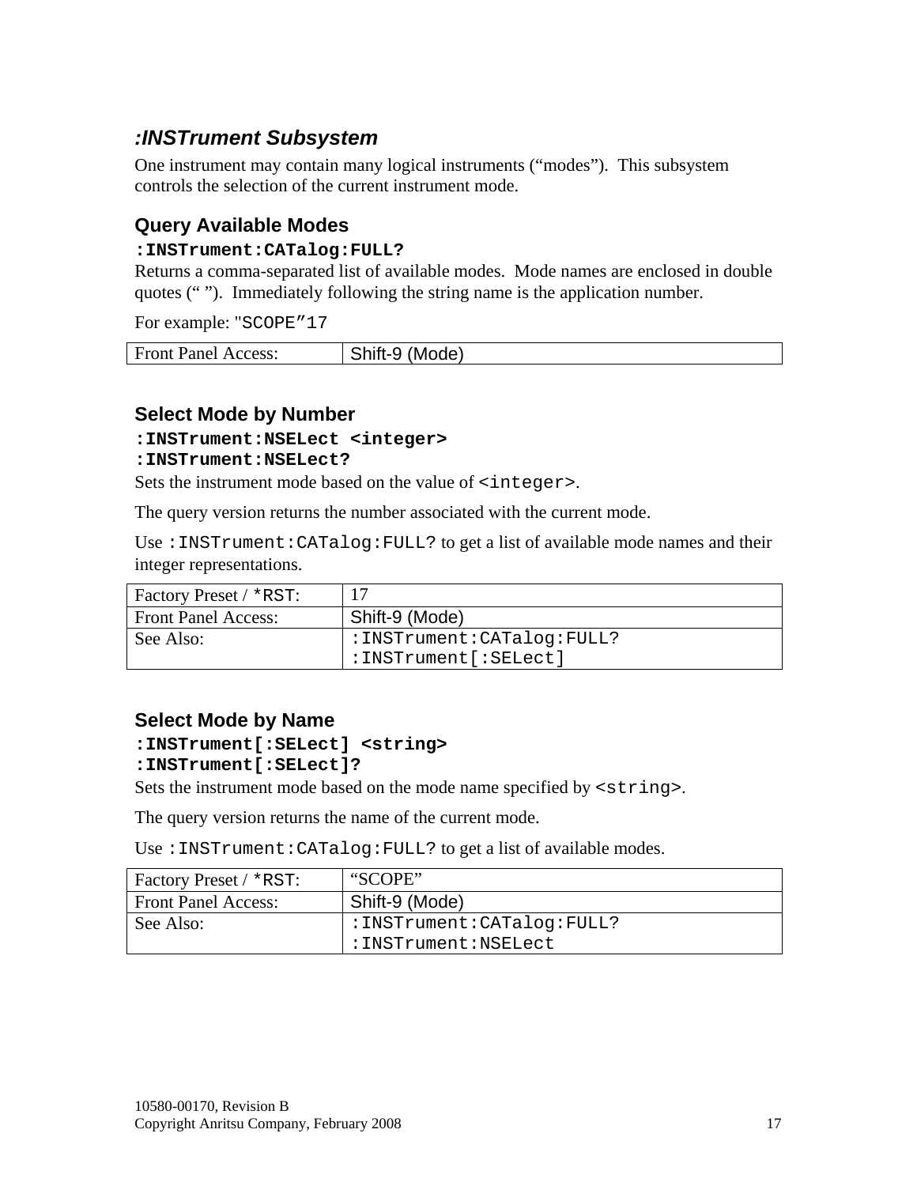## *:INSTrument Subsystem*

One instrument may contain many logical instruments (“modes”). This subsystem controls the selection of the current instrument mode.

### Query Available Modes

**`:INSTrument:CATalog:FULL?`**

Returns a comma-separated list of available modes. Mode names are enclosed in double quotes (“ ”). Immediately following the string name is the application number.

For example: "SCOPE”17

| Front Panel Access: | Shift-9 (Mode) |
|---|---|

### Select Mode by Number

**`:INSTrument:NSELect <integer>`**
**`:INSTrument:NSELect?`**

Sets the instrument mode based on the value of `<integer>`.

The query version returns the number associated with the current mode.

Use `:INSTrument:CATalog:FULL?` to get a list of available mode names and their integer representations.

| Factory Preset / *RST: | 17 |
|---|---|
| Front Panel Access: | Shift-9 (Mode) |
| See Also: | :INSTrument:CATalog:FULL?<br>:INSTrument[:SELect] |

### Select Mode by Name

**`:INSTrument[:SELect] <string>`**
**`:INSTrument[:SELect]?`**

Sets the instrument mode based on the mode name specified by `<string>`.

The query version returns the name of the current mode.

Use `:INSTrument:CATalog:FULL?` to get a list of available modes.

| Factory Preset / *RST: | “SCOPE” |
|---|---|
| Front Panel Access: | Shift-9 (Mode) |
| See Also: | :INSTrument:CATalog:FULL?<br>:INSTrument:NSELect |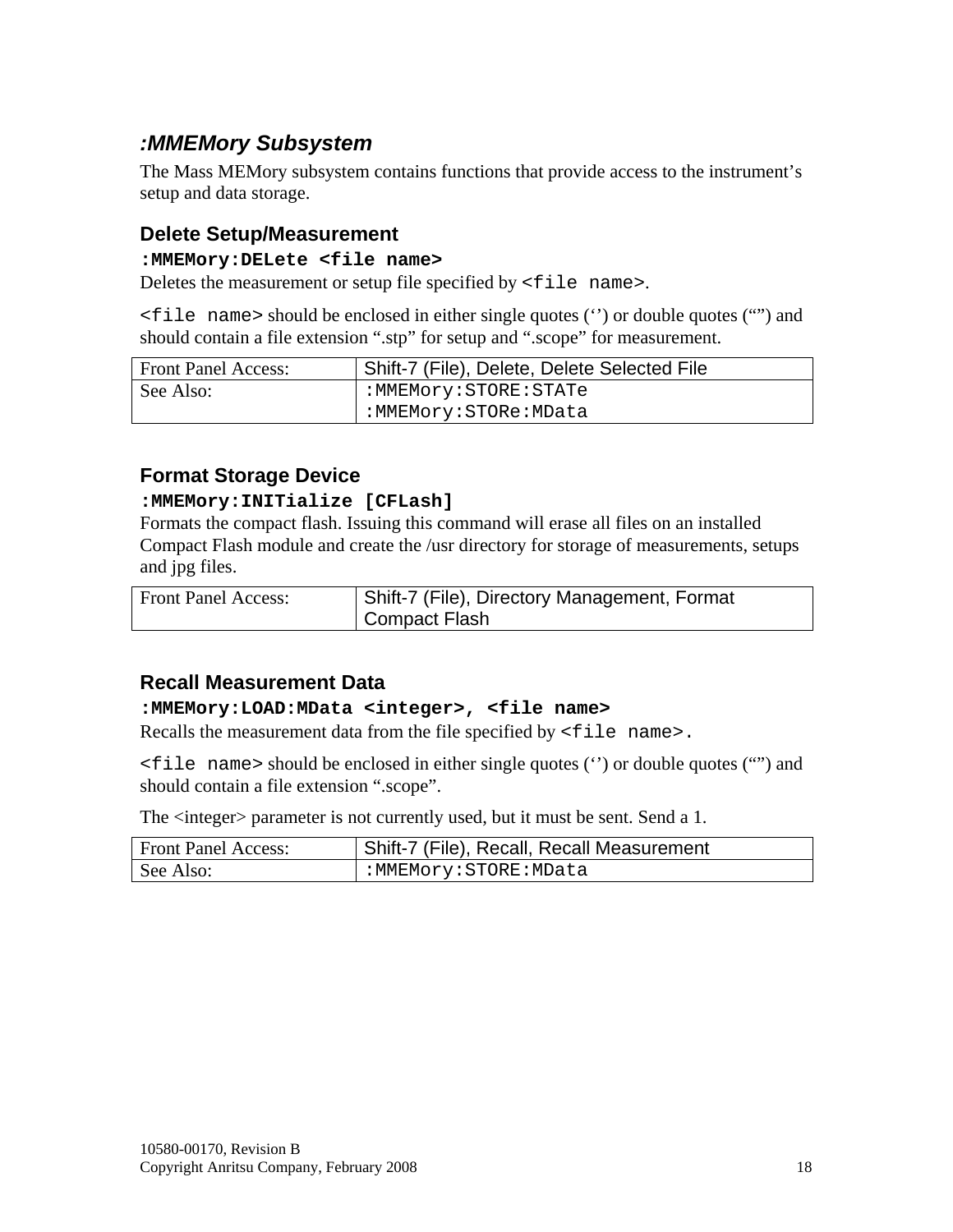## *:MMEMory Subsystem*

The Mass MEMory subsystem contains functions that provide access to the instrument's setup and data storage.

### Delete Setup/Measurement

**`:MMEMory:DELete <file name>`**

Deletes the measurement or setup file specified by `<file name>`.

`<file name>` should be enclosed in either single quotes ('') or double quotes ("") and should contain a file extension ".stp" for setup and ".scope" for measurement.

| Front Panel Access: | Shift-7 (File), Delete, Delete Selected File |
|---|---|
| See Also: | `:MMEMory:STORE:STATe`<br>`:MMEMory:STORe:MData` |

### Format Storage Device

**`:MMEMory:INITialize [CFLash]`**

Formats the compact flash. Issuing this command will erase all files on an installed Compact Flash module and create the /usr directory for storage of measurements, setups and jpg files.

| Front Panel Access: | Shift-7 (File), Directory Management, Format Compact Flash |
|---|---|

### Recall Measurement Data

**`:MMEMory:LOAD:MData <integer>, <file name>`**

Recalls the measurement data from the file specified by `<file name>.`

`<file name>` should be enclosed in either single quotes ('') or double quotes ("") and should contain a file extension ".scope".

The <integer> parameter is not currently used, but it must be sent. Send a 1.

| Front Panel Access: | Shift-7 (File), Recall, Recall Measurement |
|---|---|
| See Also: | `:MMEMory:STORE:MData` |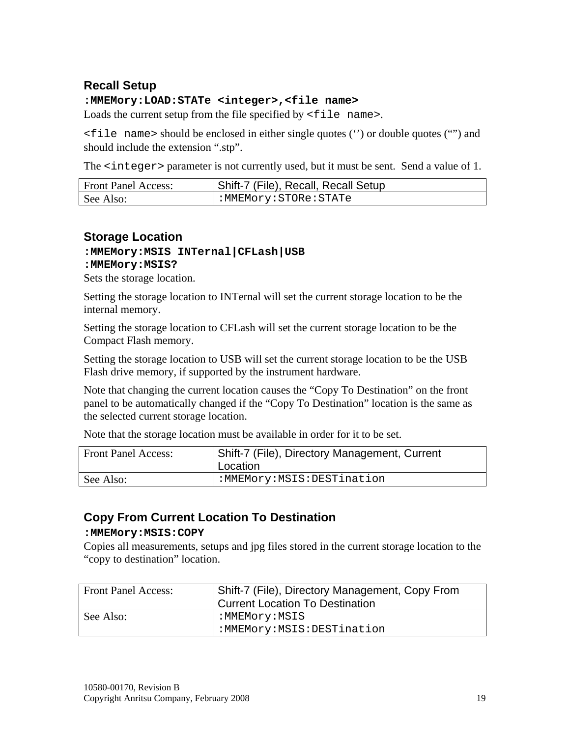### Recall Setup

**`:MMEMory:LOAD:STATe <integer>,<file name>`**

Loads the current setup from the file specified by `<file name>`.

`<file name>` should be enclosed in either single quotes (‘’) or double quotes (“”) and should include the extension “.stp”.

The `<integer>` parameter is not currently used, but it must be sent. Send a value of 1.

| Front Panel Access: | Shift-7 (File), Recall, Recall Setup |
|---|---|
| See Also: | `:MMEMory:STORe:STATe` |

### Storage Location

**`:MMEMory:MSIS INTernal|CFLash|USB`**
**`:MMEMory:MSIS?`**

Sets the storage location.

Setting the storage location to INTernal will set the current storage location to be the internal memory.

Setting the storage location to CFLash will set the current storage location to be the Compact Flash memory.

Setting the storage location to USB will set the current storage location to be the USB Flash drive memory, if supported by the instrument hardware.

Note that changing the current location causes the “Copy To Destination” on the front panel to be automatically changed if the “Copy To Destination” location is the same as the selected current storage location.

Note that the storage location must be available in order for it to be set.

| Front Panel Access: | Shift-7 (File), Directory Management, Current Location |
|---|---|
| See Also: | `:MMEMory:MSIS:DESTination` |

### Copy From Current Location To Destination

**`:MMEMory:MSIS:COPY`**

Copies all measurements, setups and jpg files stored in the current storage location to the “copy to destination” location.

| Front Panel Access: | Shift-7 (File), Directory Management, Copy From Current Location To Destination |
|---|---|
| See Also: | `:MMEMory:MSIS` `:MMEMory:MSIS:DESTination` |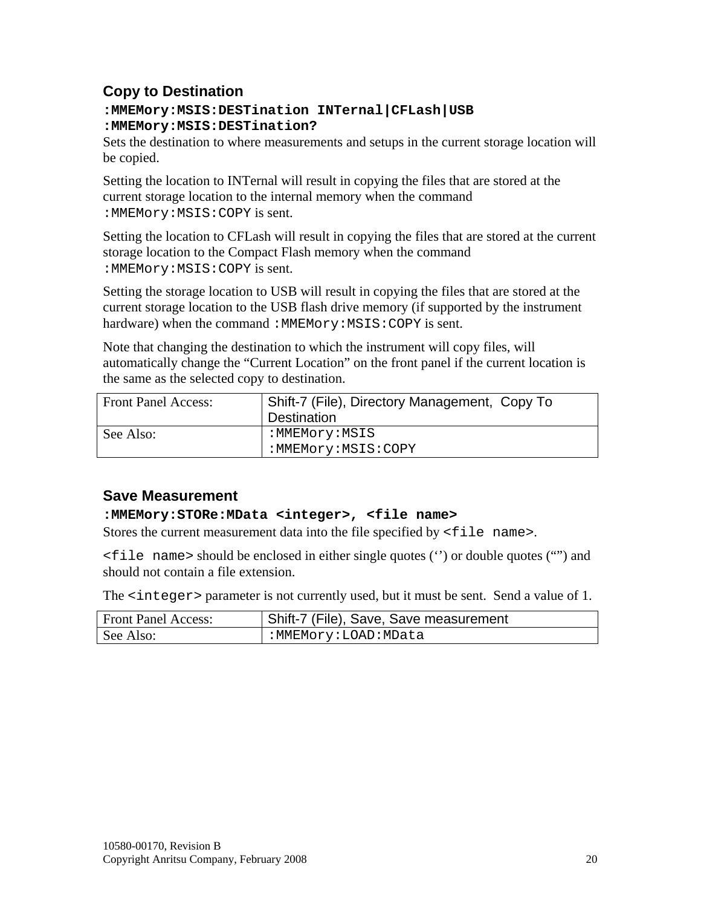### Copy to Destination

**`:MMEMory:MSIS:DESTination INTernal|CFLash|USB`**
**`:MMEMory:MSIS:DESTination?`**

Sets the destination to where measurements and setups in the current storage location will be copied.

Setting the location to INTernal will result in copying the files that are stored at the current storage location to the internal memory when the command `:MMEMory:MSIS:COPY` is sent.

Setting the location to CFLash will result in copying the files that are stored at the current storage location to the Compact Flash memory when the command `:MMEMory:MSIS:COPY` is sent.

Setting the storage location to USB will result in copying the files that are stored at the current storage location to the USB flash drive memory (if supported by the instrument hardware) when the command `:MMEMory:MSIS:COPY` is sent.

Note that changing the destination to which the instrument will copy files, will automatically change the "Current Location" on the front panel if the current location is the same as the selected copy to destination.

| Front Panel Access: | Shift-7 (File), Directory Management, Copy To Destination |
|---|---|
| See Also: | `:MMEMory:MSIS`<br>`:MMEMory:MSIS:COPY` |

### Save Measurement

**`:MMEMory:STORe:MData <integer>, <file name>`**

Stores the current measurement data into the file specified by `<file name>`.

`<file name>` should be enclosed in either single quotes ('') or double quotes ("") and should not contain a file extension.

The `<integer>` parameter is not currently used, but it must be sent. Send a value of 1.

| Front Panel Access: | Shift-7 (File), Save, Save measurement |
|---|---|
| See Also: | `:MMEMory:LOAD:MData` |

10580-00170, Revision B
Copyright Anritsu Company, February 2008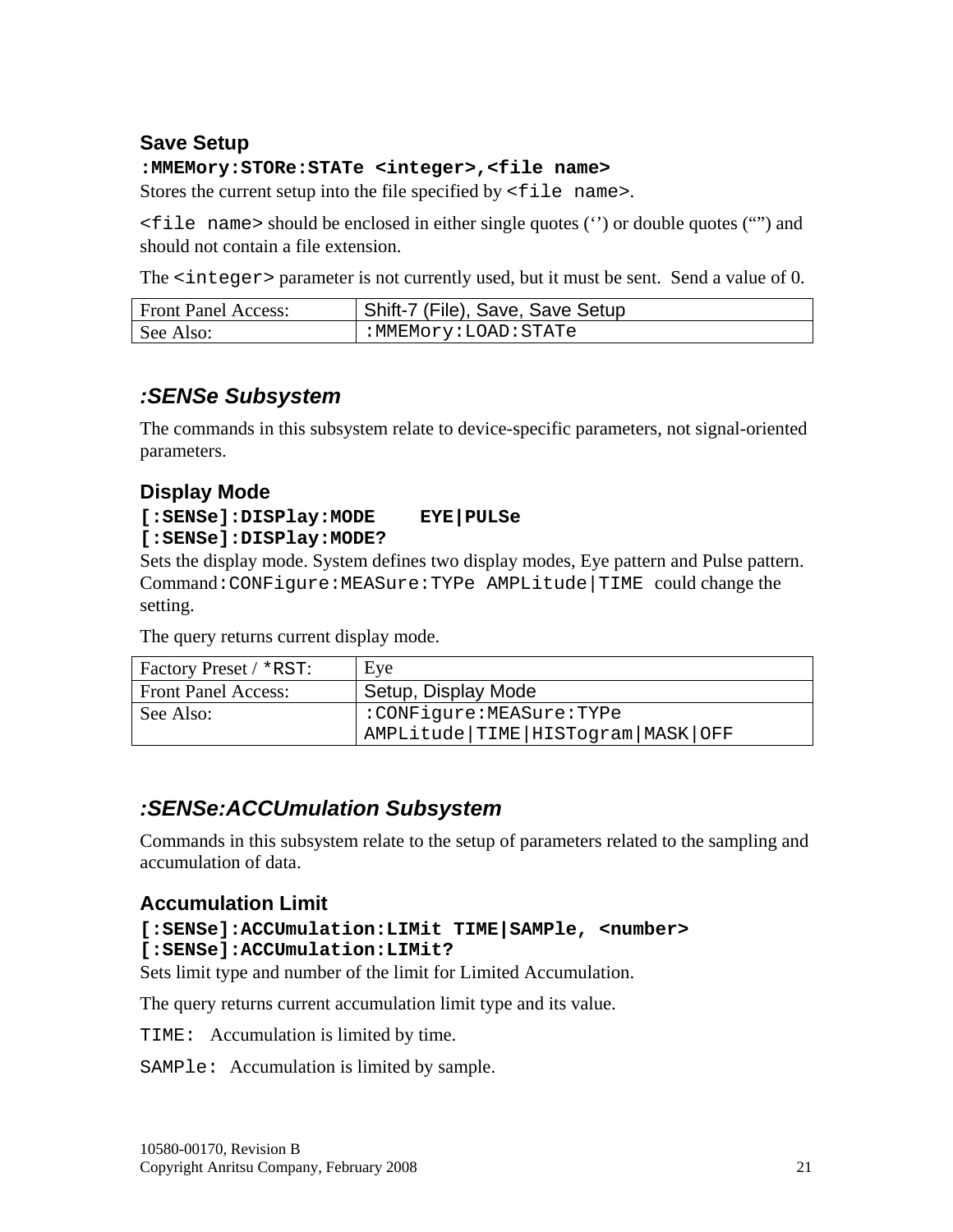### Save Setup

**`:MMEMory:STORe:STATe <integer>,<file name>`**

Stores the current setup into the file specified by `<file name>`.

`<file name>` should be enclosed in either single quotes (‘’) or double quotes (“”) and should not contain a file extension.

The `<integer>` parameter is not currently used, but it must be sent. Send a value of 0.

| Front Panel Access: | Shift-7 (File), Save, Save Setup |
|---|---|
| See Also: | `:MMEMory:LOAD:STATe` |

## *:SENSe Subsystem*

The commands in this subsystem relate to device-specific parameters, not signal-oriented parameters.

### Display Mode

**`[:SENSe]:DISPlay:MODE    EYE|PULSe`**
**`[:SENSe]:DISPlay:MODE?`**

Sets the display mode. System defines two display modes, Eye pattern and Pulse pattern. Command `:CONFigure:MEASure:TYPe AMPLitude|TIME` could change the setting.

The query returns current display mode.

| Factory Preset / `*RST`: | Eye |
|---|---|
| Front Panel Access: | Setup, Display Mode |
| See Also: | `:CONFigure:MEASure:TYPe AMPLitude|TIME|HISTogram|MASK|OFF` |

## *:SENSe:ACCUmulation Subsystem*

Commands in this subsystem relate to the setup of parameters related to the sampling and accumulation of data.

### Accumulation Limit

**`[:SENSe]:ACCUmulation:LIMit TIME|SAMPle, <number>`**
**`[:SENSe]:ACCUmulation:LIMit?`**

Sets limit type and number of the limit for Limited Accumulation.

The query returns current accumulation limit type and its value.

`TIME:` Accumulation is limited by time.

`SAMPle:` Accumulation is limited by sample.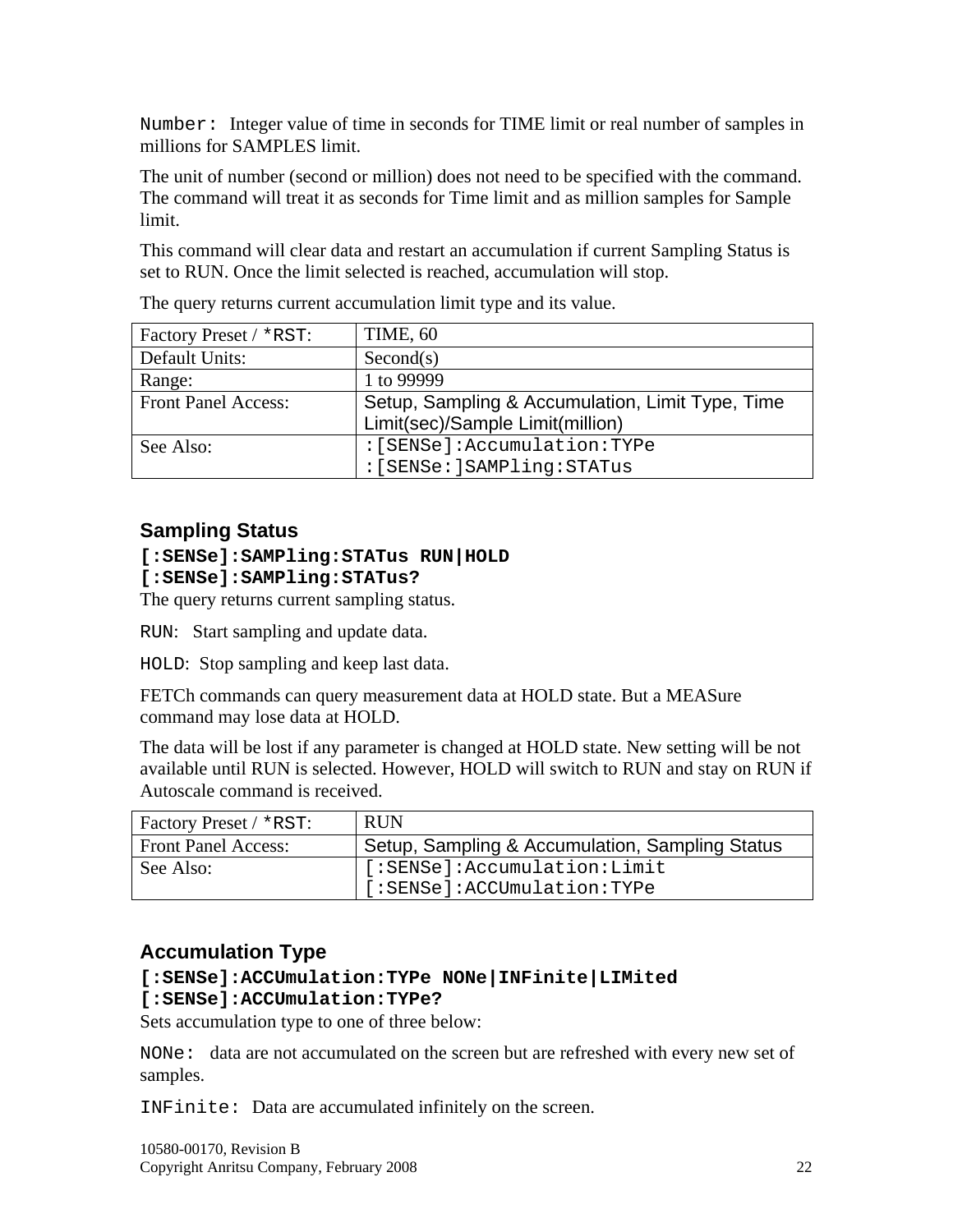`Number:` Integer value of time in seconds for TIME limit or real number of samples in millions for SAMPLES limit.

The unit of number (second or million) does not need to be specified with the command. The command will treat it as seconds for Time limit and as million samples for Sample limit.

This command will clear data and restart an accumulation if current Sampling Status is set to RUN. Once the limit selected is reached, accumulation will stop.

The query returns current accumulation limit type and its value.

| Factory Preset / `*RST`: | TIME, 60 |
|---|---|
| Default Units: | Second(s) |
| Range: | 1 to 99999 |
| Front Panel Access: | Setup, Sampling & Accumulation, Limit Type, Time Limit(sec)/Sample Limit(million) |
| See Also: | `:[SENSe]:Accumulation:TYPe` `:[SENSe:]SAMPling:STATus` |

### Sampling Status

**`[:SENSe]:SAMPling:STATus RUN|HOLD`**
**`[:SENSe]:SAMPling:STATus?`**

The query returns current sampling status.

`RUN`: Start sampling and update data.

`HOLD`: Stop sampling and keep last data.

FETCh commands can query measurement data at HOLD state. But a MEASure command may lose data at HOLD.

The data will be lost if any parameter is changed at HOLD state. New setting will be not available until RUN is selected. However, HOLD will switch to RUN and stay on RUN if Autoscale command is received.

| Factory Preset / `*RST`: | RUN |
|---|---|
| Front Panel Access: | Setup, Sampling & Accumulation, Sampling Status |
| See Also: | `[:SENSe]:Accumulation:Limit` `[:SENSe]:ACCUmulation:TYPe` |

### Accumulation Type

**`[:SENSe]:ACCUmulation:TYPe NONe|INFinite|LIMited`**
**`[:SENSe]:ACCUmulation:TYPe?`**

Sets accumulation type to one of three below:

`NONe:` data are not accumulated on the screen but are refreshed with every new set of samples.

`INFinite:` Data are accumulated infinitely on the screen.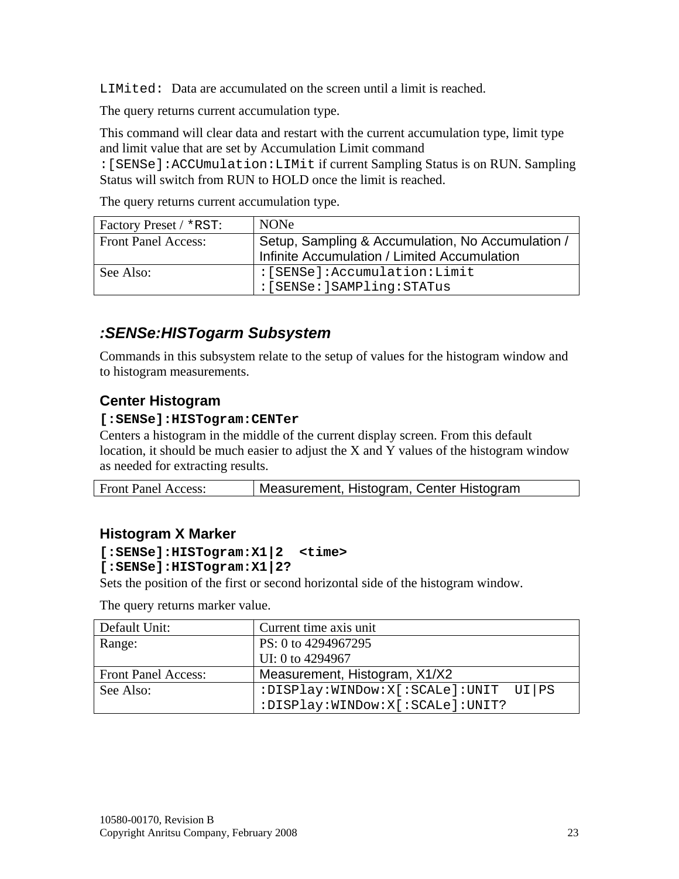`LIMited:` Data are accumulated on the screen until a limit is reached.

The query returns current accumulation type.

This command will clear data and restart with the current accumulation type, limit type and limit value that are set by Accumulation Limit command `:[SENSe]:ACCUmulation:LIMit` if current Sampling Status is on RUN. Sampling Status will switch from RUN to HOLD once the limit is reached.

The query returns current accumulation type.

| Factory Preset / `*RST`: | NONe |
|---|---|
| Front Panel Access: | Setup, Sampling & Accumulation, No Accumulation / Infinite Accumulation / Limited Accumulation |
| See Also: | `:[SENSe]:Accumulation:Limit` `:[SENSe:]SAMPling:STATus` |

## *:SENSe:HISTogarm Subsystem*

Commands in this subsystem relate to the setup of values for the histogram window and to histogram measurements.

### Center Histogram

**`[:SENSe]:HISTogram:CENTer`**

Centers a histogram in the middle of the current display screen. From this default location, it should be much easier to adjust the X and Y values of the histogram window as needed for extracting results.

| Front Panel Access: | Measurement, Histogram, Center Histogram |
|---|---|

### Histogram X Marker

**`[:SENSe]:HISTogram:X1|2  <time>`**
**`[:SENSe]:HISTogram:X1|2?`**

Sets the position of the first or second horizontal side of the histogram window.

The query returns marker value.

| Default Unit: | Current time axis unit |
|---|---|
| Range: | PS: 0 to 4294967295<br>UI: 0 to 4294967 |
| Front Panel Access: | Measurement, Histogram, X1/X2 |
| See Also: | `:DISPlay:WINDow:X[:SCALe]:UNIT  UI|PS`<br>`:DISPlay:WINDow:X[:SCALe]:UNIT?` |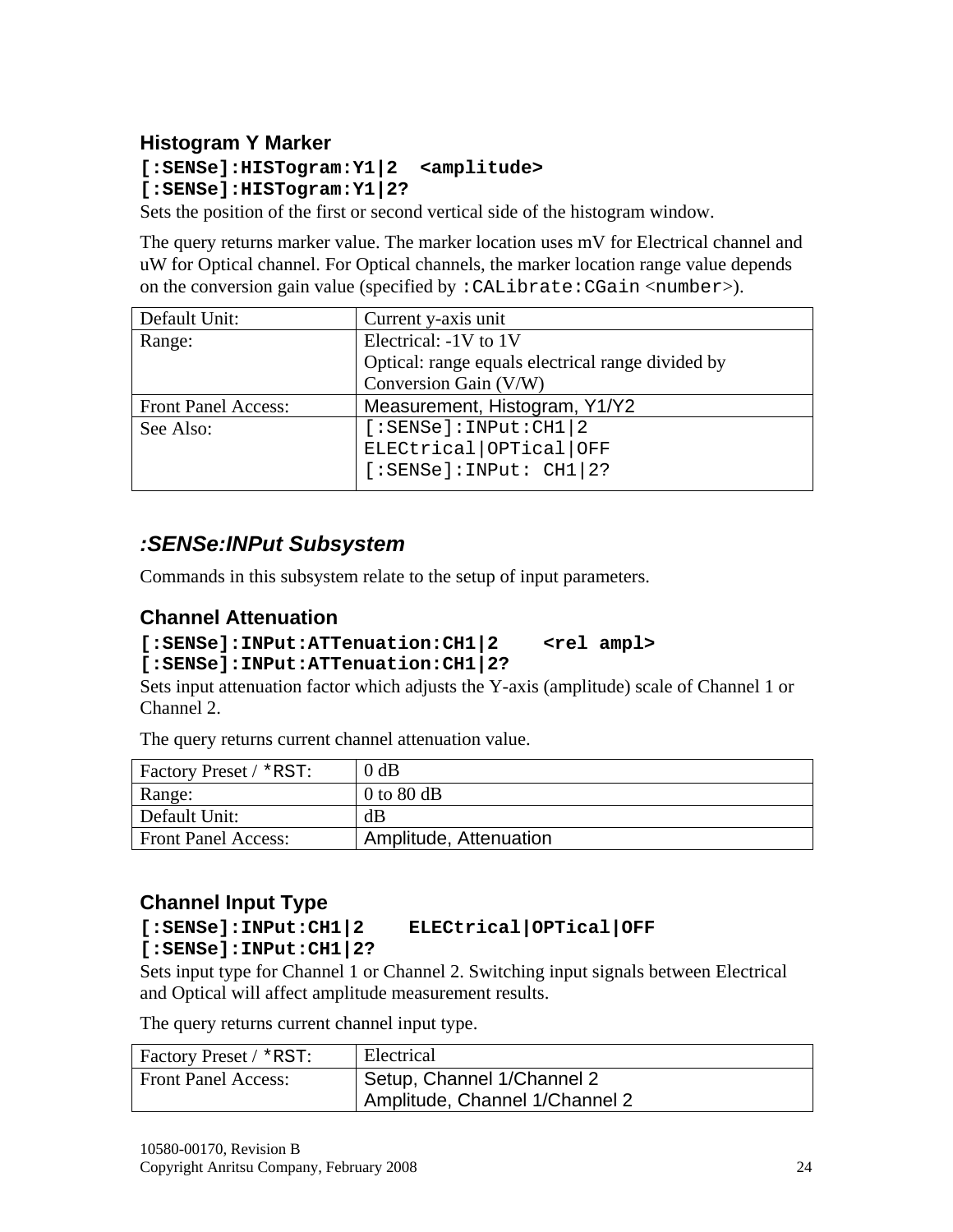### Histogram Y Marker

**[:SENSe]:HISTogram:Y1|2 <amplitude>**
**[:SENSe]:HISTogram:Y1|2?**

Sets the position of the first or second vertical side of the histogram window.

The query returns marker value. The marker location uses mV for Electrical channel and uW for Optical channel. For Optical channels, the marker location range value depends on the conversion gain value (specified by `:CALibrate:CGain <number>`).

| | |
|---|---|
| Default Unit: | Current y-axis unit |
| Range: | Electrical: -1V to 1V<br>Optical: range equals electrical range divided by Conversion Gain (V/W) |
| Front Panel Access: | Measurement, Histogram, Y1/Y2 |
| See Also: | `[:SENSe]:INPut:CH1|2 ELECtrical|OPTical|OFF`<br>`[:SENSe]:INPut: CH1|2?` |

## *:SENSe:INPut Subsystem*

Commands in this subsystem relate to the setup of input parameters.

### Channel Attenuation

**[:SENSe]:INPut:ATTenuation:CH1|2 <rel ampl>**
**[:SENSe]:INPut:ATTenuation:CH1|2?**

Sets input attenuation factor which adjusts the Y-axis (amplitude) scale of Channel 1 or Channel 2.

The query returns current channel attenuation value.

| | |
|---|---|
| Factory Preset / `*RST`: | 0 dB |
| Range: | 0 to 80 dB |
| Default Unit: | dB |
| Front Panel Access: | Amplitude, Attenuation |

### Channel Input Type

**[:SENSe]:INPut:CH1|2 ELECtrical|OPTical|OFF**
**[:SENSe]:INPut:CH1|2?**

Sets input type for Channel 1 or Channel 2. Switching input signals between Electrical and Optical will affect amplitude measurement results.

The query returns current channel input type.

| | |
|---|---|
| Factory Preset / `*RST`: | Electrical |
| Front Panel Access: | Setup, Channel 1/Channel 2<br>Amplitude, Channel 1/Channel 2 |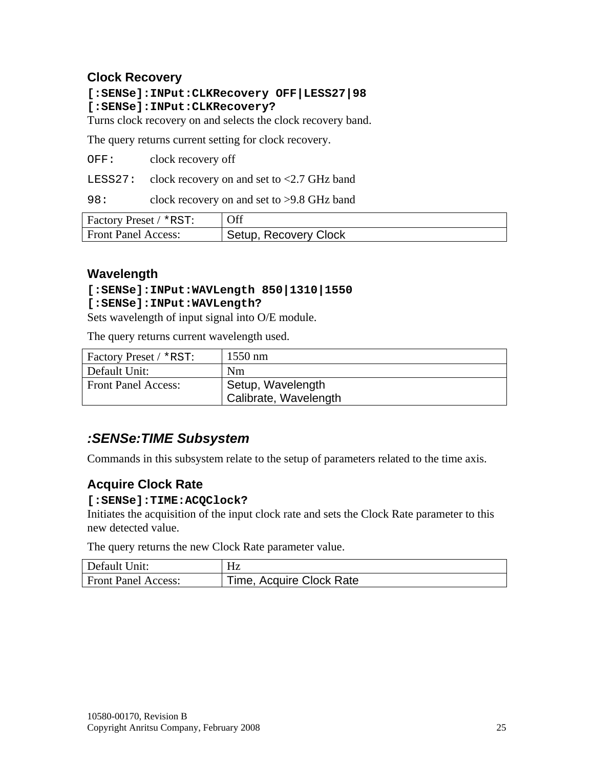### Clock Recovery

**`[:SENSe]:INPut:CLKRecovery OFF|LESS27|98`**
**`[:SENSe]:INPut:CLKRecovery?`**

Turns clock recovery on and selects the clock recovery band.

The query returns current setting for clock recovery.

`OFF:` clock recovery off

`LESS27:` clock recovery on and set to <2.7 GHz band

`98:` clock recovery on and set to >9.8 GHz band

| Factory Preset / `*RST`: | Off |
|---|---|
| Front Panel Access: | Setup, Recovery Clock |

### Wavelength

**`[:SENSe]:INPut:WAVLength 850|1310|1550`**
**`[:SENSe]:INPut:WAVLength?`**

Sets wavelength of input signal into O/E module.

The query returns current wavelength used.

| Factory Preset / `*RST`: | 1550 nm |
|---|---|
| Default Unit: | Nm |
| Front Panel Access: | Setup, Wavelength<br>Calibrate, Wavelength |

## *:SENSe:TIME Subsystem*

Commands in this subsystem relate to the setup of parameters related to the time axis.

### Acquire Clock Rate

**`[:SENSe]:TIME:ACQClock?`**

Initiates the acquisition of the input clock rate and sets the Clock Rate parameter to this new detected value.

The query returns the new Clock Rate parameter value.

| Default Unit: | Hz |
|---|---|
| Front Panel Access: | Time, Acquire Clock Rate |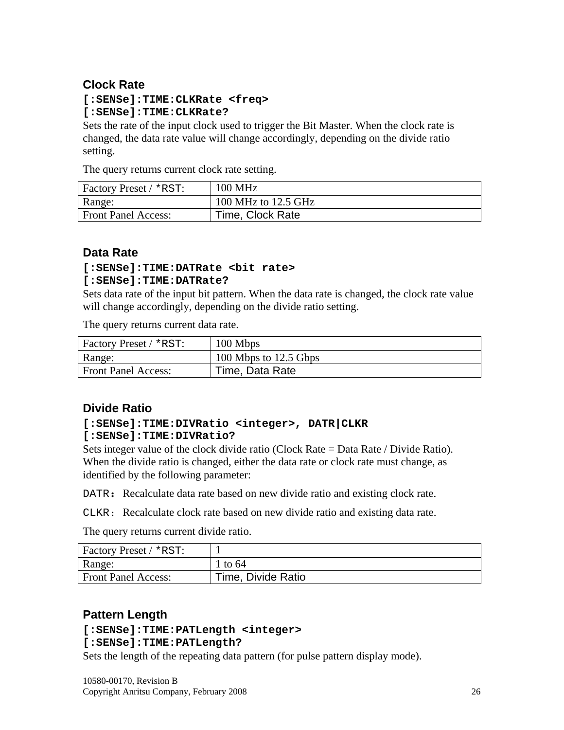### Clock Rate

**[:SENSe]:TIME:CLKRate <freq>**
**[:SENSe]:TIME:CLKRate?**

Sets the rate of the input clock used to trigger the Bit Master. When the clock rate is changed, the data rate value will change accordingly, depending on the divide ratio setting.

The query returns current clock rate setting.

| Factory Preset / *RST: | 100 MHz |
|---|---|
| Range: | 100 MHz to 12.5 GHz |
| Front Panel Access: | Time, Clock Rate |

### Data Rate

**[:SENSe]:TIME:DATRate <bit rate>**
**[:SENSe]:TIME:DATRate?**

Sets data rate of the input bit pattern. When the data rate is changed, the clock rate value will change accordingly, depending on the divide ratio setting.

The query returns current data rate.

| Factory Preset / *RST: | 100 Mbps |
|---|---|
| Range: | 100 Mbps to 12.5 Gbps |
| Front Panel Access: | Time, Data Rate |

### Divide Ratio

**[:SENSe]:TIME:DIVRatio <integer>, DATR|CLKR**
**[:SENSe]:TIME:DIVRatio?**

Sets integer value of the clock divide ratio (Clock Rate = Data Rate / Divide Ratio). When the divide ratio is changed, either the data rate or clock rate must change, as identified by the following parameter:

DATR： Recalculate data rate based on new divide ratio and existing clock rate.

CLKR： Recalculate clock rate based on new divide ratio and existing data rate.

The query returns current divide ratio.

| Factory Preset / *RST: | 1 |
|---|---|
| Range: | 1 to 64 |
| Front Panel Access: | Time, Divide Ratio |

### Pattern Length

**[:SENSe]:TIME:PATLength <integer>**
**[:SENSe]:TIME:PATLength?**

Sets the length of the repeating data pattern (for pulse pattern display mode).

10580-00170, Revision B
Copyright Anritsu Company, February 2008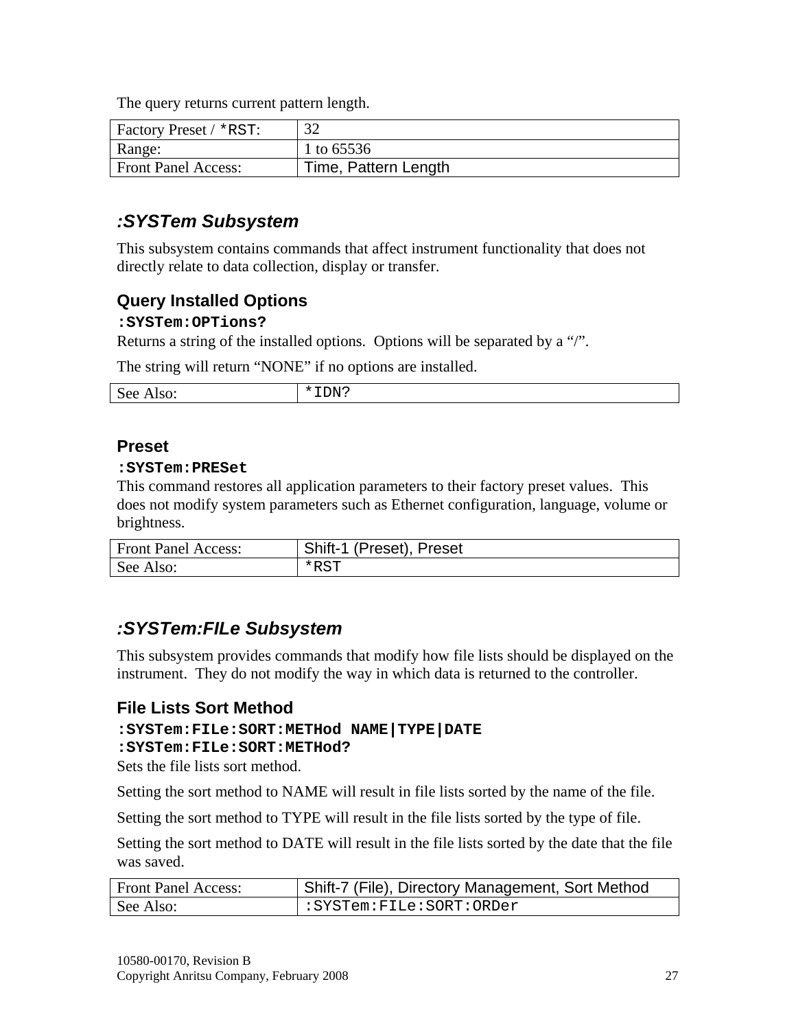The query returns current pattern length.

| Factory Preset / `*RST`: | 32 |
|---|---|
| Range: | 1 to 65536 |
| Front Panel Access: | Time, Pattern Length |

## *:SYSTem Subsystem*

This subsystem contains commands that affect instrument functionality that does not directly relate to data collection, display or transfer.

### Query Installed Options

**`:SYSTem:OPTions?`**

Returns a string of the installed options. Options will be separated by a "/".

The string will return "NONE" if no options are installed.

| See Also: | `*IDN?` |
|---|---|

### Preset

**`:SYSTem:PRESet`**

This command restores all application parameters to their factory preset values. This does not modify system parameters such as Ethernet configuration, language, volume or brightness.

| Front Panel Access: | Shift-1 (Preset), Preset |
|---|---|
| See Also: | `*RST` |

## *:SYSTem:FILe Subsystem*

This subsystem provides commands that modify how file lists should be displayed on the instrument. They do not modify the way in which data is returned to the controller.

### File Lists Sort Method

**`:SYSTem:FILe:SORT:METHod NAME|TYPE|DATE`**
**`:SYSTem:FILe:SORT:METHod?`**

Sets the file lists sort method.

Setting the sort method to NAME will result in file lists sorted by the name of the file.

Setting the sort method to TYPE will result in the file lists sorted by the type of file.

Setting the sort method to DATE will result in the file lists sorted by the date that the file was saved.

| Front Panel Access: | Shift-7 (File), Directory Management, Sort Method |
|---|---|
| See Also: | `:SYSTem:FILe:SORT:ORDer` |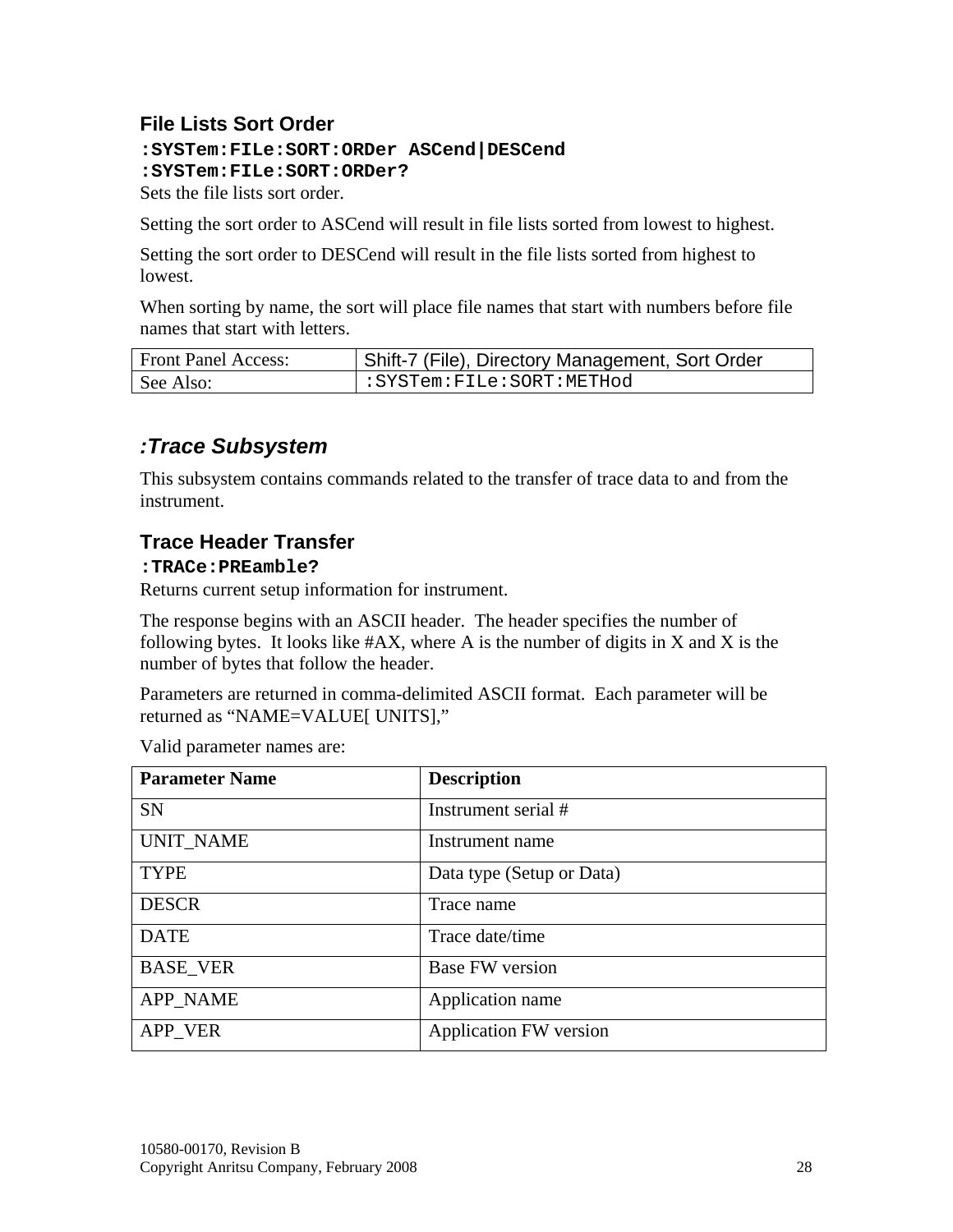### File Lists Sort Order

**`:SYSTem:FILe:SORT:ORDer ASCend|DESCend`**
**`:SYSTem:FILe:SORT:ORDer?`**

Sets the file lists sort order.

Setting the sort order to ASCend will result in file lists sorted from lowest to highest.

Setting the sort order to DESCend will result in the file lists sorted from highest to lowest.

When sorting by name, the sort will place file names that start with numbers before file names that start with letters.

| | |
|---|---|
| Front Panel Access: | Shift-7 (File), Directory Management, Sort Order |
| See Also: | `:SYSTem:FILe:SORT:METHod` |

## *:Trace Subsystem*

This subsystem contains commands related to the transfer of trace data to and from the instrument.

### Trace Header Transfer

**`:TRACe:PREamble?`**

Returns current setup information for instrument.

The response begins with an ASCII header. The header specifies the number of following bytes. It looks like #AX, where A is the number of digits in X and X is the number of bytes that follow the header.

Parameters are returned in comma-delimited ASCII format. Each parameter will be returned as “NAME=VALUE[ UNITS],”

Valid parameter names are:

| **Parameter Name** | **Description** |
|---|---|
| SN | Instrument serial # |
| UNIT_NAME | Instrument name |
| TYPE | Data type (Setup or Data) |
| DESCR | Trace name |
| DATE | Trace date/time |
| BASE_VER | Base FW version |
| APP_NAME | Application name |
| APP_VER | Application FW version |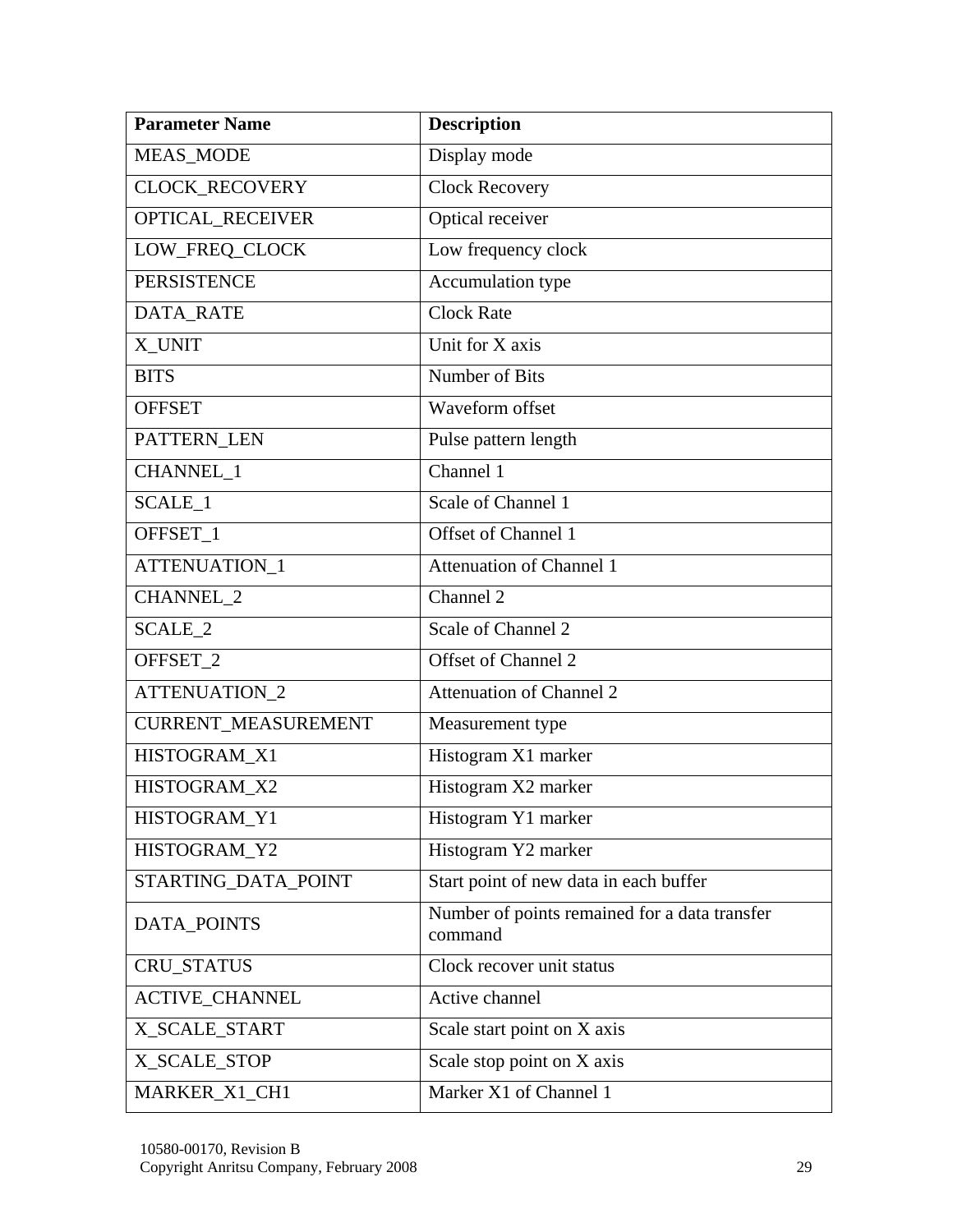| Parameter Name | Description |
| --- | --- |
| MEAS_MODE | Display mode |
| CLOCK_RECOVERY | Clock Recovery |
| OPTICAL_RECEIVER | Optical receiver |
| LOW_FREQ_CLOCK | Low frequency clock |
| PERSISTENCE | Accumulation type |
| DATA_RATE | Clock Rate |
| X_UNIT | Unit for X axis |
| BITS | Number of Bits |
| OFFSET | Waveform offset |
| PATTERN_LEN | Pulse pattern length |
| CHANNEL_1 | Channel 1 |
| SCALE_1 | Scale of Channel 1 |
| OFFSET_1 | Offset of Channel 1 |
| ATTENUATION_1 | Attenuation of Channel 1 |
| CHANNEL_2 | Channel 2 |
| SCALE_2 | Scale of Channel 2 |
| OFFSET_2 | Offset of Channel 2 |
| ATTENUATION_2 | Attenuation of Channel 2 |
| CURRENT_MEASUREMENT | Measurement type |
| HISTOGRAM_X1 | Histogram X1 marker |
| HISTOGRAM_X2 | Histogram X2 marker |
| HISTOGRAM_Y1 | Histogram Y1 marker |
| HISTOGRAM_Y2 | Histogram Y2 marker |
| STARTING_DATA_POINT | Start point of new data in each buffer |
| DATA_POINTS | Number of points remained for a data transfer command |
| CRU_STATUS | Clock recover unit status |
| ACTIVE_CHANNEL | Active channel |
| X_SCALE_START | Scale start point on X axis |
| X_SCALE_STOP | Scale stop point on X axis |
| MARKER_X1_CH1 | Marker X1 of Channel 1 |

10580-00170, Revision B
Copyright Anritsu Company, February 2008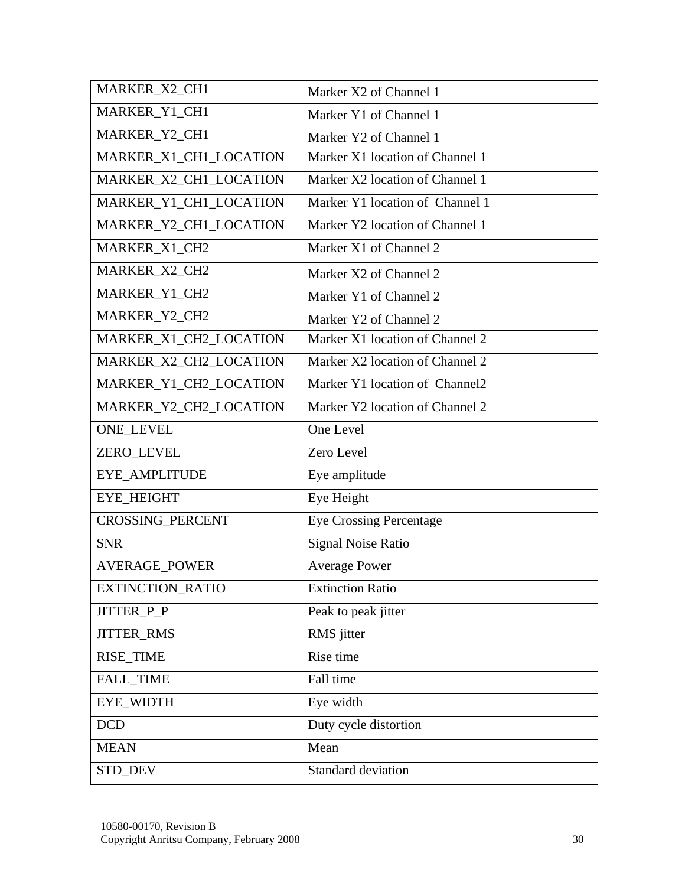| | |
|---|---|
| MARKER_X2_CH1 | Marker X2 of Channel 1 |
| MARKER_Y1_CH1 | Marker Y1 of Channel 1 |
| MARKER_Y2_CH1 | Marker Y2 of Channel 1 |
| MARKER_X1_CH1_LOCATION | Marker X1 location of Channel 1 |
| MARKER_X2_CH1_LOCATION | Marker X2 location of Channel 1 |
| MARKER_Y1_CH1_LOCATION | Marker Y1 location of  Channel 1 |
| MARKER_Y2_CH1_LOCATION | Marker Y2 location of Channel 1 |
| MARKER_X1_CH2 | Marker X1 of Channel 2 |
| MARKER_X2_CH2 | Marker X2 of Channel 2 |
| MARKER_Y1_CH2 | Marker Y1 of Channel 2 |
| MARKER_Y2_CH2 | Marker Y2 of Channel 2 |
| MARKER_X1_CH2_LOCATION | Marker X1 location of Channel 2 |
| MARKER_X2_CH2_LOCATION | Marker X2 location of Channel 2 |
| MARKER_Y1_CH2_LOCATION | Marker Y1 location of  Channel2 |
| MARKER_Y2_CH2_LOCATION | Marker Y2 location of Channel 2 |
| ONE_LEVEL | One Level |
| ZERO_LEVEL | Zero Level |
| EYE_AMPLITUDE | Eye amplitude |
| EYE_HEIGHT | Eye Height |
| CROSSING_PERCENT | Eye Crossing Percentage |
| SNR | Signal Noise Ratio |
| AVERAGE_POWER | Average Power |
| EXTINCTION_RATIO | Extinction Ratio |
| JITTER_P_P | Peak to peak jitter |
| JITTER_RMS | RMS jitter |
| RISE_TIME | Rise time |
| FALL_TIME | Fall time |
| EYE_WIDTH | Eye width |
| DCD | Duty cycle distortion |
| MEAN | Mean |
| STD_DEV | Standard deviation |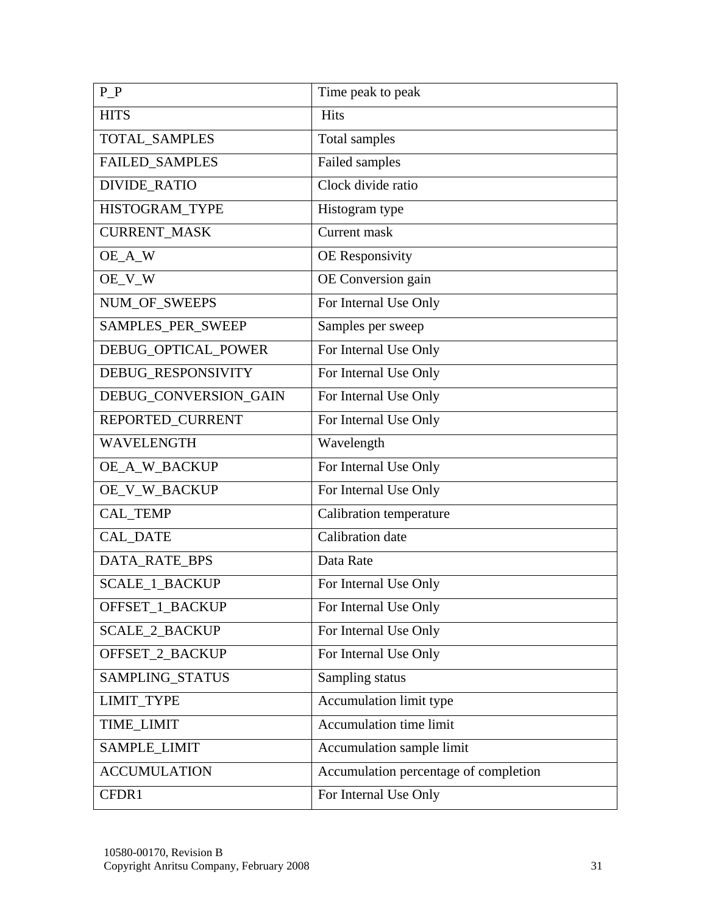| P_P | Time peak to peak |
|---|---|
| HITS | Hits |
| TOTAL_SAMPLES | Total samples |
| FAILED_SAMPLES | Failed samples |
| DIVIDE_RATIO | Clock divide ratio |
| HISTOGRAM_TYPE | Histogram type |
| CURRENT_MASK | Current mask |
| OE_A_W | OE Responsivity |
| OE_V_W | OE Conversion gain |
| NUM_OF_SWEEPS | For Internal Use Only |
| SAMPLES_PER_SWEEP | Samples per sweep |
| DEBUG_OPTICAL_POWER | For Internal Use Only |
| DEBUG_RESPONSIVITY | For Internal Use Only |
| DEBUG_CONVERSION_GAIN | For Internal Use Only |
| REPORTED_CURRENT | For Internal Use Only |
| WAVELENGTH | Wavelength |
| OE_A_W_BACKUP | For Internal Use Only |
| OE_V_W_BACKUP | For Internal Use Only |
| CAL_TEMP | Calibration temperature |
| CAL_DATE | Calibration date |
| DATA_RATE_BPS | Data Rate |
| SCALE_1_BACKUP | For Internal Use Only |
| OFFSET_1_BACKUP | For Internal Use Only |
| SCALE_2_BACKUP | For Internal Use Only |
| OFFSET_2_BACKUP | For Internal Use Only |
| SAMPLING_STATUS | Sampling status |
| LIMIT_TYPE | Accumulation limit type |
| TIME_LIMIT | Accumulation time limit |
| SAMPLE_LIMIT | Accumulation sample limit |
| ACCUMULATION | Accumulation percentage of completion |
| CFDR1 | For Internal Use Only |

10580-00170, Revision B
Copyright Anritsu Company, February 2008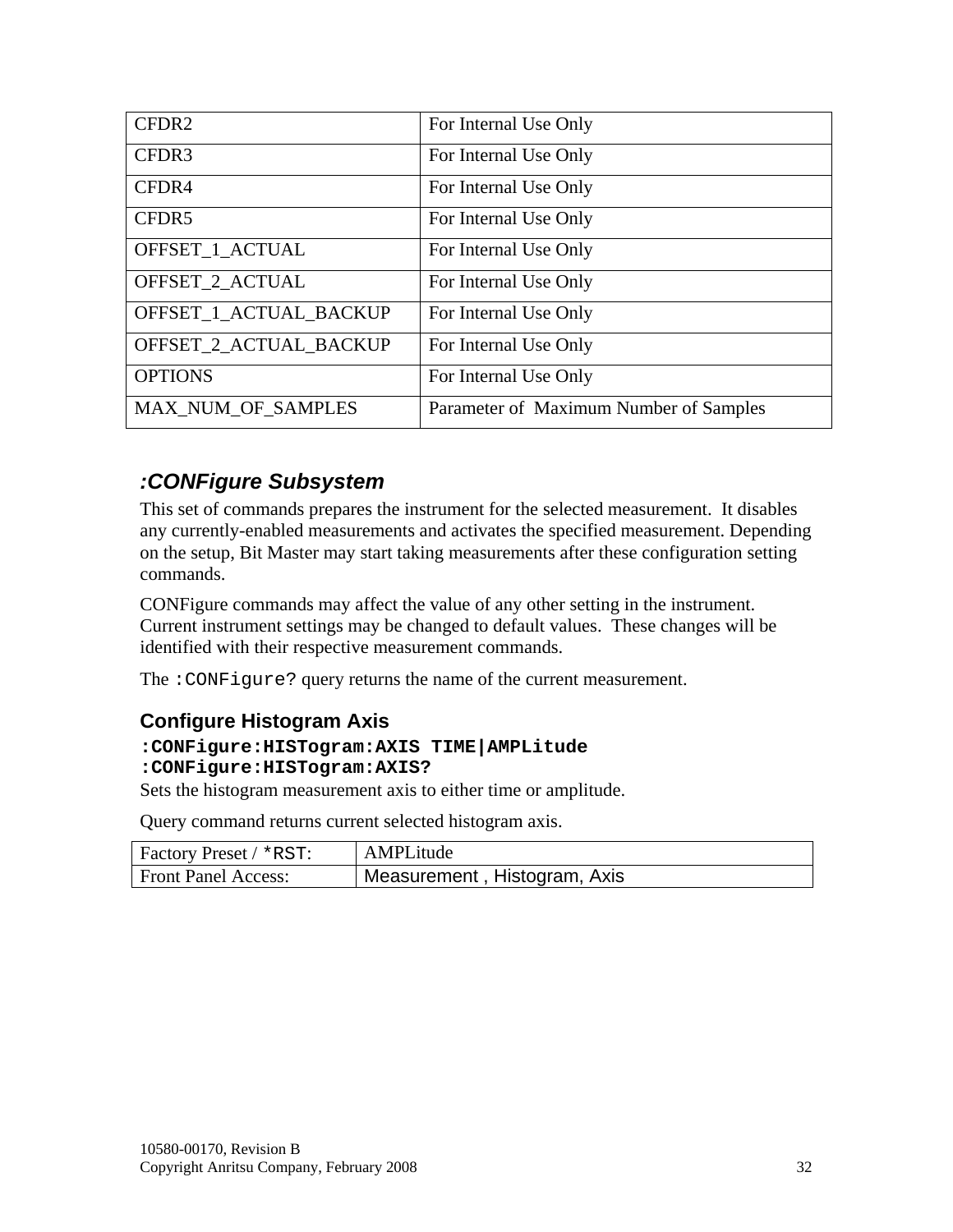| | |
|---|---|
| CFDR2 | For Internal Use Only |
| CFDR3 | For Internal Use Only |
| CFDR4 | For Internal Use Only |
| CFDR5 | For Internal Use Only |
| OFFSET_1_ACTUAL | For Internal Use Only |
| OFFSET_2_ACTUAL | For Internal Use Only |
| OFFSET_1_ACTUAL_BACKUP | For Internal Use Only |
| OFFSET_2_ACTUAL_BACKUP | For Internal Use Only |
| OPTIONS | For Internal Use Only |
| MAX_NUM_OF_SAMPLES | Parameter of Maximum Number of Samples |

## *:CONFigure Subsystem*

This set of commands prepares the instrument for the selected measurement. It disables any currently-enabled measurements and activates the specified measurement. Depending on the setup, Bit Master may start taking measurements after these configuration setting commands.

CONFigure commands may affect the value of any other setting in the instrument. Current instrument settings may be changed to default values. These changes will be identified with their respective measurement commands.

The `:CONFigure?` query returns the name of the current measurement.

### Configure Histogram Axis

**`:CONFigure:HISTogram:AXIS TIME|AMPLitude`**
**`:CONFigure:HISTogram:AXIS?`**

Sets the histogram measurement axis to either time or amplitude.

Query command returns current selected histogram axis.

| | |
|---|---|
| Factory Preset / *RST: | AMPLitude |
| Front Panel Access: | Measurement , Histogram, Axis |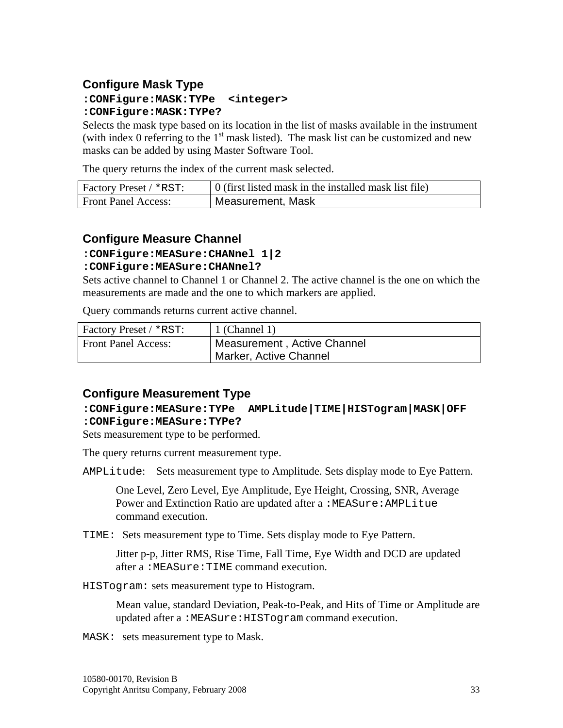### Configure Mask Type

**`:CONFigure:MASK:TYPe <integer>`**
**`:CONFigure:MASK:TYPe?`**

Selects the mask type based on its location in the list of masks available in the instrument (with index 0 referring to the 1st mask listed). The mask list can be customized and new masks can be added by using Master Software Tool.

The query returns the index of the current mask selected.

| Factory Preset / `*RST`: | 0 (first listed mask in the installed mask list file) |
|---|---|
| Front Panel Access: | Measurement, Mask |

### Configure Measure Channel

**`:CONFigure:MEASure:CHANnel 1|2`**
**`:CONFigure:MEASure:CHANnel?`**

Sets active channel to Channel 1 or Channel 2. The active channel is the one on which the measurements are made and the one to which markers are applied.

Query commands returns current active channel.

| Factory Preset / `*RST`: | 1 (Channel 1) |
|---|---|
| Front Panel Access: | Measurement , Active Channel<br>Marker, Active Channel |

### Configure Measurement Type

**`:CONFigure:MEASure:TYPe AMPLitude|TIME|HISTogram|MASK|OFF`**
**`:CONFigure:MEASure:TYPe?`**

Sets measurement type to be performed.

The query returns current measurement type.

`AMPLitude`: Sets measurement type to Amplitude. Sets display mode to Eye Pattern.

> One Level, Zero Level, Eye Amplitude, Eye Height, Crossing, SNR, Average Power and Extinction Ratio are updated after a `:MEASure:AMPLitue` command execution.

`TIME:` Sets measurement type to Time. Sets display mode to Eye Pattern.

> Jitter p-p, Jitter RMS, Rise Time, Fall Time, Eye Width and DCD are updated after a `:MEASure:TIME` command execution.

`HISTogram:` sets measurement type to Histogram.

> Mean value, standard Deviation, Peak-to-Peak, and Hits of Time or Amplitude are updated after a `:MEASure:HISTogram` command execution.

`MASK:` sets measurement type to Mask.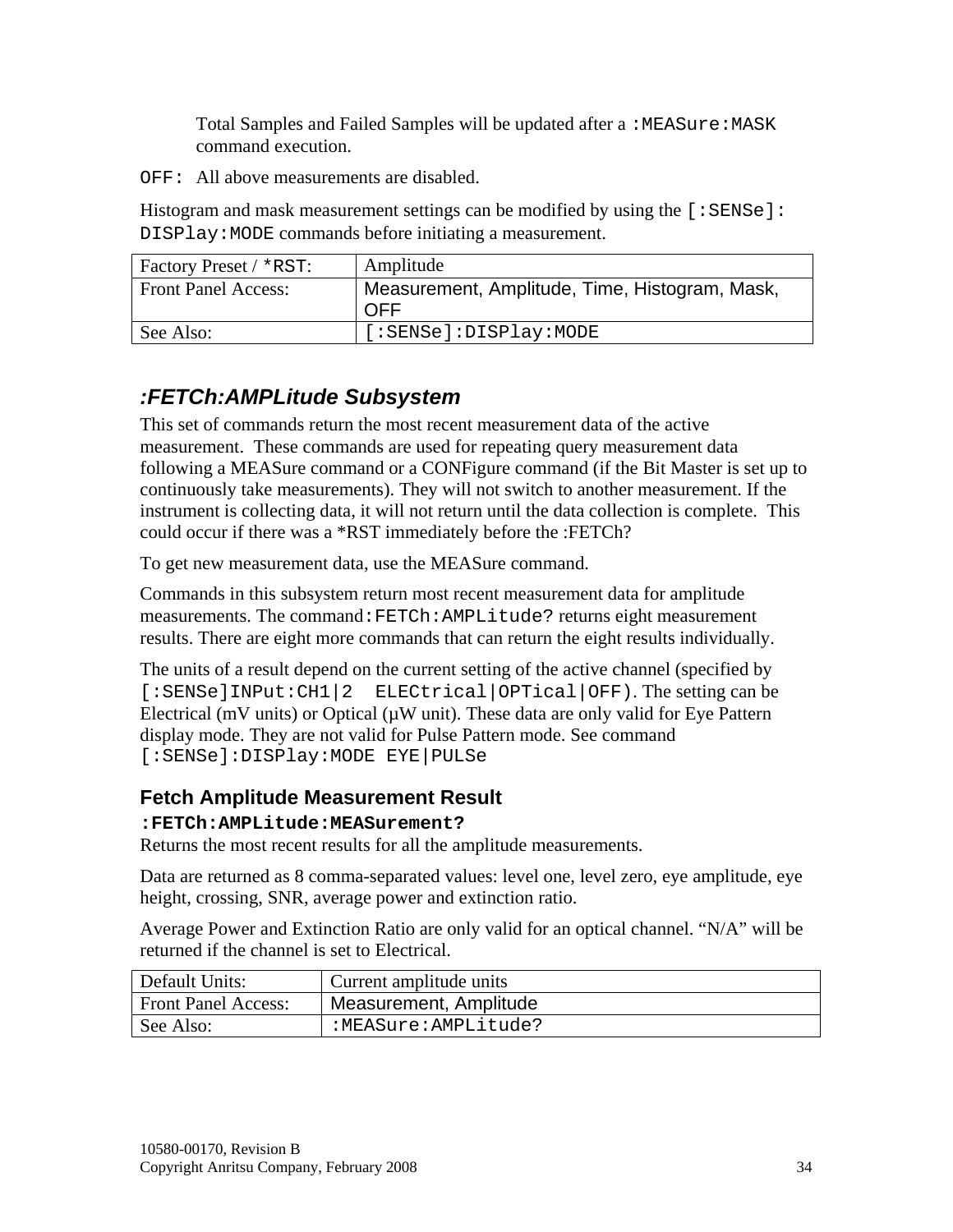Total Samples and Failed Samples will be updated after a `:MEASure:MASK` command execution.

`OFF:` All above measurements are disabled.

Histogram and mask measurement settings can be modified by using the `[:SENSe]:DISPlay:MODE` commands before initiating a measurement.

| Factory Preset / `*RST`: | Amplitude |
|---|---|
| Front Panel Access: | Measurement, Amplitude, Time, Histogram, Mask, OFF |
| See Also: | `[:SENSe]:DISPlay:MODE` |

## *:FETCh:AMPLitude Subsystem*

This set of commands return the most recent measurement data of the active measurement. These commands are used for repeating query measurement data following a MEASure command or a CONFigure command (if the Bit Master is set up to continuously take measurements). They will not switch to another measurement. If the instrument is collecting data, it will not return until the data collection is complete. This could occur if there was a *RST immediately before the :FETCh?

To get new measurement data, use the MEASure command.

Commands in this subsystem return most recent measurement data for amplitude measurements. The command `:FETCh:AMPLitude?` returns eight measurement results. There are eight more commands that can return the eight results individually.

The units of a result depend on the current setting of the active channel (specified by `[:SENSe]INPut:CH1|2 ELECtrical|OPTical|OFF)`. The setting can be Electrical (mV units) or Optical (µW unit). These data are only valid for Eye Pattern display mode. They are not valid for Pulse Pattern mode. See command `[:SENSe]:DISPlay:MODE EYE|PULSe`

### Fetch Amplitude Measurement Result

**`:FETCh:AMPLitude:MEASurement?`**

Returns the most recent results for all the amplitude measurements.

Data are returned as 8 comma-separated values: level one, level zero, eye amplitude, eye height, crossing, SNR, average power and extinction ratio.

Average Power and Extinction Ratio are only valid for an optical channel. “N/A” will be returned if the channel is set to Electrical.

| Default Units: | Current amplitude units |
|---|---|
| Front Panel Access: | Measurement, Amplitude |
| See Also: | `:MEASure:AMPLitude?` |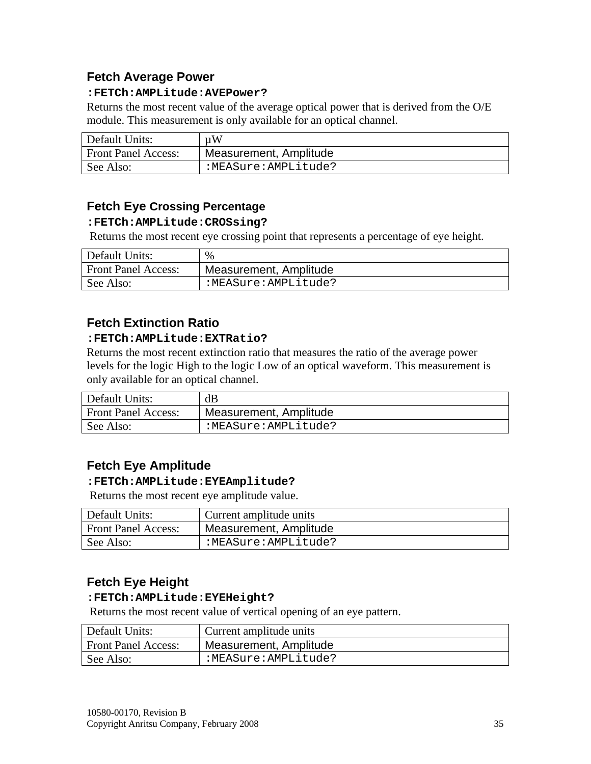### Fetch Average Power

**:FETCh:AMPLitude:AVEPower?**

Returns the most recent value of the average optical power that is derived from the O/E module. This measurement is only available for an optical channel.

| Default Units: | μW |
|---|---|
| Front Panel Access: | Measurement, Amplitude |
| See Also: | `:MEASure:AMPLitude?` |

### Fetch Eye Crossing Percentage

**:FETCh:AMPLitude:CROSsing?**

Returns the most recent eye crossing point that represents a percentage of eye height.

| Default Units: | % |
|---|---|
| Front Panel Access: | Measurement, Amplitude |
| See Also: | `:MEASure:AMPLitude?` |

### Fetch Extinction Ratio

**:FETCh:AMPLitude:EXTRatio?**

Returns the most recent extinction ratio that measures the ratio of the average power levels for the logic High to the logic Low of an optical waveform. This measurement is only available for an optical channel.

| Default Units: | dB |
|---|---|
| Front Panel Access: | Measurement, Amplitude |
| See Also: | `:MEASure:AMPLitude?` |

### Fetch Eye Amplitude

**:FETCh:AMPLitude:EYEAmplitude?**

Returns the most recent eye amplitude value.

| Default Units: | Current amplitude units |
|---|---|
| Front Panel Access: | Measurement, Amplitude |
| See Also: | `:MEASure:AMPLitude?` |

### Fetch Eye Height

**:FETCh:AMPLitude:EYEHeight?**

Returns the most recent value of vertical opening of an eye pattern.

| Default Units: | Current amplitude units |
|---|---|
| Front Panel Access: | Measurement, Amplitude |
| See Also: | `:MEASure:AMPLitude?` |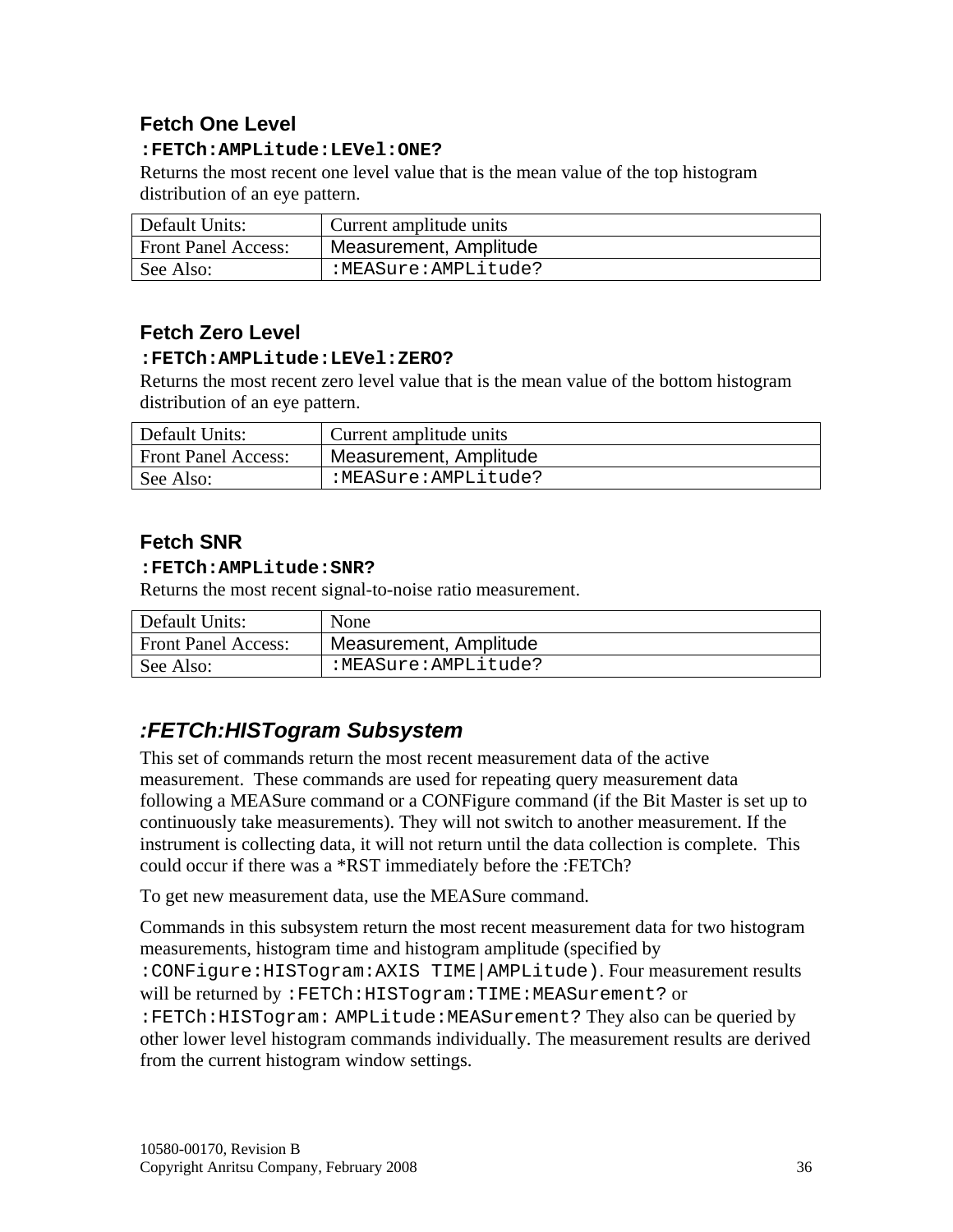### Fetch One Level

**`:FETCh:AMPLitude:LEVel:ONE?`**

Returns the most recent one level value that is the mean value of the top histogram distribution of an eye pattern.

| | |
|---|---|
| Default Units: | Current amplitude units |
| Front Panel Access: | Measurement, Amplitude |
| See Also: | `:MEASure:AMPLitude?` |

### Fetch Zero Level

**`:FETCh:AMPLitude:LEVel:ZERO?`**

Returns the most recent zero level value that is the mean value of the bottom histogram distribution of an eye pattern.

| | |
|---|---|
| Default Units: | Current amplitude units |
| Front Panel Access: | Measurement, Amplitude |
| See Also: | `:MEASure:AMPLitude?` |

### Fetch SNR

**`:FETCh:AMPLitude:SNR?`**

Returns the most recent signal-to-noise ratio measurement.

| | |
|---|---|
| Default Units: | None |
| Front Panel Access: | Measurement, Amplitude |
| See Also: | `:MEASure:AMPLitude?` |

## *:FETCh:HISTogram Subsystem*

This set of commands return the most recent measurement data of the active measurement. These commands are used for repeating query measurement data following a MEASure command or a CONFigure command (if the Bit Master is set up to continuously take measurements). They will not switch to another measurement. If the instrument is collecting data, it will not return until the data collection is complete. This could occur if there was a *RST immediately before the :FETCh?

To get new measurement data, use the MEASure command.

Commands in this subsystem return the most recent measurement data for two histogram measurements, histogram time and histogram amplitude (specified by `:CONFigure:HISTogram:AXIS TIME|AMPLitude)`. Four measurement results will be returned by `:FETCh:HISTogram:TIME:MEASurement?` or `:FETCh:HISTogram: AMPLitude:MEASurement?` They also can be queried by other lower level histogram commands individually. The measurement results are derived from the current histogram window settings.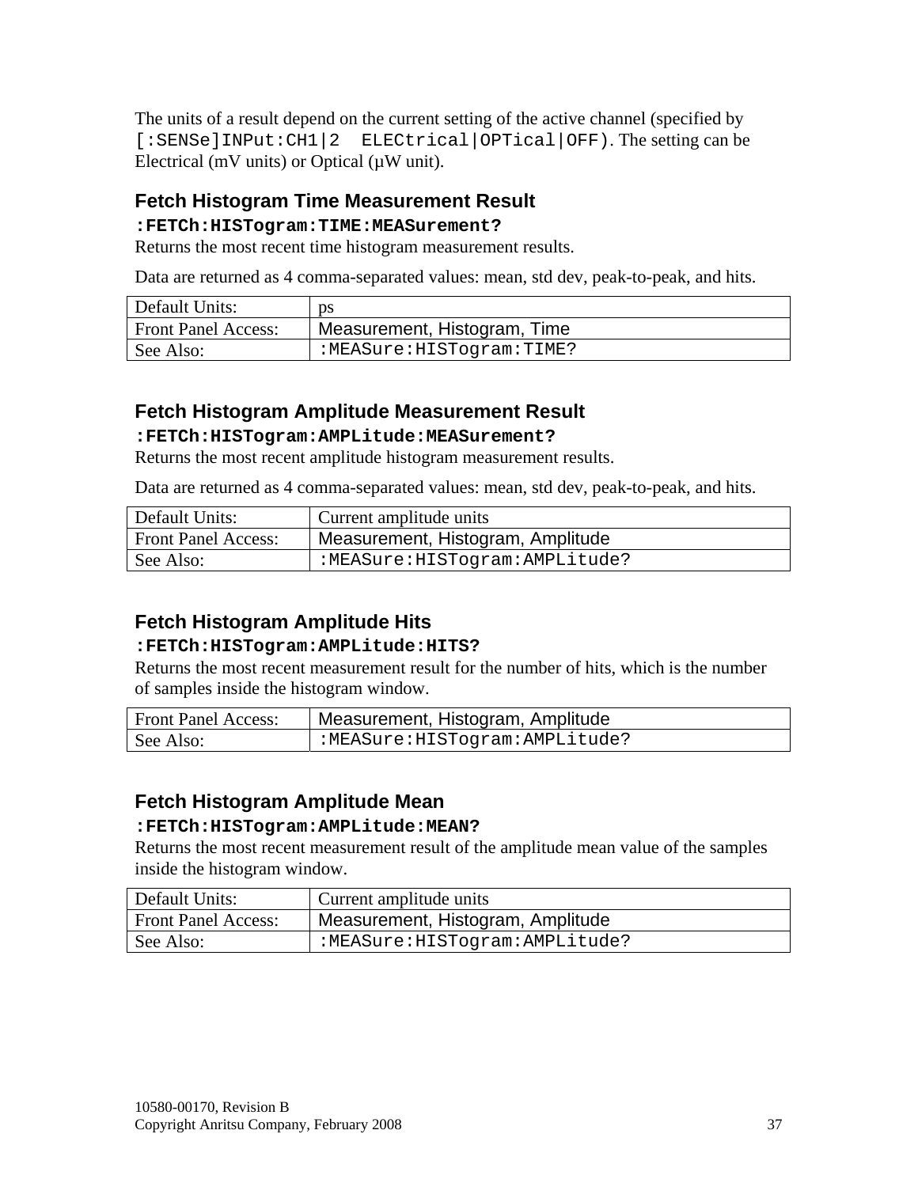The units of a result depend on the current setting of the active channel (specified by `[:SENSe]INPut:CH1|2 ELECtrical|OPTical|OFF)`. The setting can be Electrical (mV units) or Optical (µW unit).

### Fetch Histogram Time Measurement Result

**`:FETCh:HISTogram:TIME:MEASurement?`**

Returns the most recent time histogram measurement results.

Data are returned as 4 comma-separated values: mean, std dev, peak-to-peak, and hits.

| | |
|---|---|
| Default Units: | ps |
| Front Panel Access: | Measurement, Histogram, Time |
| See Also: | `:MEASure:HISTogram:TIME?` |

### Fetch Histogram Amplitude Measurement Result

**`:FETCh:HISTogram:AMPLitude:MEASurement?`**

Returns the most recent amplitude histogram measurement results.

Data are returned as 4 comma-separated values: mean, std dev, peak-to-peak, and hits.

| | |
|---|---|
| Default Units: | Current amplitude units |
| Front Panel Access: | Measurement, Histogram, Amplitude |
| See Also: | `:MEASure:HISTogram:AMPLitude?` |

### Fetch Histogram Amplitude Hits

**`:FETCh:HISTogram:AMPLitude:HITS?`**

Returns the most recent measurement result for the number of hits, which is the number of samples inside the histogram window.

| | |
|---|---|
| Front Panel Access: | Measurement, Histogram, Amplitude |
| See Also: | `:MEASure:HISTogram:AMPLitude?` |

### Fetch Histogram Amplitude Mean

**`:FETCh:HISTogram:AMPLitude:MEAN?`**

Returns the most recent measurement result of the amplitude mean value of the samples inside the histogram window.

| | |
|---|---|
| Default Units: | Current amplitude units |
| Front Panel Access: | Measurement, Histogram, Amplitude |
| See Also: | `:MEASure:HISTogram:AMPLitude?` |

10580-00170, Revision B
Copyright Anritsu Company, February 2008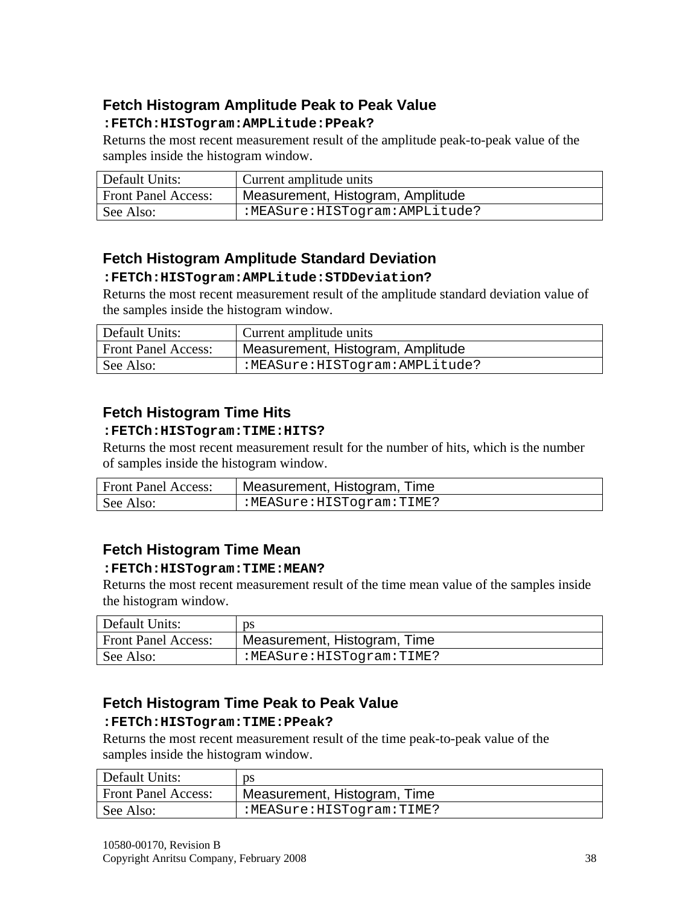### Fetch Histogram Amplitude Peak to Peak Value

**`:FETCh:HISTogram:AMPLitude:PPeak?`**

Returns the most recent measurement result of the amplitude peak-to-peak value of the samples inside the histogram window.

| | |
|---|---|
| Default Units: | Current amplitude units |
| Front Panel Access: | Measurement, Histogram, Amplitude |
| See Also: | `:MEASure:HISTogram:AMPLitude?` |

### Fetch Histogram Amplitude Standard Deviation

**`:FETCh:HISTogram:AMPLitude:STDDeviation?`**

Returns the most recent measurement result of the amplitude standard deviation value of the samples inside the histogram window.

| | |
|---|---|
| Default Units: | Current amplitude units |
| Front Panel Access: | Measurement, Histogram, Amplitude |
| See Also: | `:MEASure:HISTogram:AMPLitude?` |

### Fetch Histogram Time Hits

**`:FETCh:HISTogram:TIME:HITS?`**

Returns the most recent measurement result for the number of hits, which is the number of samples inside the histogram window.

| | |
|---|---|
| Front Panel Access: | Measurement, Histogram, Time |
| See Also: | `:MEASure:HISTogram:TIME?` |

### Fetch Histogram Time Mean

**`:FETCh:HISTogram:TIME:MEAN?`**

Returns the most recent measurement result of the time mean value of the samples inside the histogram window.

| | |
|---|---|
| Default Units: | ps |
| Front Panel Access: | Measurement, Histogram, Time |
| See Also: | `:MEASure:HISTogram:TIME?` |

### Fetch Histogram Time Peak to Peak Value

**`:FETCh:HISTogram:TIME:PPeak?`**

Returns the most recent measurement result of the time peak-to-peak value of the samples inside the histogram window.

| | |
|---|---|
| Default Units: | ps |
| Front Panel Access: | Measurement, Histogram, Time |
| See Also: | `:MEASure:HISTogram:TIME?` |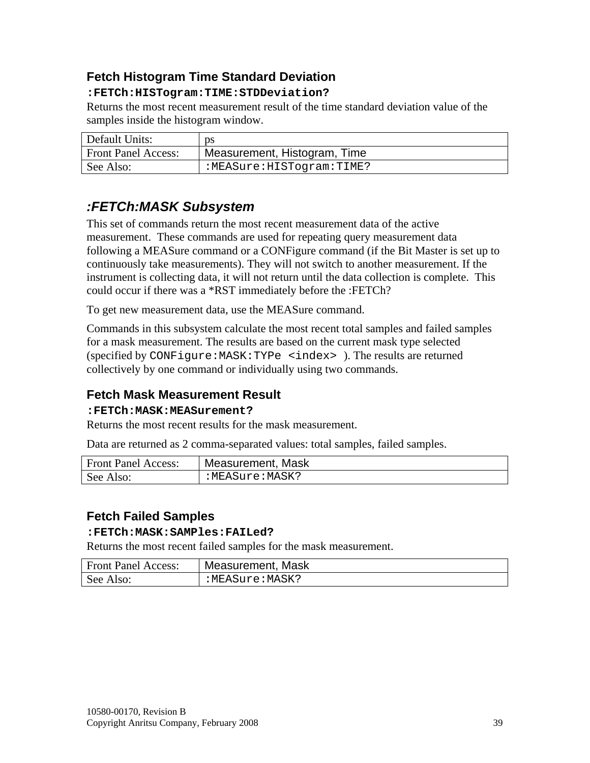### Fetch Histogram Time Standard Deviation

**:FETCh:HISTogram:TIME:STDDeviation?**

Returns the most recent measurement result of the time standard deviation value of the samples inside the histogram window.

| Default Units: | ps |
|---|---|
| Front Panel Access: | Measurement, Histogram, Time |
| See Also: | `:MEASure:HISTogram:TIME?` |

## *:FETCh:MASK Subsystem*

This set of commands return the most recent measurement data of the active measurement. These commands are used for repeating query measurement data following a MEASure command or a CONFigure command (if the Bit Master is set up to continuously take measurements). They will not switch to another measurement. If the instrument is collecting data, it will not return until the data collection is complete. This could occur if there was a *RST immediately before the :FETCh?

To get new measurement data, use the MEASure command.

Commands in this subsystem calculate the most recent total samples and failed samples for a mask measurement. The results are based on the current mask type selected (specified by `CONFigure:MASK:TYPe <index>` ). The results are returned collectively by one command or individually using two commands.

### Fetch Mask Measurement Result

**:FETCh:MASK:MEASurement?**

Returns the most recent results for the mask measurement.

Data are returned as 2 comma-separated values: total samples, failed samples.

| Front Panel Access: | Measurement, Mask |
|---|---|
| See Also: | `:MEASure:MASK?` |

### Fetch Failed Samples

**:FETCh:MASK:SAMPles:FAILed?**

Returns the most recent failed samples for the mask measurement.

| Front Panel Access: | Measurement, Mask |
|---|---|
| See Also: | `:MEASure:MASK?` |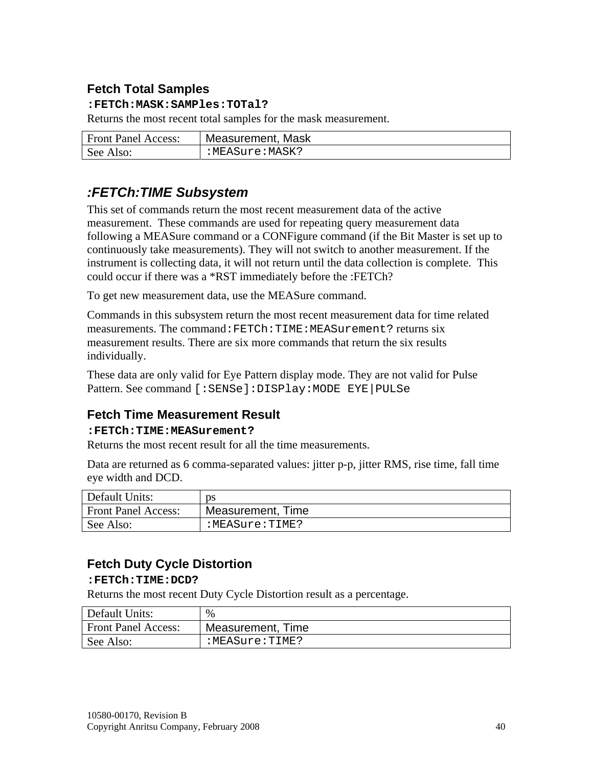### Fetch Total Samples

**`:FETCh:MASK:SAMPles:TOTal?`**

Returns the most recent total samples for the mask measurement.

| Front Panel Access: | Measurement, Mask |
|---|---|
| See Also: | `:MEASure:MASK?` |

## *:FETCh:TIME Subsystem*

This set of commands return the most recent measurement data of the active measurement. These commands are used for repeating query measurement data following a MEASure command or a CONFigure command (if the Bit Master is set up to continuously take measurements). They will not switch to another measurement. If the instrument is collecting data, it will not return until the data collection is complete. This could occur if there was a *RST immediately before the :FETCh?

To get new measurement data, use the MEASure command.

Commands in this subsystem return the most recent measurement data for time related measurements. The command `:FETCh:TIME:MEASurement?` returns six measurement results. There are six more commands that return the six results individually.

These data are only valid for Eye Pattern display mode. They are not valid for Pulse Pattern. See command `[:SENSe]:DISPlay:MODE EYE|PULSe`

### Fetch Time Measurement Result

**`:FETCh:TIME:MEASurement?`**

Returns the most recent result for all the time measurements.

Data are returned as 6 comma-separated values: jitter p-p, jitter RMS, rise time, fall time eye width and DCD.

| Default Units: | ps |
|---|---|
| Front Panel Access: | Measurement, Time |
| See Also: | `:MEASure:TIME?` |

### Fetch Duty Cycle Distortion

**`:FETCh:TIME:DCD?`**

Returns the most recent Duty Cycle Distortion result as a percentage.

| Default Units: | % |
|---|---|
| Front Panel Access: | Measurement, Time |
| See Also: | `:MEASure:TIME?` |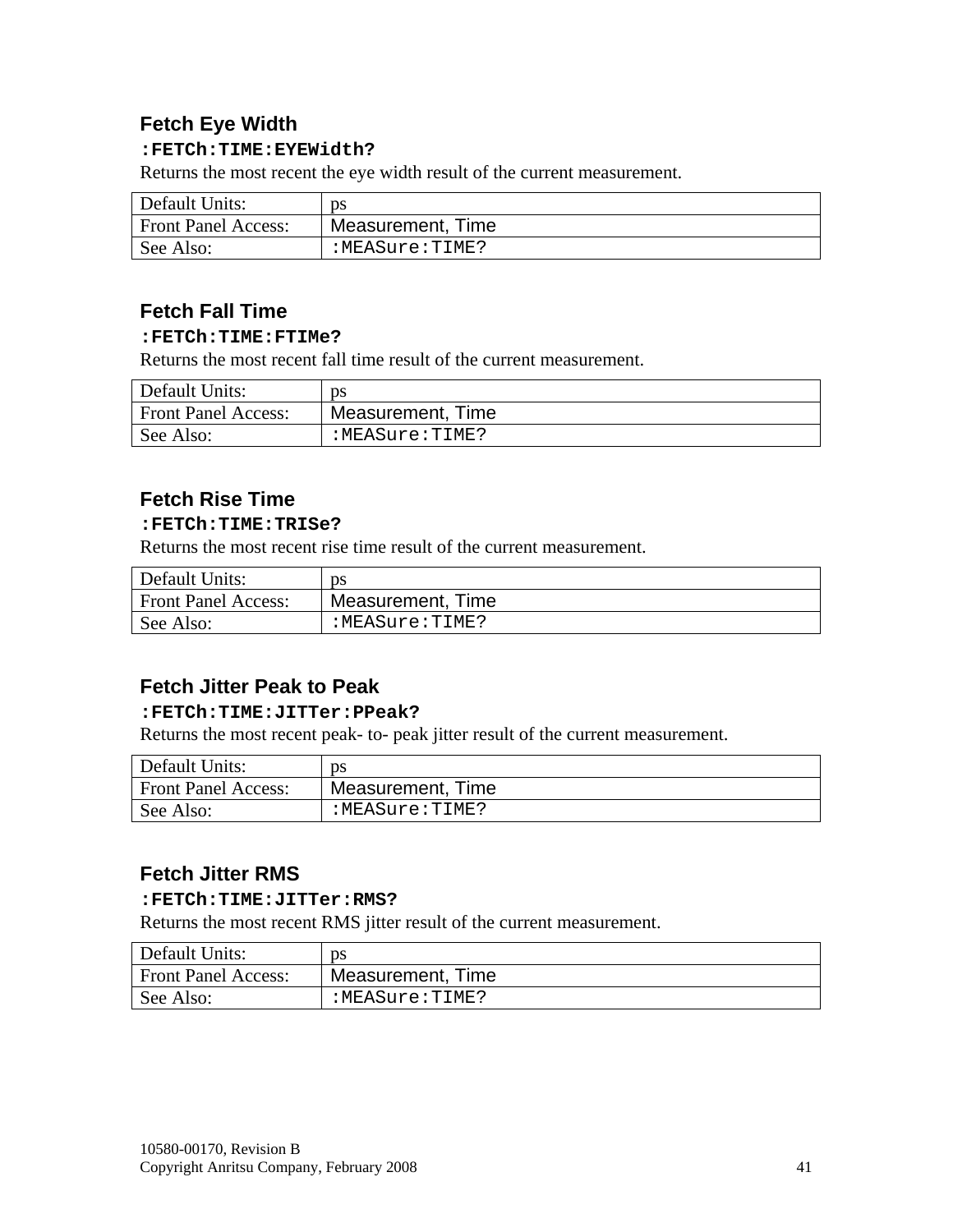## Fetch Eye Width

**`:FETCh:TIME:EYEWidth?`**

Returns the most recent the eye width result of the current measurement.

| Default Units: | ps |
|---|---|
| Front Panel Access: | Measurement, Time |
| See Also: | `:MEASure:TIME?` |

## Fetch Fall Time

**`:FETCh:TIME:FTIMe?`**

Returns the most recent fall time result of the current measurement.

| Default Units: | ps |
|---|---|
| Front Panel Access: | Measurement, Time |
| See Also: | `:MEASure:TIME?` |

## Fetch Rise Time

**`:FETCh:TIME:TRISe?`**

Returns the most recent rise time result of the current measurement.

| Default Units: | ps |
|---|---|
| Front Panel Access: | Measurement, Time |
| See Also: | `:MEASure:TIME?` |

## Fetch Jitter Peak to Peak

**`:FETCh:TIME:JITTer:PPeak?`**

Returns the most recent peak- to- peak jitter result of the current measurement.

| Default Units: | ps |
|---|---|
| Front Panel Access: | Measurement, Time |
| See Also: | `:MEASure:TIME?` |

## Fetch Jitter RMS

**`:FETCh:TIME:JITTer:RMS?`**

Returns the most recent RMS jitter result of the current measurement.

| Default Units: | ps |
|---|---|
| Front Panel Access: | Measurement, Time |
| See Also: | `:MEASure:TIME?` |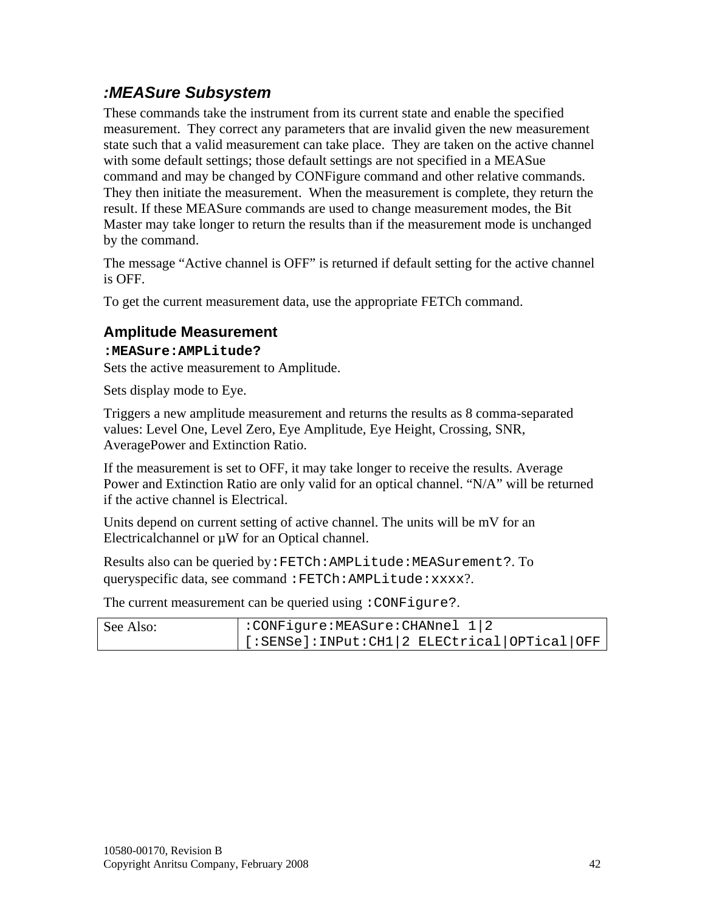## *:MEASure Subsystem*

These commands take the instrument from its current state and enable the specified measurement. They correct any parameters that are invalid given the new measurement state such that a valid measurement can take place. They are taken on the active channel with some default settings; those default settings are not specified in a MEASue command and may be changed by CONFigure command and other relative commands. They then initiate the measurement. When the measurement is complete, they return the result. If these MEASure commands are used to change measurement modes, the Bit Master may take longer to return the results than if the measurement mode is unchanged by the command.

The message "Active channel is OFF" is returned if default setting for the active channel is OFF.

To get the current measurement data, use the appropriate FETCh command.

### Amplitude Measurement

**`:MEASure:AMPLitude?`**

Sets the active measurement to Amplitude.

Sets display mode to Eye.

Triggers a new amplitude measurement and returns the results as 8 comma-separated values: Level One, Level Zero, Eye Amplitude, Eye Height, Crossing, SNR, AveragePower and Extinction Ratio.

If the measurement is set to OFF, it may take longer to receive the results. Average Power and Extinction Ratio are only valid for an optical channel. "N/A" will be returned if the active channel is Electrical.

Units depend on current setting of active channel. The units will be mV for an Electricalchannel or µW for an Optical channel.

Results also can be queried by`:FETCh:AMPLitude:MEASurement?`. To queryspecific data, see command `:FETCh:AMPLitude:xxxx?`.

The current measurement can be queried using `:CONFigure?`.

| See Also: | :CONFigure:MEASure:CHANnel 1\|2<br>[:SENSe]:INPut:CH1\|2 ELECtrical\|OPTical\|OFF |
|---|---|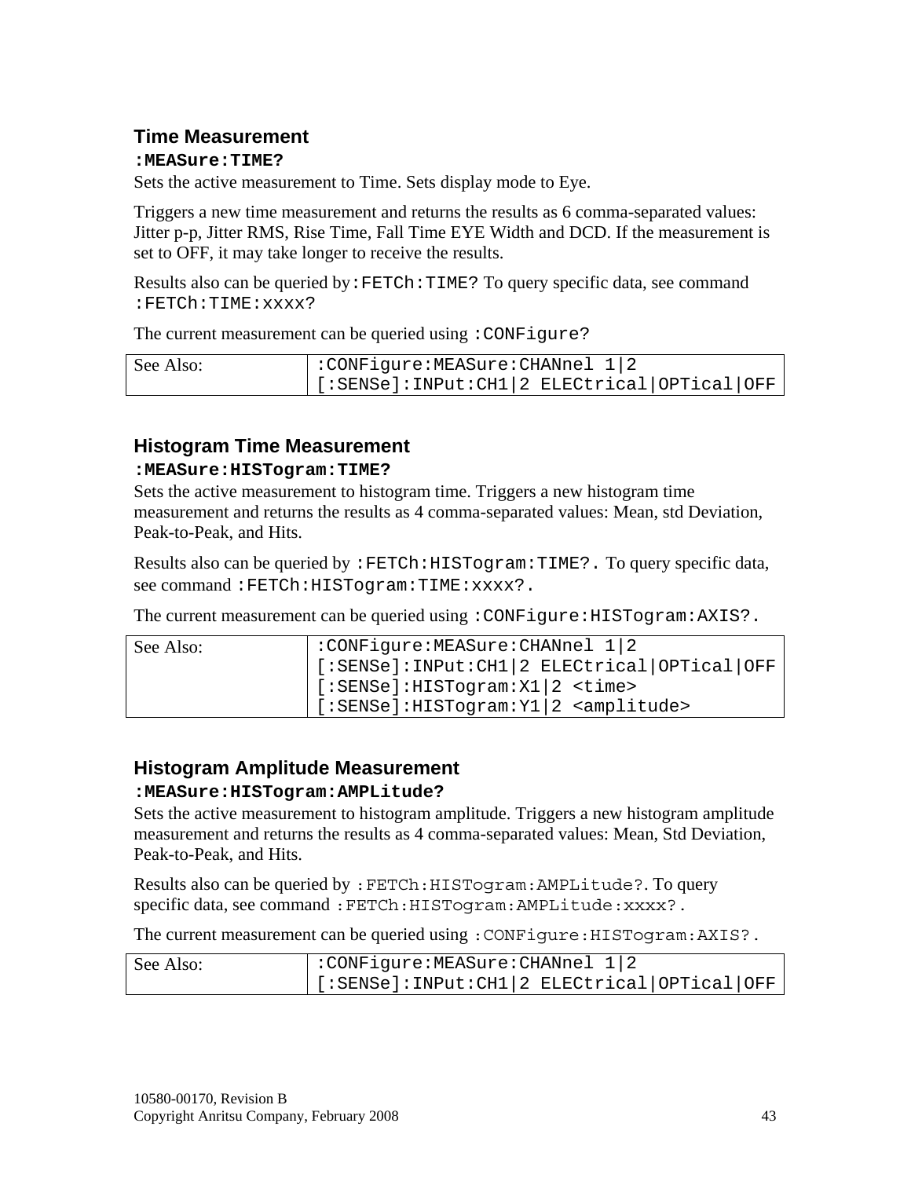## Time Measurement

**:MEASure:TIME?**

Sets the active measurement to Time. Sets display mode to Eye.

Triggers a new time measurement and returns the results as 6 comma-separated values: Jitter p-p, Jitter RMS, Rise Time, Fall Time EYE Width and DCD. If the measurement is set to OFF, it may take longer to receive the results.

Results also can be queried by `:FETCh:TIME?` To query specific data, see command `:FETCh:TIME:xxxx?`

The current measurement can be queried using `:CONFigure?`

| See Also: | `:CONFigure:MEASure:CHANnel 1|2`<br>`[:SENSe]:INPut:CH1|2 ELECtrical|OPTical|OFF` |
|---|---|

## Histogram Time Measurement

**:MEASure:HISTogram:TIME?**

Sets the active measurement to histogram time. Triggers a new histogram time measurement and returns the results as 4 comma-separated values: Mean, std Deviation, Peak-to-Peak, and Hits.

Results also can be queried by `:FETCh:HISTogram:TIME?.` To query specific data, see command `:FETCh:HISTogram:TIME:xxxx?.`

The current measurement can be queried using `:CONFigure:HISTogram:AXIS?.`

| See Also: | `:CONFigure:MEASure:CHANnel 1|2`<br>`[:SENSe]:INPut:CH1|2 ELECtrical|OPTical|OFF`<br>`[:SENSe]:HISTogram:X1|2 <time>`<br>`[:SENSe]:HISTogram:Y1|2 <amplitude>` |
|---|---|

## Histogram Amplitude Measurement

**:MEASure:HISTogram:AMPLitude?**

Sets the active measurement to histogram amplitude. Triggers a new histogram amplitude measurement and returns the results as 4 comma-separated values: Mean, Std Deviation, Peak-to-Peak, and Hits.

Results also can be queried by `:FETCh:HISTogram:AMPLitude?`. To query specific data, see command `:FETCh:HISTogram:AMPLitude:xxxx?`.

The current measurement can be queried using `:CONFigure:HISTogram:AXIS?`.

| See Also: | `:CONFigure:MEASure:CHANnel 1|2`<br>`[:SENSe]:INPut:CH1|2 ELECtrical|OPTical|OFF` |
|---|---|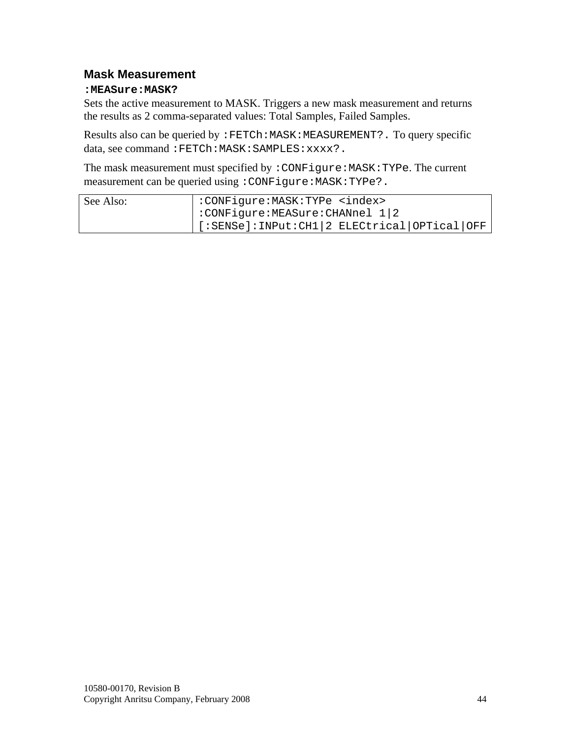### Mask Measurement

**`:MEASure:MASK?`**

Sets the active measurement to MASK. Triggers a new mask measurement and returns the results as 2 comma-separated values: Total Samples, Failed Samples.

Results also can be queried by `:FETCh:MASK:MEASUREMENT?.` To query specific data, see command `:FETCh:MASK:SAMPLES:xxxx?.`

The mask measurement must specified by `:CONFigure:MASK:TYPe`. The current measurement can be queried using `:CONFigure:MASK:TYPe?.`

| See Also: | `:CONFigure:MASK:TYPe <index>`<br>`:CONFigure:MEASure:CHANnel 1\|2`<br>`[:SENSe]:INPut:CH1\|2 ELECtrical\|OPTical\|OFF` |
|---|---|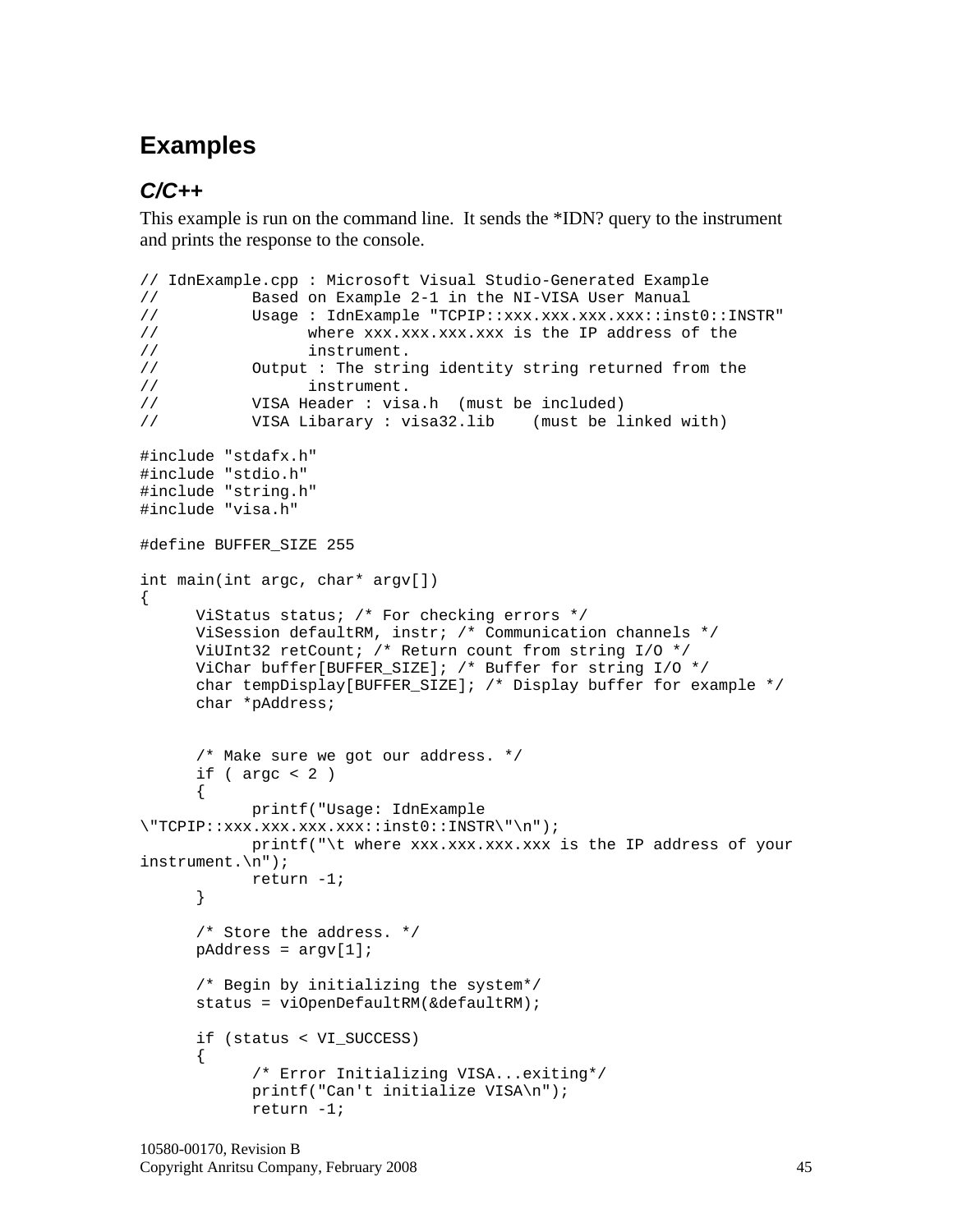# Examples

## *C/C++*

This example is run on the command line. It sends the *IDN? query to the instrument and prints the response to the console.

```
// IdnExample.cpp : Microsoft Visual Studio-Generated Example
//          Based on Example 2-1 in the NI-VISA User Manual
//          Usage : IdnExample "TCPIP::xxx.xxx.xxx.xxx::inst0::INSTR"
//                where xxx.xxx.xxx.xxx is the IP address of the
//                instrument.
//          Output : The string identity string returned from the
//                instrument.
//          VISA Header : visa.h  (must be included)
//          VISA Libarary : visa32.lib    (must be linked with)

#include "stdafx.h"
#include "stdio.h"
#include "string.h"
#include "visa.h"

#define BUFFER_SIZE 255

int main(int argc, char* argv[])
{
      ViStatus status; /* For checking errors */
      ViSession defaultRM, instr; /* Communication channels */
      ViUInt32 retCount; /* Return count from string I/O */
      ViChar buffer[BUFFER_SIZE]; /* Buffer for string I/O */
      char tempDisplay[BUFFER_SIZE]; /* Display buffer for example */
      char *pAddress;


      /* Make sure we got our address. */
      if ( argc < 2 )
      {
            printf("Usage: IdnExample 
\"TCPIP::xxx.xxx.xxx.xxx::inst0::INSTR\"\n");
            printf("\t where xxx.xxx.xxx.xxx is the IP address of your 
instrument.\n");
            return -1;
      }

      /* Store the address. */
      pAddress = argv[1];

      /* Begin by initializing the system*/
      status = viOpenDefaultRM(&defaultRM);

      if (status < VI_SUCCESS)
      {
            /* Error Initializing VISA...exiting*/
            printf("Can't initialize VISA\n");
            return -1;
```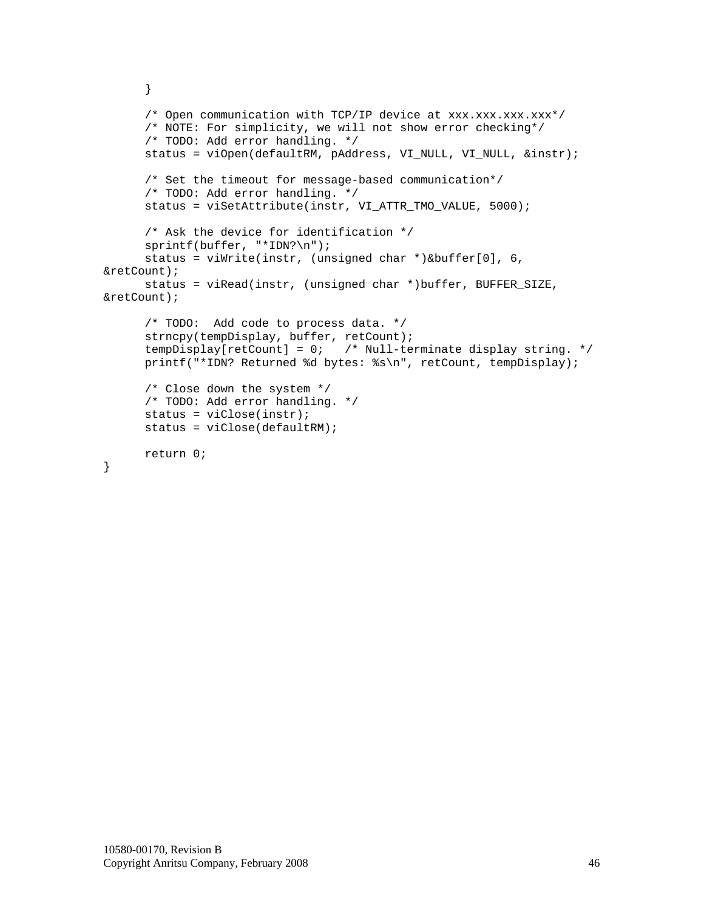```
    }

    /* Open communication with TCP/IP device at xxx.xxx.xxx.xxx*/
    /* NOTE: For simplicity, we will not show error checking*/
    /* TODO: Add error handling. */
    status = viOpen(defaultRM, pAddress, VI_NULL, VI_NULL, &instr);

    /* Set the timeout for message-based communication*/
    /* TODO: Add error handling. */
    status = viSetAttribute(instr, VI_ATTR_TMO_VALUE, 5000);

    /* Ask the device for identification */
    sprintf(buffer, "*IDN?\n");
    status = viWrite(instr, (unsigned char *)&buffer[0], 6,
&retCount);
    status = viRead(instr, (unsigned char *)buffer, BUFFER_SIZE,
&retCount);

    /* TODO:  Add code to process data. */
    strncpy(tempDisplay, buffer, retCount);
    tempDisplay[retCount] = 0;   /* Null-terminate display string. */
    printf("*IDN? Returned %d bytes: %s\n", retCount, tempDisplay);

    /* Close down the system */
    /* TODO: Add error handling. */
    status = viClose(instr);
    status = viClose(defaultRM);

    return 0;
}
```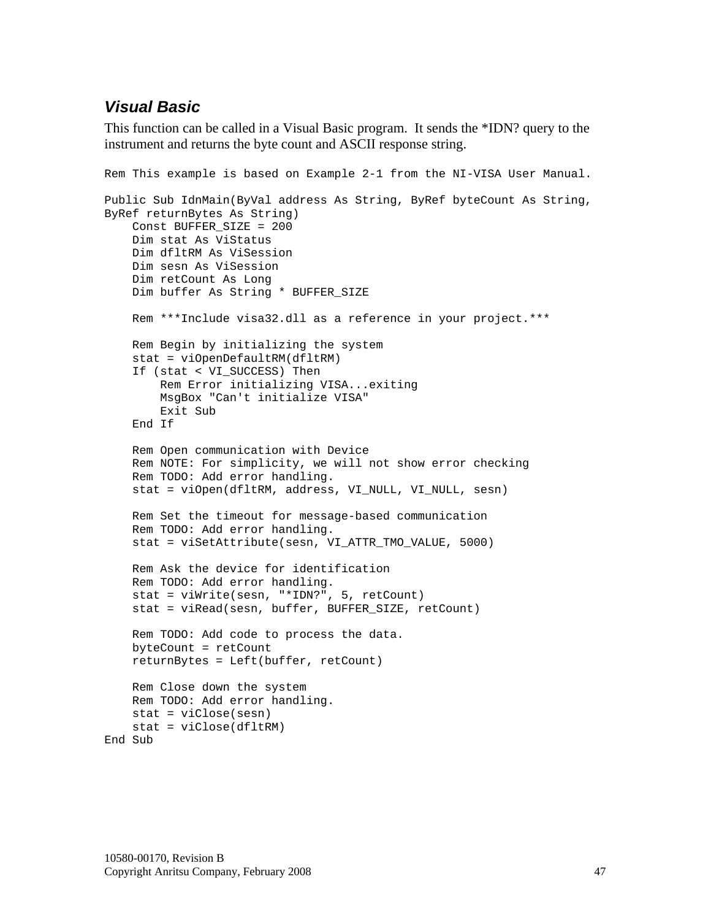### *Visual Basic*

This function can be called in a Visual Basic program. It sends the *IDN? query to the instrument and returns the byte count and ASCII response string.

```
Rem This example is based on Example 2-1 from the NI-VISA User Manual.

Public Sub IdnMain(ByVal address As String, ByRef byteCount As String,
ByRef returnBytes As String)
    Const BUFFER_SIZE = 200
    Dim stat As ViStatus
    Dim dfltRM As ViSession
    Dim sesn As ViSession
    Dim retCount As Long
    Dim buffer As String * BUFFER_SIZE

    Rem ***Include visa32.dll as a reference in your project.***

    Rem Begin by initializing the system
    stat = viOpenDefaultRM(dfltRM)
    If (stat < VI_SUCCESS) Then
        Rem Error initializing VISA...exiting
        MsgBox "Can't initialize VISA"
        Exit Sub
    End If

    Rem Open communication with Device
    Rem NOTE: For simplicity, we will not show error checking
    Rem TODO: Add error handling.
    stat = viOpen(dfltRM, address, VI_NULL, VI_NULL, sesn)

    Rem Set the timeout for message-based communication
    Rem TODO: Add error handling.
    stat = viSetAttribute(sesn, VI_ATTR_TMO_VALUE, 5000)

    Rem Ask the device for identification
    Rem TODO: Add error handling.
    stat = viWrite(sesn, "*IDN?", 5, retCount)
    stat = viRead(sesn, buffer, BUFFER_SIZE, retCount)

    Rem TODO: Add code to process the data.
    byteCount = retCount
    returnBytes = Left(buffer, retCount)

    Rem Close down the system
    Rem TODO: Add error handling.
    stat = viClose(sesn)
    stat = viClose(dfltRM)
End Sub
```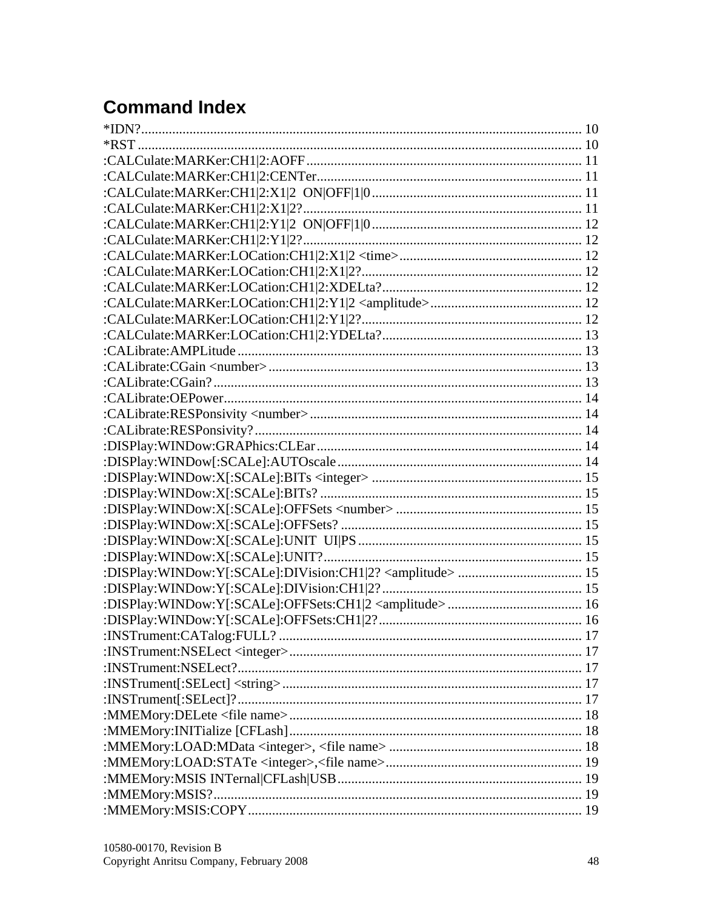# Command Index

*IDN? ........................................ 10
*RST ........................................ 10
:CALCulate:MARKer:CH1|2:AOFF ........................................ 11
:CALCulate:MARKer:CH1|2:CENTer ........................................ 11
:CALCulate:MARKer:CH1|2:X1|2  ON|OFF|1|0 ........................................ 11
:CALCulate:MARKer:CH1|2:X1|2? ........................................ 11
:CALCulate:MARKer:CH1|2:Y1|2  ON|OFF|1|0 ........................................ 12
:CALCulate:MARKer:CH1|2:Y1|2? ........................................ 12
:CALCulate:MARKer:LOCation:CH1|2:X1|2 <time> ........................................ 12
:CALCulate:MARKer:LOCation:CH1|2:X1|2? ........................................ 12
:CALCulate:MARKer:LOCation:CH1|2:XDELta? ........................................ 12
:CALCulate:MARKer:LOCation:CH1|2:Y1|2 <amplitude> ........................................ 12
:CALCulate:MARKer:LOCation:CH1|2:Y1|2? ........................................ 12
:CALCulate:MARKer:LOCation:CH1|2:YDELta? ........................................ 13
:CALibrate:AMPLitude ........................................ 13
:CALibrate:CGain <number> ........................................ 13
:CALibrate:CGain? ........................................ 13
:CALibrate:OEPower ........................................ 14
:CALibrate:RESPonsivity <number> ........................................ 14
:CALibrate:RESPonsivity? ........................................ 14
:DISPlay:WINDow:GRAPhics:CLEar ........................................ 14
:DISPlay:WINDow[:SCALe]:AUTOscale ........................................ 14
:DISPlay:WINDow:X[:SCALe]:BITs <integer> ........................................ 15
:DISPlay:WINDow:X[:SCALe]:BITs? ........................................ 15
:DISPlay:WINDow:X[:SCALe]:OFFSets <number> ........................................ 15
:DISPlay:WINDow:X[:SCALe]:OFFSets? ........................................ 15
:DISPlay:WINDow:X[:SCALe]:UNIT  UI|PS ........................................ 15
:DISPlay:WINDow:X[:SCALe]:UNIT? ........................................ 15
:DISPlay:WINDow:Y[:SCALe]:DIVision:CH1|2? <amplitude> ........................................ 15
:DISPlay:WINDow:Y[:SCALe]:DIVision:CH1|2? ........................................ 15
:DISPlay:WINDow:Y[:SCALe]:OFFSets:CH1|2 <amplitude> ........................................ 16
:DISPlay:WINDow:Y[:SCALe]:OFFSets:CH1|2? ........................................ 16
:INSTrument:CATalog:FULL? ........................................ 17
:INSTrument:NSELect <integer> ........................................ 17
:INSTrument:NSELect? ........................................ 17
:INSTrument[:SELect] <string> ........................................ 17
:INSTrument[:SELect]? ........................................ 17
:MMEMory:DELete <file name> ........................................ 18
:MMEMory:INITialize [CFLash] ........................................ 18
:MMEMory:LOAD:MData <integer>, <file name> ........................................ 18
:MMEMory:LOAD:STATe <integer>,<file name> ........................................ 19
:MMEMory:MSIS INTernal|CFLash|USB ........................................ 19
:MMEMory:MSIS? ........................................ 19
:MMEMory:MSIS:COPY ........................................ 19

10580-00170, Revision B
Copyright Anritsu Company, February 2008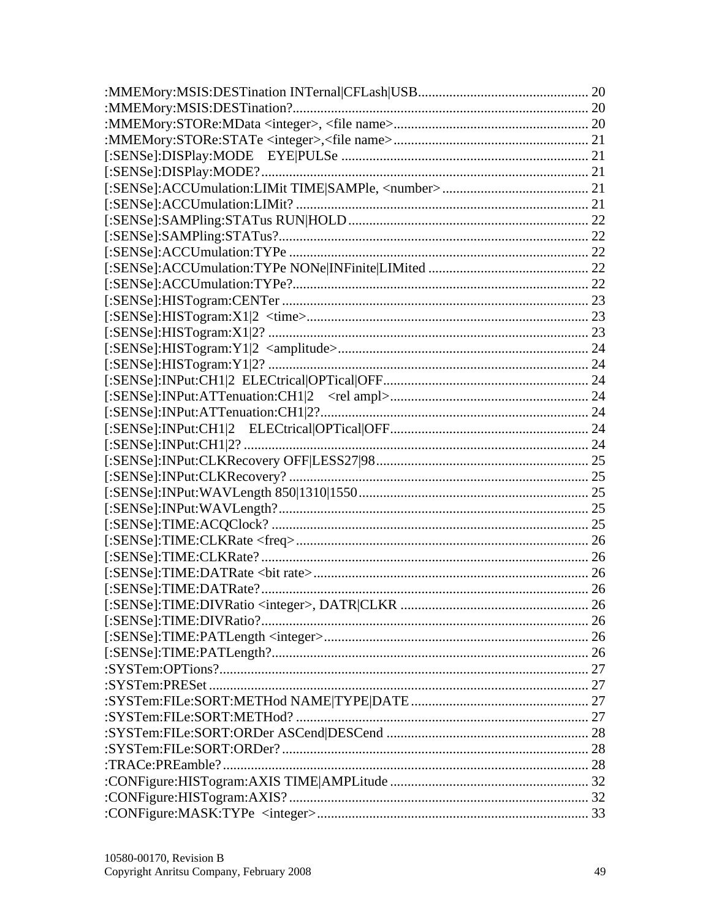:MMEMory:MSIS:DESTination INTernal|CFLash|USB ................................................ 20
:MMEMory:MSIS:DESTination? ..................................................................... 20
:MMEMory:STORe:MData <integer>, <file name> ........................................................ 20
:MMEMory:STORe:STATe <integer>,<file name> ........................................................ 21
[:SENSe]:DISPlay:MODE    EYE|PULSe ...................................................................... 21
[:SENSe]:DISPlay:MODE? ............................................................................................ 21
[:SENSe]:ACCUmulation:LIMit TIME|SAMPle, <number> .......................................... 21
[:SENSe]:ACCUmulation:LIMit? .................................................................................. 21
[:SENSe]:SAMPling:STATus RUN|HOLD .................................................................... 22
[:SENSe]:SAMPling:STATus? ....................................................................................... 22
[:SENSe]:ACCUmulation:TYPe ..................................................................................... 22
[:SENSe]:ACCUmulation:TYPe NONe|INFinite|LIMited ............................................. 22
[:SENSe]:ACCUmulation:TYPe? ................................................................................... 22
[:SENSe]:HISTogram:CENTer ...................................................................................... 23
[:SENSe]:HISTogram:X1|2  <time> ................................................................................ 23
[:SENSe]:HISTogram:X1|2? ........................................................................................... 23
[:SENSe]:HISTogram:Y1|2  <amplitude> ........................................................................ 24
[:SENSe]:HISTogram:Y1|2? ........................................................................................... 24
[:SENSe]:INPut:CH1|2  ELECtrical|OPTical|OFF .......................................................... 24
[:SENSe]:INPut:ATTenuation:CH1|2    <rel ampl> ......................................................... 24
[:SENSe]:INPut:ATTenuation:CH1|2? ............................................................................ 24
[:SENSe]:INPut:CH1|2    ELECtrical|OPTical|OFF ........................................................ 24
[:SENSe]:INPut:CH1|2? .................................................................................................. 24
[:SENSe]:INPut:CLKRecovery OFF|LESS27|98 ............................................................ 25
[:SENSe]:INPut:CLKRecovery? ..................................................................................... 25
[:SENSe]:INPut:WAVLength 850|1310|1550 ................................................................. 25
[:SENSe]:INPut:WAVLength? ........................................................................................ 25
[:SENSe]:TIME:ACQClock? .......................................................................................... 25
[:SENSe]:TIME:CLKRate <freq> ................................................................................... 26
[:SENSe]:TIME:CLKRate? ............................................................................................. 26
[:SENSe]:TIME:DATRate <bit rate> .............................................................................. 26
[:SENSe]:TIME:DATRate? ............................................................................................. 26
[:SENSe]:TIME:DIVRatio <integer>, DATR|CLKR ...................................................... 26
[:SENSe]:TIME:DIVRatio? ............................................................................................. 26
[:SENSe]:TIME:PATLength <integer> ........................................................................... 26
[:SENSe]:TIME:PATLength? .......................................................................................... 26
:SYSTem:OPTions? ......................................................................................................... 27
:SYSTem:PRESet ........................................................................................................... 27
:SYSTem:FILe:SORT:METHod NAME|TYPE|DATE ................................................... 27
:SYSTem:FILe:SORT:METHod? ................................................................................... 27
:SYSTem:FILe:SORT:ORDer ASCend|DESCend .......................................................... 28
:SYSTem:FILe:SORT:ORDer? ....................................................................................... 28
:TRACe:PREamble? ........................................................................................................ 28
:CONFigure:HISTogram:AXIS TIME|AMPLitude ......................................................... 32
:CONFigure:HISTogram:AXIS? ..................................................................................... 32
:CONFigure:MASK:TYPe  <integer> ............................................................................. 33

10580-00170, Revision B
Copyright Anritsu Company, February 2008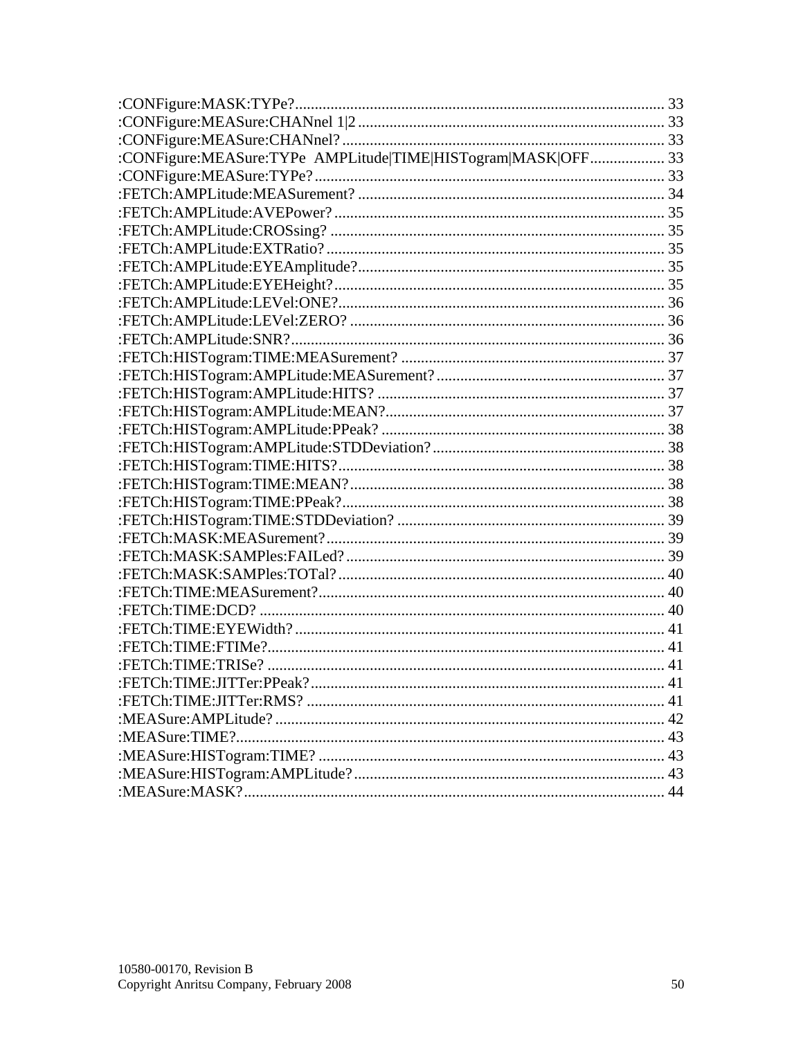:CONFigure:MASK:TYPe?............................................................................................ 33
:CONFigure:MEASure:CHANnel 1|2 ............................................................................. 33
:CONFigure:MEASure:CHANnel? ................................................................................. 33
:CONFigure:MEASure:TYPe  AMPLitude|TIME|HISTogram|MASK|OFF................... 33
:CONFigure:MEASure:TYPe? ........................................................................................ 33
:FETCh:AMPLitude:MEASurement? ............................................................................. 34
:FETCh:AMPLitude:AVEPower? ................................................................................... 35
:FETCh:AMPLitude:CROSsing? .................................................................................... 35
:FETCh:AMPLitude:EXTRatio? ..................................................................................... 35
:FETCh:AMPLitude:EYEAmplitude?............................................................................. 35
:FETCh:AMPLitude:EYEHeight?................................................................................... 35
:FETCh:AMPLitude:LEVel:ONE?.................................................................................. 36
:FETCh:AMPLitude:LEVel:ZERO? ............................................................................... 36
:FETCh:AMPLitude:SNR?............................................................................................. 36
:FETCh:HISTogram:TIME:MEASurement? .................................................................. 37
:FETCh:HISTogram:AMPLitude:MEASurement? .......................................................... 37
:FETCh:HISTogram:AMPLitude:HITS? ......................................................................... 37
:FETCh:HISTogram:AMPLitude:MEAN?....................................................................... 37
:FETCh:HISTogram:AMPLitude:PPeak? ........................................................................ 38
:FETCh:HISTogram:AMPLitude:STDDeviation? ........................................................... 38
:FETCh:HISTogram:TIME:HITS?.................................................................................. 38
:FETCh:HISTogram:TIME:MEAN?................................................................................ 38
:FETCh:HISTogram:TIME:PPeak?................................................................................. 38
:FETCh:HISTogram:TIME:STDDeviation? .................................................................... 39
:FETCh:MASK:MEASurement?..................................................................................... 39
:FETCh:MASK:SAMPles:FAILed? ................................................................................. 39
:FETCh:MASK:SAMPles:TOTal? .................................................................................. 40
:FETCh:TIME:MEASurement?...................................................................................... 40
:FETCh:TIME:DCD? ...................................................................................................... 40
:FETCh:TIME:EYEWidth? ............................................................................................. 41
:FETCh:TIME:FTIMe?.................................................................................................... 41
:FETCh:TIME:TRISe? .................................................................................................... 41
:FETCh:TIME:JITTer:PPeak?......................................................................................... 41
:FETCh:TIME:JITTer:RMS? .......................................................................................... 41
:MEASure:AMPLitude? .................................................................................................. 42
:MEASure:TIME?............................................................................................................ 43
:MEASure:HISTogram:TIME? ....................................................................................... 43
:MEASure:HISTogram:AMPLitude?.............................................................................. 43
:MEASure:MASK?........................................................................................................... 44

10580-00170, Revision B
Copyright Anritsu Company, February 2008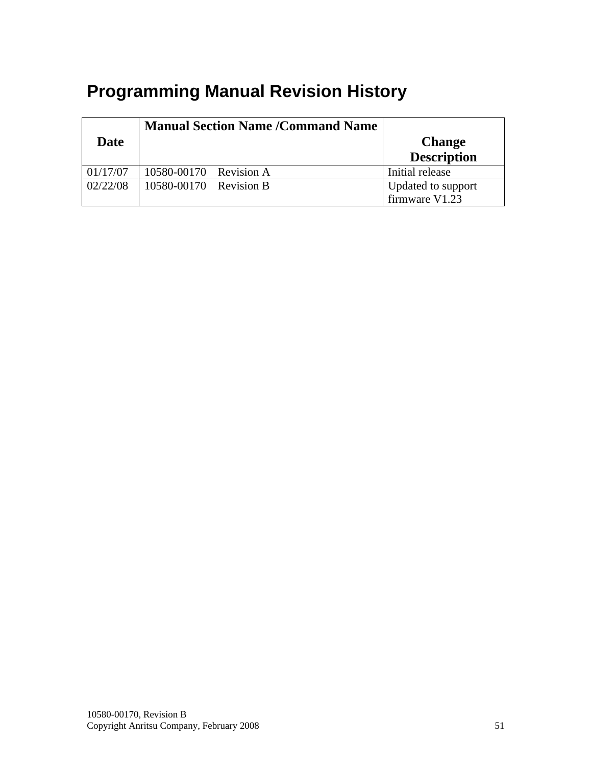# Programming Manual Revision History

| Date | Manual Section Name /Command Name | Change Description |
| --- | --- | --- |
| 01/17/07 | 10580-00170 Revision A | Initial release |
| 02/22/08 | 10580-00170 Revision B | Updated to support firmware V1.23 |